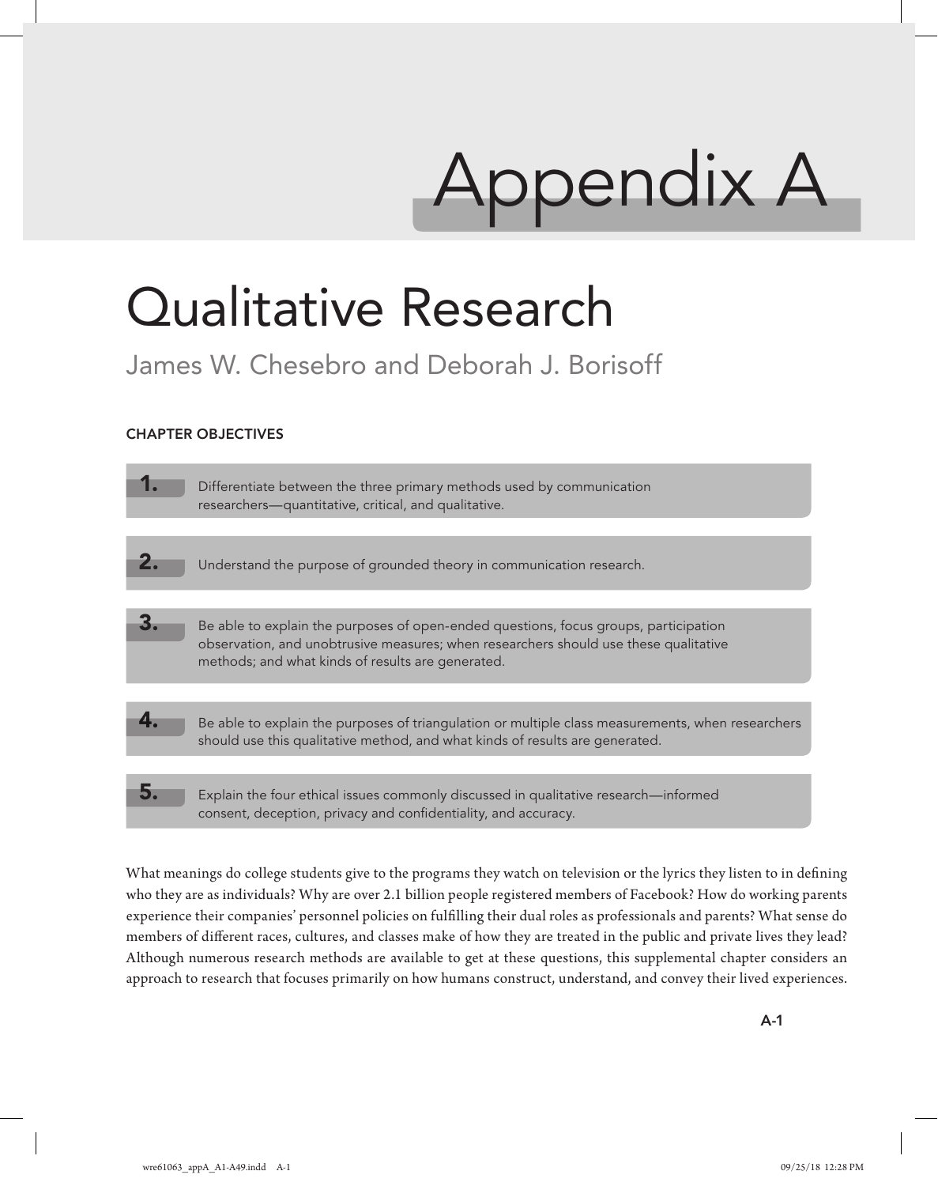# Appendix A

# Qualitative Research

James W. Chesebro and Deborah J. Borisoff

### CHAPTER OBJECTIVES

1. Differentiate between the three primary methods used by communication researchers—quantitative, critical, and qualitative.

2. Understand the purpose of grounded theory in communication research.

3. Be able to explain the purposes of open-ended questions, focus groups, participation observation, and unobtrusive measures; when researchers should use these qualitative methods; and what kinds of results are generated.

4. Be able to explain the purposes of triangulation or multiple class measurements, when researchers should use this qualitative method, and what kinds of results are generated.

5. Explain the four ethical issues commonly discussed in qualitative research—informed consent, deception, privacy and confidentiality, and accuracy.

What meanings do college students give to the programs they watch on television or the lyrics they listen to in defining who they are as individuals? Why are over 2.1 billion people registered members of Facebook? How do working parents experience their companies' personnel policies on fulfilling their dual roles as professionals and parents? What sense do members of different races, cultures, and classes make of how they are treated in the public and private lives they lead? Although numerous research methods are available to get at these questions, this supplemental chapter considers an approach to research that focuses primarily on how humans construct, understand, and convey their lived experiences.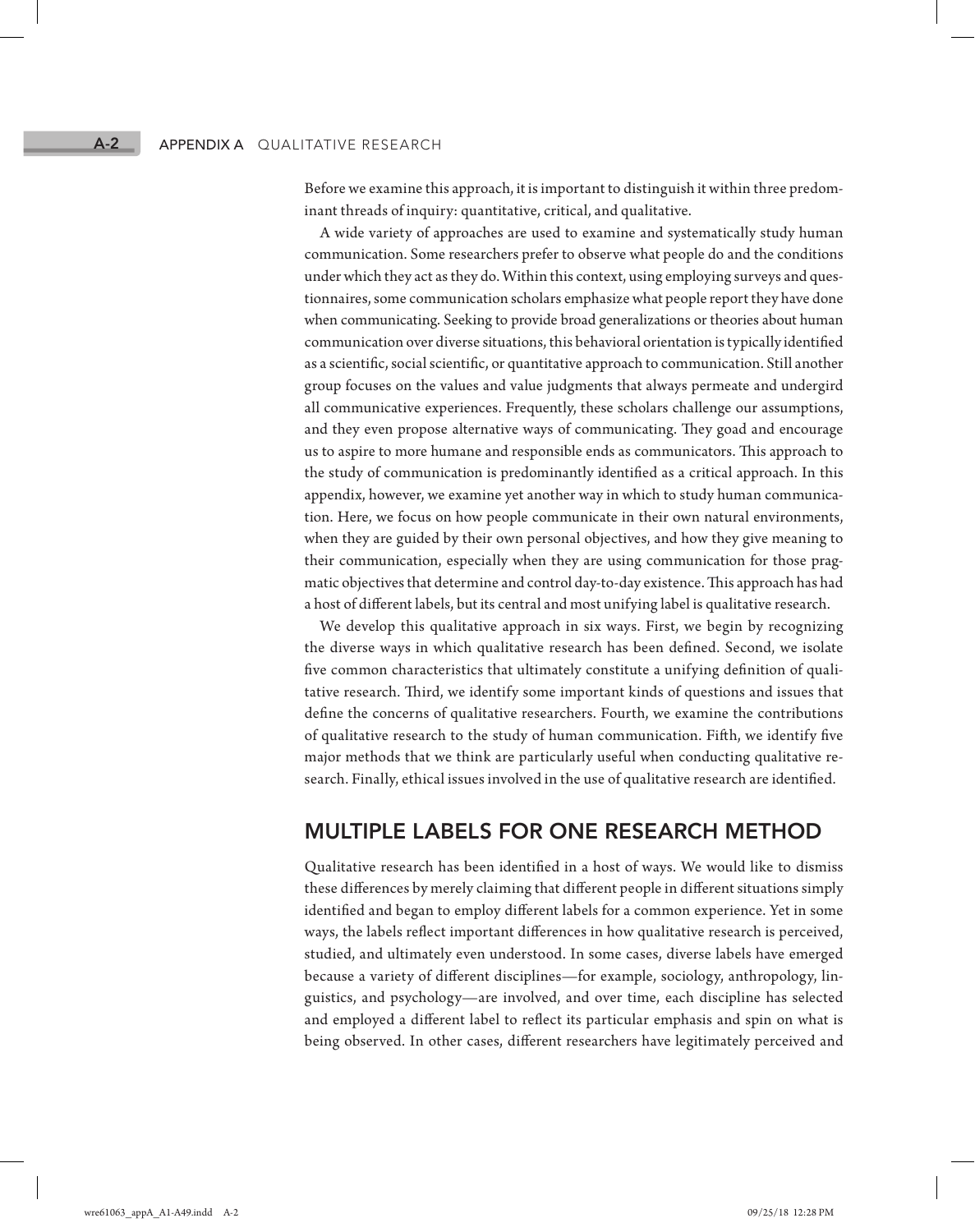Before we examine this approach, it is important to distinguish it within three predominant threads of inquiry: quantitative, critical, and qualitative.

A wide variety of approaches are used to examine and systematically study human communication. Some researchers prefer to observe what people do and the conditions under which they act as they do. Within this context, using employing surveys and questionnaires, some communication scholars emphasize what people report they have done when communicating. Seeking to provide broad generalizations or theories about human communication over diverse situations, this behavioral orientation is typically identified as a scientific, social scientific, or quantitative approach to communication. Still another group focuses on the values and value judgments that always permeate and undergird all communicative experiences. Frequently, these scholars challenge our assumptions, and they even propose alternative ways of communicating. They goad and encourage us to aspire to more humane and responsible ends as communicators. This approach to the study of communication is predominantly identified as a critical approach. In this appendix, however, we examine yet another way in which to study human communication. Here, we focus on how people communicate in their own natural environments, when they are guided by their own personal objectives, and how they give meaning to their communication, especially when they are using communication for those pragmatic objectives that determine and control day-to-day existence. This approach has had a host of different labels, but its central and most unifying label is qualitative research.

We develop this qualitative approach in six ways. First, we begin by recognizing the diverse ways in which qualitative research has been defined. Second, we isolate five common characteristics that ultimately constitute a unifying definition of qualitative research. Third, we identify some important kinds of questions and issues that define the concerns of qualitative researchers. Fourth, we examine the contributions of qualitative research to the study of human communication. Fifth, we identify five major methods that we think are particularly useful when conducting qualitative research. Finally, ethical issues involved in the use of qualitative research are identified.

## MULTIPLE LABELS FOR ONE RESEARCH METHOD

Qualitative research has been identified in a host of ways. We would like to dismiss these differences by merely claiming that different people in different situations simply identified and began to employ different labels for a common experience. Yet in some ways, the labels reflect important differences in how qualitative research is perceived, studied, and ultimately even understood. In some cases, diverse labels have emerged because a variety of different disciplines—for example, sociology, anthropology, linguistics, and psychology—are involved, and over time, each discipline has selected and employed a different label to reflect its particular emphasis and spin on what is being observed. In other cases, different researchers have legitimately perceived and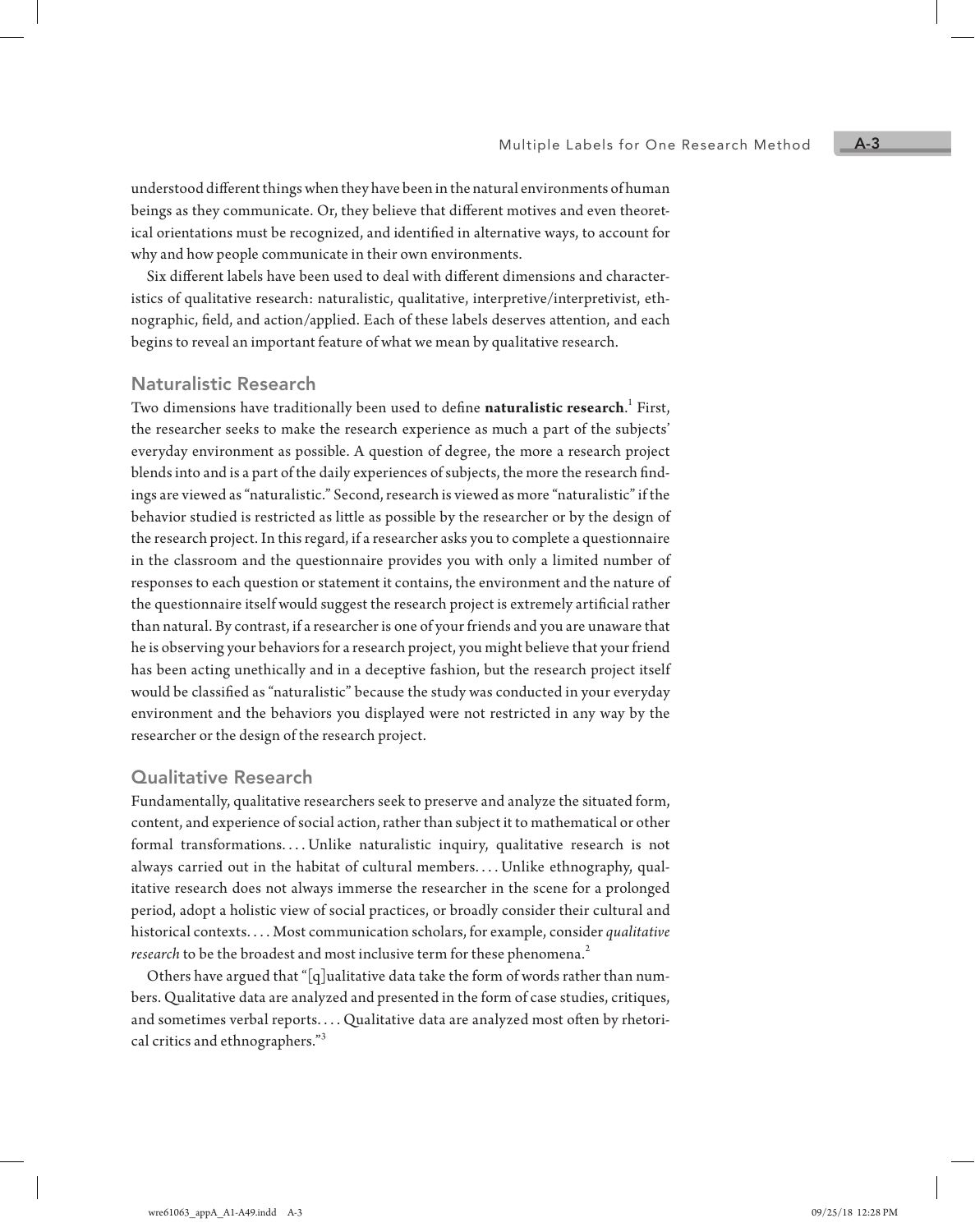understood different things when they have been in the natural environments of human beings as they communicate. Or, they believe that different motives and even theoretical orientations must be recognized, and identified in alternative ways, to account for why and how people communicate in their own environments.

Six different labels have been used to deal with different dimensions and characteristics of qualitative research: naturalistic, qualitative, interpretive/interpretivist, ethnographic, field, and action/applied. Each of these labels deserves attention, and each begins to reveal an important feature of what we mean by qualitative research.

## Naturalistic Research

Two dimensions have traditionally been used to define **naturalistic research**.[1] First, the researcher seeks to make the research experience as much a part of the subjects' everyday environment as possible. A question of degree, the more a research project blends into and is a part of the daily experiences of subjects, the more the research findings are viewed as "naturalistic." Second, research is viewed as more "naturalistic" if the behavior studied is restricted as little as possible by the researcher or by the design of the research project. In this regard, if a researcher asks you to complete a questionnaire in the classroom and the questionnaire provides you with only a limited number of responses to each question or statement it contains, the environment and the nature of the questionnaire itself would suggest the research project is extremely artificial rather than natural. By contrast, if a researcher is one of your friends and you are unaware that he is observing your behaviors for a research project, you might believe that your friend has been acting unethically and in a deceptive fashion, but the research project itself would be classified as "naturalistic" because the study was conducted in your everyday environment and the behaviors you displayed were not restricted in any way by the researcher or the design of the research project.

## Qualitative Research

Fundamentally, qualitative researchers seek to preserve and analyze the situated form, content, and experience of social action, rather than subject it to mathematical or other formal transformations. . . . Unlike naturalistic inquiry, qualitative research is not always carried out in the habitat of cultural members. . . . Unlike ethnography, qualitative research does not always immerse the researcher in the scene for a prolonged period, adopt a holistic view of social practices, or broadly consider their cultural and historical contexts. . . . Most communication scholars, for example, consider *qualitative research* to be the broadest and most inclusive term for these phenomena.[2]

Others have argued that "[q]ualitative data take the form of words rather than numbers. Qualitative data are analyzed and presented in the form of case studies, critiques, and sometimes verbal reports. . . . Qualitative data are analyzed most often by rhetorical critics and ethnographers."[3]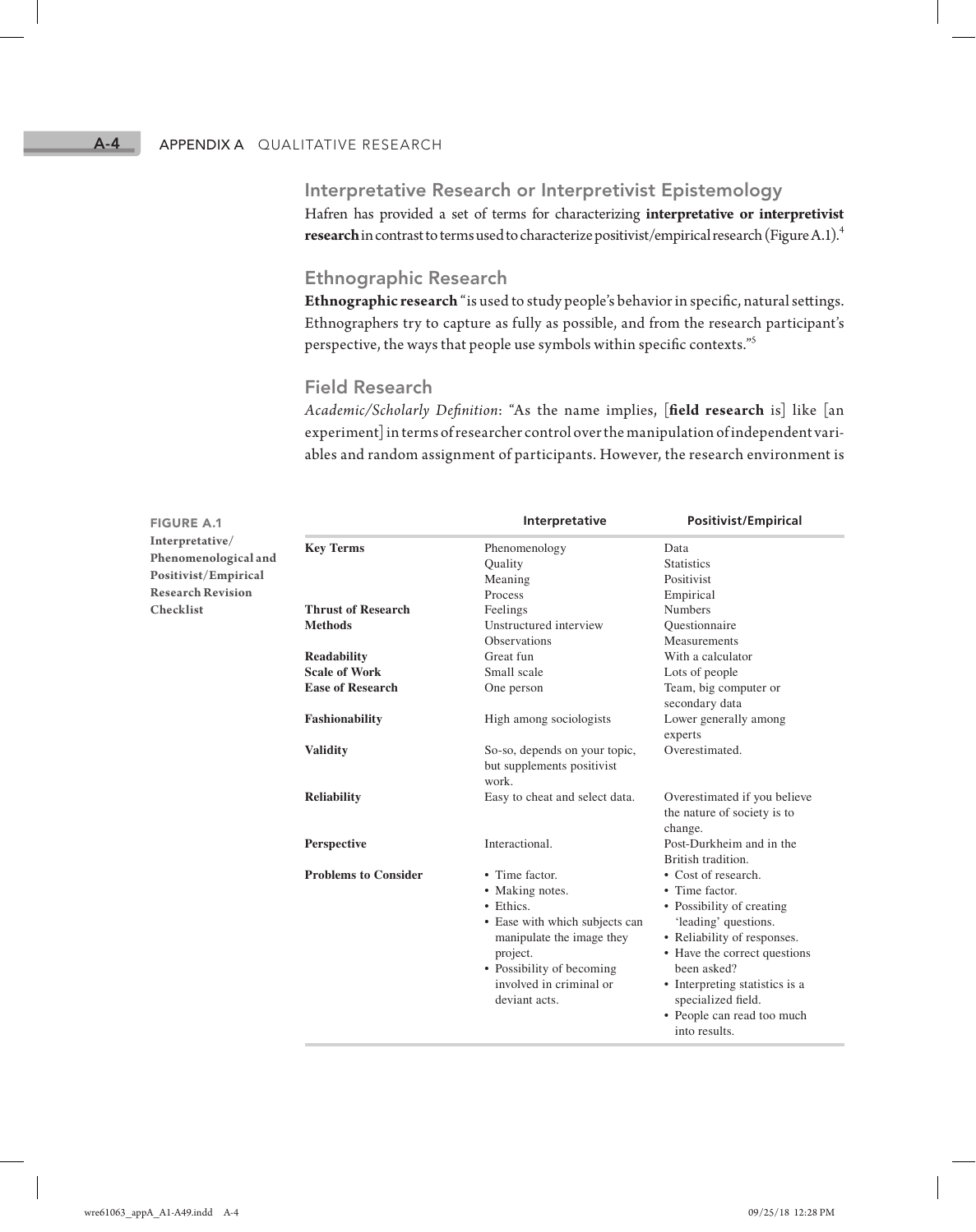## Interpretative Research or Interpretivist Epistemology

Hafren has provided a set of terms for characterizing **interpretative or interpretivist research** in contrast to terms used to characterize positivist/empirical research (Figure A.1).[4]

## Ethnographic Research

**Ethnographic research** "is used to study people's behavior in specific, natural settings. Ethnographers try to capture as fully as possible, and from the research participant's perspective, the ways that people use symbols within specific contexts."[5]

## Field Research

*Academic/Scholarly Definition*: "As the name implies, [**field research** is] like [an experiment] in terms of researcher control over the manipulation of independent variables and random assignment of participants. However, the research environment is

**FIGURE A.1**
**Interpretative/Phenomenological and Positivist/Empirical Research Revision Checklist**

| | Interpretative | Positivist/Empirical |
|---|---|---|
| **Key Terms** | Phenomenology<br>Quality<br>Meaning<br>Process | Data<br>Statistics<br>Positivist<br>Empirical |
| **Thrust of Research** | Feelings | Numbers |
| **Methods** | Unstructured interview<br>Observations | Questionnaire<br>Measurements |
| **Readability** | Great fun | With a calculator |
| **Scale of Work** | Small scale | Lots of people |
| **Ease of Research** | One person | Team, big computer or secondary data |
| **Fashionability** | High among sociologists | Lower generally among experts |
| **Validity** | So-so, depends on your topic, but supplements positivist work. | Overestimated. |
| **Reliability** | Easy to cheat and select data. | Overestimated if you believe the nature of society is to change. |
| **Perspective** | Interactional. | Post-Durkheim and in the British tradition. |
| **Problems to Consider** | • Time factor.<br>• Making notes.<br>• Ethics.<br>• Ease with which subjects can manipulate the image they project.<br>• Possibility of becoming involved in criminal or deviant acts. | • Cost of research.<br>• Time factor.<br>• Possibility of creating 'leading' questions.<br>• Reliability of responses.<br>• Have the correct questions been asked?<br>• Interpreting statistics is a specialized field.<br>• People can read too much into results. |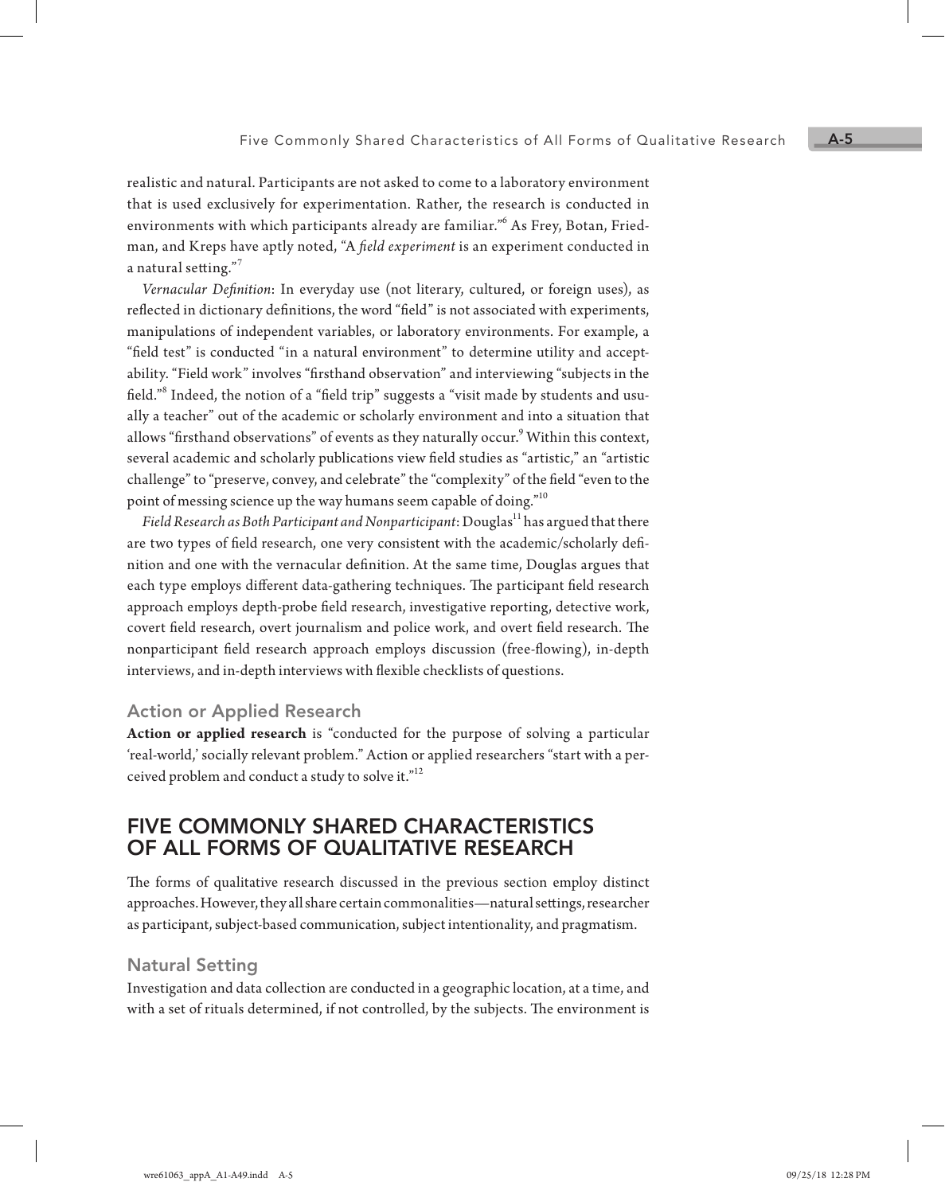realistic and natural. Participants are not asked to come to a laboratory environment that is used exclusively for experimentation. Rather, the research is conducted in environments with which participants already are familiar."[6] As Frey, Botan, Friedman, and Kreps have aptly noted, "A *field experiment* is an experiment conducted in a natural setting."[7]

*Vernacular Definition*: In everyday use (not literary, cultured, or foreign uses), as reflected in dictionary definitions, the word "field" is not associated with experiments, manipulations of independent variables, or laboratory environments. For example, a "field test" is conducted "in a natural environment" to determine utility and acceptability. "Field work" involves "firsthand observation" and interviewing "subjects in the field."[8] Indeed, the notion of a "field trip" suggests a "visit made by students and usually a teacher" out of the academic or scholarly environment and into a situation that allows "firsthand observations" of events as they naturally occur.[9] Within this context, several academic and scholarly publications view field studies as "artistic," an "artistic challenge" to "preserve, convey, and celebrate" the "complexity" of the field "even to the point of messing science up the way humans seem capable of doing."[10]

*Field Research as Both Participant and Nonparticipant*: Douglas[11] has argued that there are two types of field research, one very consistent with the academic/scholarly definition and one with the vernacular definition. At the same time, Douglas argues that each type employs different data-gathering techniques. The participant field research approach employs depth-probe field research, investigative reporting, detective work, covert field research, overt journalism and police work, and overt field research. The nonparticipant field research approach employs discussion (free-flowing), in-depth interviews, and in-depth interviews with flexible checklists of questions.

### Action or Applied Research

**Action or applied research** is "conducted for the purpose of solving a particular 'real-world,' socially relevant problem." Action or applied researchers "start with a perceived problem and conduct a study to solve it."[12]

## FIVE COMMONLY SHARED CHARACTERISTICS OF ALL FORMS OF QUALITATIVE RESEARCH

The forms of qualitative research discussed in the previous section employ distinct approaches. However, they all share certain commonalities—natural settings, researcher as participant, subject-based communication, subject intentionality, and pragmatism.

### Natural Setting

Investigation and data collection are conducted in a geographic location, at a time, and with a set of rituals determined, if not controlled, by the subjects. The environment is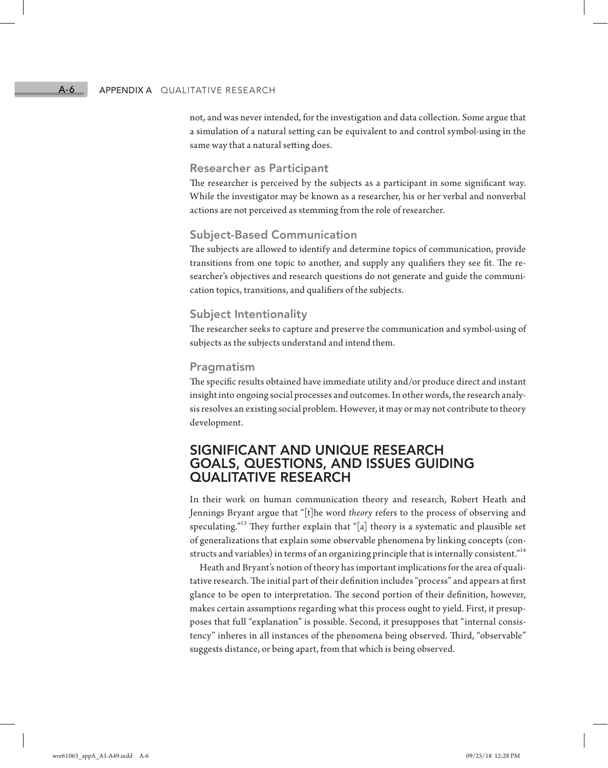not, and was never intended, for the investigation and data collection. Some argue that a simulation of a natural setting can be equivalent to and control symbol-using in the same way that a natural setting does.

### Researcher as Participant

The researcher is perceived by the subjects as a participant in some significant way. While the investigator may be known as a researcher, his or her verbal and nonverbal actions are not perceived as stemming from the role of researcher.

### Subject-Based Communication

The subjects are allowed to identify and determine topics of communication, provide transitions from one topic to another, and supply any qualifiers they see fit. The researcher's objectives and research questions do not generate and guide the communication topics, transitions, and qualifiers of the subjects.

### Subject Intentionality

The researcher seeks to capture and preserve the communication and symbol-using of subjects as the subjects understand and intend them.

### Pragmatism

The specific results obtained have immediate utility and/or produce direct and instant insight into ongoing social processes and outcomes. In other words, the research analysis resolves an existing social problem. However, it may or may not contribute to theory development.

## SIGNIFICANT AND UNIQUE RESEARCH GOALS, QUESTIONS, AND ISSUES GUIDING QUALITATIVE RESEARCH

In their work on human communication theory and research, Robert Heath and Jennings Bryant argue that "[t]he word *theory* refers to the process of observing and speculating."[13] They further explain that "[a] theory is a systematic and plausible set of generalizations that explain some observable phenomena by linking concepts (constructs and variables) in terms of an organizing principle that is internally consistent."[14]

Heath and Bryant's notion of theory has important implications for the area of qualitative research. The initial part of their definition includes "process" and appears at first glance to be open to interpretation. The second portion of their definition, however, makes certain assumptions regarding what this process ought to yield. First, it presupposes that full "explanation" is possible. Second, it presupposes that "internal consistency" inheres in all instances of the phenomena being observed. Third, "observable" suggests distance, or being apart, from that which is being observed.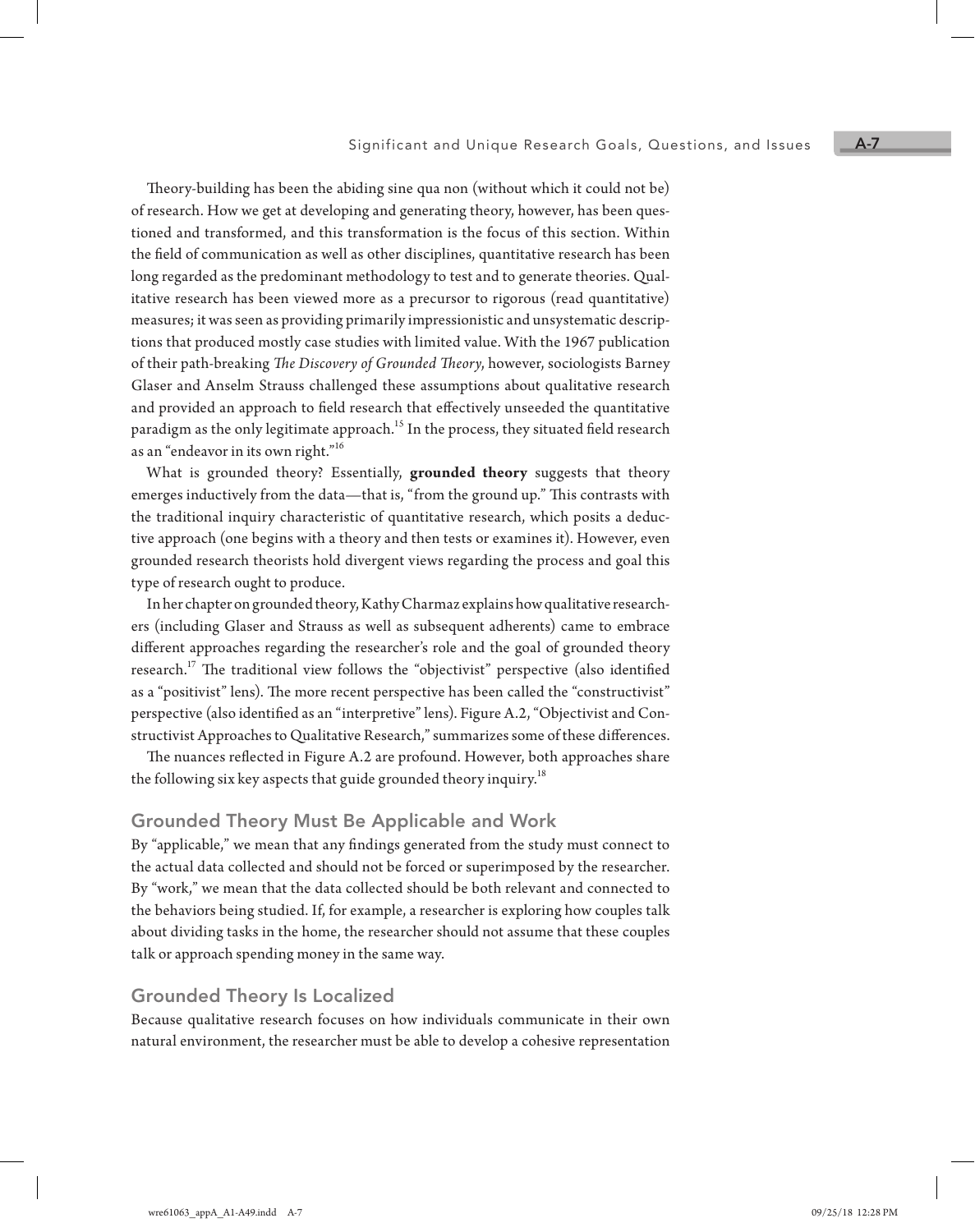Theory-building has been the abiding sine qua non (without which it could not be) of research. How we get at developing and generating theory, however, has been questioned and transformed, and this transformation is the focus of this section. Within the field of communication as well as other disciplines, quantitative research has been long regarded as the predominant methodology to test and to generate theories. Qualitative research has been viewed more as a precursor to rigorous (read quantitative) measures; it was seen as providing primarily impressionistic and unsystematic descriptions that produced mostly case studies with limited value. With the 1967 publication of their path-breaking *The Discovery of Grounded Theory*, however, sociologists Barney Glaser and Anselm Strauss challenged these assumptions about qualitative research and provided an approach to field research that effectively unseeded the quantitative paradigm as the only legitimate approach.[15] In the process, they situated field research as an "endeavor in its own right."[16]

What is grounded theory? Essentially, **grounded theory** suggests that theory emerges inductively from the data—that is, "from the ground up." This contrasts with the traditional inquiry characteristic of quantitative research, which posits a deductive approach (one begins with a theory and then tests or examines it). However, even grounded research theorists hold divergent views regarding the process and goal this type of research ought to produce.

In her chapter on grounded theory, Kathy Charmaz explains how qualitative researchers (including Glaser and Strauss as well as subsequent adherents) came to embrace different approaches regarding the researcher's role and the goal of grounded theory research.[17] The traditional view follows the "objectivist" perspective (also identified as a "positivist" lens). The more recent perspective has been called the "constructivist" perspective (also identified as an "interpretive" lens). Figure A.2, "Objectivist and Constructivist Approaches to Qualitative Research," summarizes some of these differences.

The nuances reflected in Figure A.2 are profound. However, both approaches share the following six key aspects that guide grounded theory inquiry.[18]

## Grounded Theory Must Be Applicable and Work

By "applicable," we mean that any findings generated from the study must connect to the actual data collected and should not be forced or superimposed by the researcher. By "work," we mean that the data collected should be both relevant and connected to the behaviors being studied. If, for example, a researcher is exploring how couples talk about dividing tasks in the home, the researcher should not assume that these couples talk or approach spending money in the same way.

## Grounded Theory Is Localized

Because qualitative research focuses on how individuals communicate in their own natural environment, the researcher must be able to develop a cohesive representation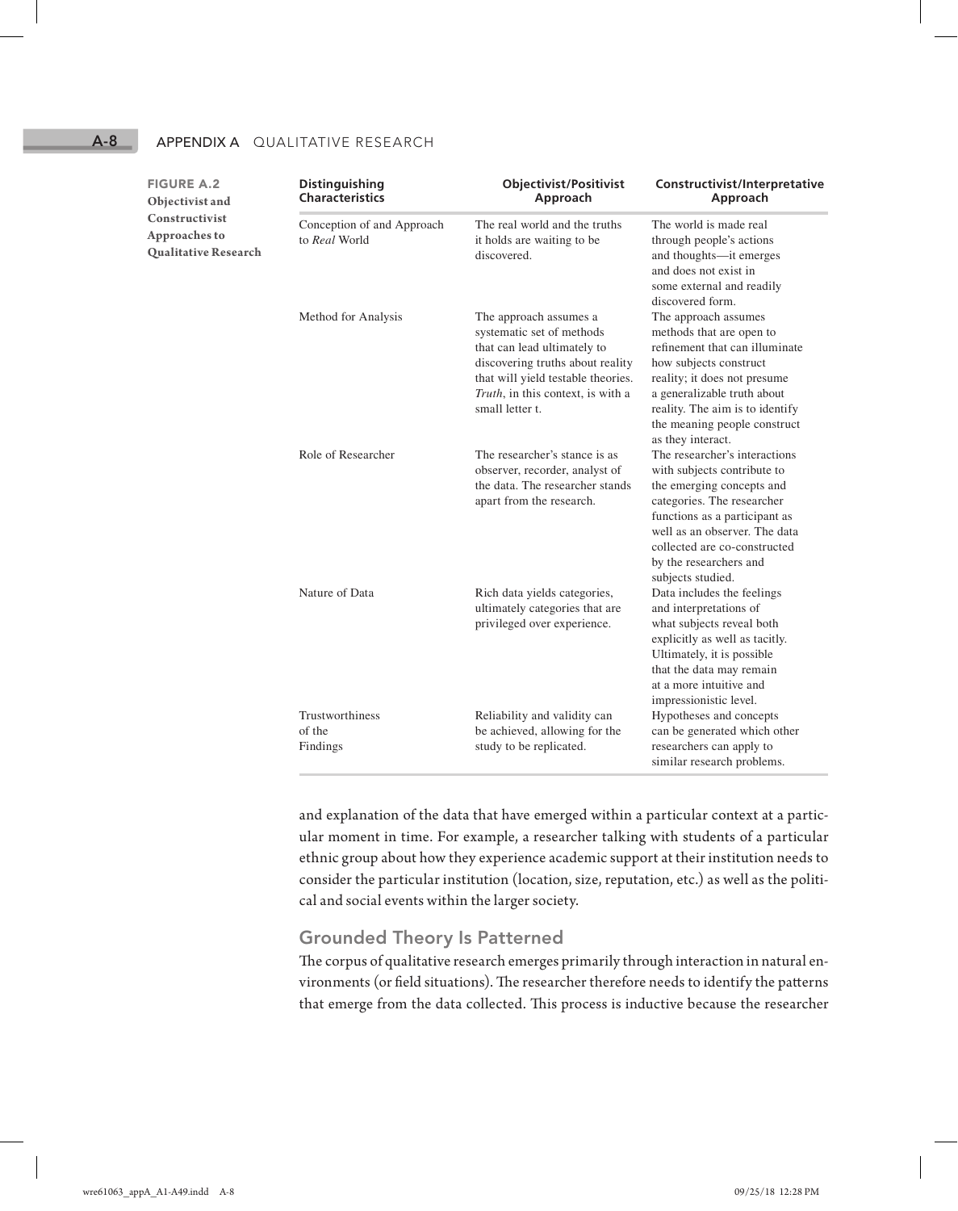**FIGURE A.2 Objectivist and Constructivist Approaches to Qualitative Research**

| Distinguishing Characteristics | Objectivist/Positivist Approach | Constructivist/Interpretative Approach |
| --- | --- | --- |
| Conception of and Approach to *Real* World | The real world and the truths it holds are waiting to be discovered. | The world is made real through people's actions and thoughts—it emerges and does not exist in some external and readily discovered form. |
| Method for Analysis | The approach assumes a systematic set of methods that can lead ultimately to discovering truths about reality that will yield testable theories. *Truth*, in this context, is with a small letter t. | The approach assumes methods that are open to refinement that can illuminate how subjects construct reality; it does not presume a generalizable truth about reality. The aim is to identify the meaning people construct as they interact. |
| Role of Researcher | The researcher's stance is as observer, recorder, analyst of the data. The researcher stands apart from the research. | The researcher's interactions with subjects contribute to the emerging concepts and categories. The researcher functions as a participant as well as an observer. The data collected are co-constructed by the researchers and subjects studied. |
| Nature of Data | Rich data yields categories, ultimately categories that are privileged over experience. | Data includes the feelings and interpretations of what subjects reveal both explicitly as well as tacitly. Ultimately, it is possible that the data may remain at a more intuitive and impressionistic level. |
| Trustworthiness of the Findings | Reliability and validity can be achieved, allowing for the study to be replicated. | Hypotheses and concepts can be generated which other researchers can apply to similar research problems. |

and explanation of the data that have emerged within a particular context at a particular moment in time. For example, a researcher talking with students of a particular ethnic group about how they experience academic support at their institution needs to consider the particular institution (location, size, reputation, etc.) as well as the political and social events within the larger society.

## Grounded Theory Is Patterned

The corpus of qualitative research emerges primarily through interaction in natural environments (or field situations). The researcher therefore needs to identify the patterns that emerge from the data collected. This process is inductive because the researcher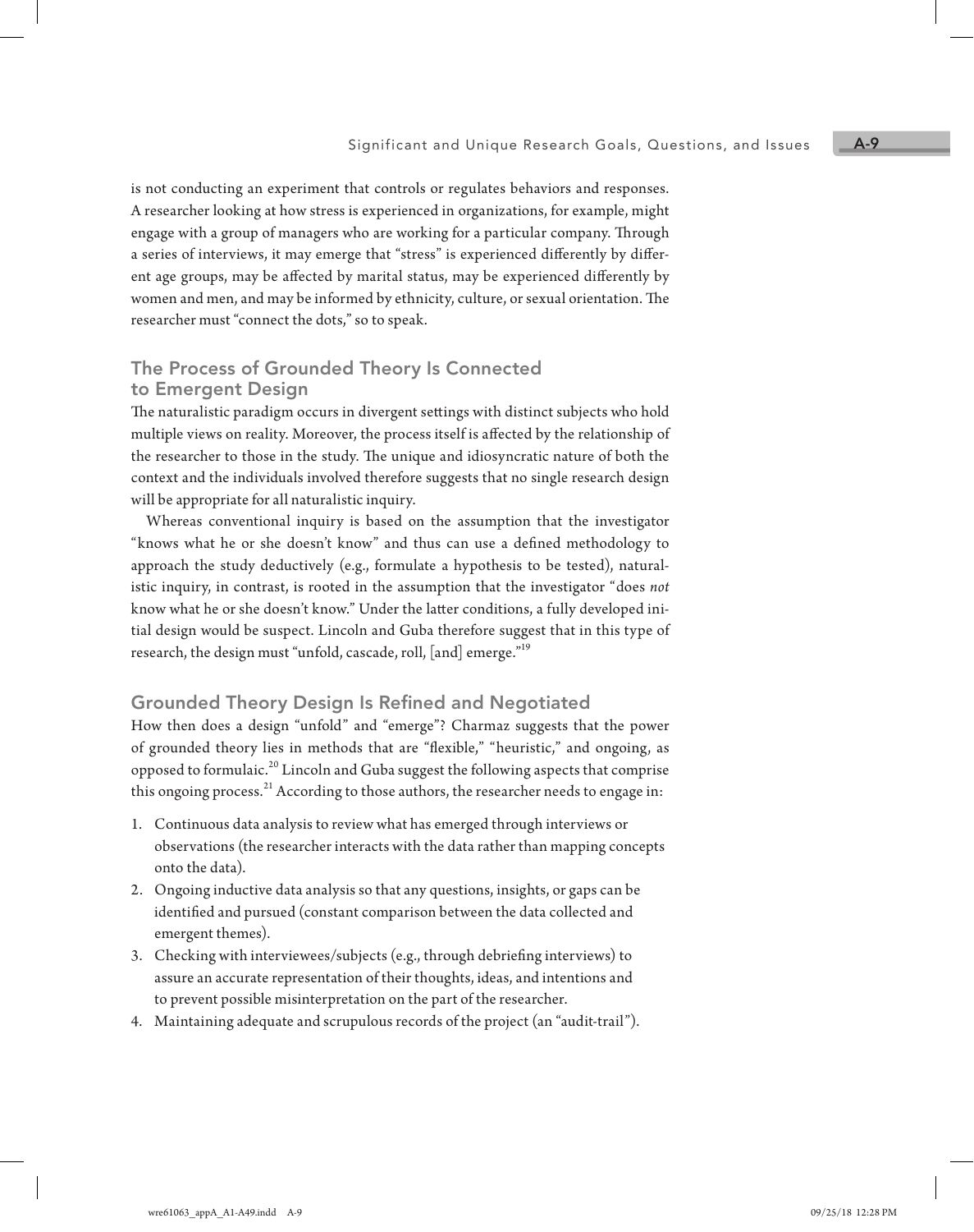is not conducting an experiment that controls or regulates behaviors and responses. A researcher looking at how stress is experienced in organizations, for example, might engage with a group of managers who are working for a particular company. Through a series of interviews, it may emerge that "stress" is experienced differently by different age groups, may be affected by marital status, may be experienced differently by women and men, and may be informed by ethnicity, culture, or sexual orientation. The researcher must "connect the dots," so to speak.

## The Process of Grounded Theory Is Connected to Emergent Design

The naturalistic paradigm occurs in divergent settings with distinct subjects who hold multiple views on reality. Moreover, the process itself is affected by the relationship of the researcher to those in the study. The unique and idiosyncratic nature of both the context and the individuals involved therefore suggests that no single research design will be appropriate for all naturalistic inquiry.

Whereas conventional inquiry is based on the assumption that the investigator "knows what he or she doesn't know" and thus can use a defined methodology to approach the study deductively (e.g., formulate a hypothesis to be tested), naturalistic inquiry, in contrast, is rooted in the assumption that the investigator "does *not* know what he or she doesn't know." Under the latter conditions, a fully developed initial design would be suspect. Lincoln and Guba therefore suggest that in this type of research, the design must "unfold, cascade, roll, [and] emerge."[19]

## Grounded Theory Design Is Refined and Negotiated

How then does a design "unfold" and "emerge"? Charmaz suggests that the power of grounded theory lies in methods that are "flexible," "heuristic," and ongoing, as opposed to formulaic.[20] Lincoln and Guba suggest the following aspects that comprise this ongoing process.[21] According to those authors, the researcher needs to engage in:

1. Continuous data analysis to review what has emerged through interviews or observations (the researcher interacts with the data rather than mapping concepts onto the data).
2. Ongoing inductive data analysis so that any questions, insights, or gaps can be identified and pursued (constant comparison between the data collected and emergent themes).
3. Checking with interviewees/subjects (e.g., through debriefing interviews) to assure an accurate representation of their thoughts, ideas, and intentions and to prevent possible misinterpretation on the part of the researcher.
4. Maintaining adequate and scrupulous records of the project (an "audit-trail").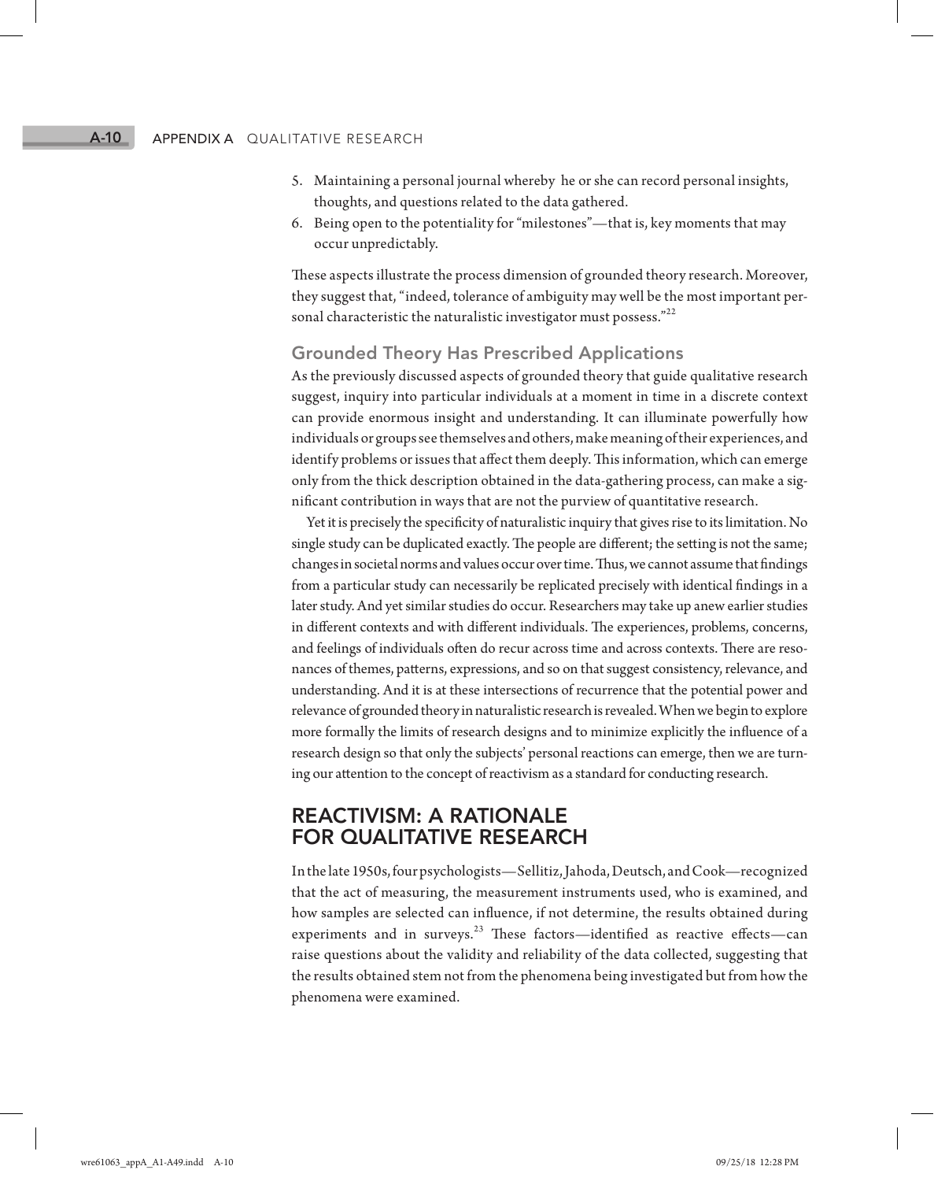5. Maintaining a personal journal whereby he or she can record personal insights, thoughts, and questions related to the data gathered.
6. Being open to the potentiality for "milestones"—that is, key moments that may occur unpredictably.

These aspects illustrate the process dimension of grounded theory research. Moreover, they suggest that, "indeed, tolerance of ambiguity may well be the most important personal characteristic the naturalistic investigator must possess."[22]

### Grounded Theory Has Prescribed Applications

As the previously discussed aspects of grounded theory that guide qualitative research suggest, inquiry into particular individuals at a moment in time in a discrete context can provide enormous insight and understanding. It can illuminate powerfully how individuals or groups see themselves and others, make meaning of their experiences, and identify problems or issues that affect them deeply. This information, which can emerge only from the thick description obtained in the data-gathering process, can make a significant contribution in ways that are not the purview of quantitative research.

Yet it is precisely the specificity of naturalistic inquiry that gives rise to its limitation. No single study can be duplicated exactly. The people are different; the setting is not the same; changes in societal norms and values occur over time. Thus, we cannot assume that findings from a particular study can necessarily be replicated precisely with identical findings in a later study. And yet similar studies do occur. Researchers may take up anew earlier studies in different contexts and with different individuals. The experiences, problems, concerns, and feelings of individuals often do recur across time and across contexts. There are resonances of themes, patterns, expressions, and so on that suggest consistency, relevance, and understanding. And it is at these intersections of recurrence that the potential power and relevance of grounded theory in naturalistic research is revealed. When we begin to explore more formally the limits of research designs and to minimize explicitly the influence of a research design so that only the subjects' personal reactions can emerge, then we are turning our attention to the concept of reactivism as a standard for conducting research.

## REACTIVISM: A RATIONALE FOR QUALITATIVE RESEARCH

In the late 1950s, four psychologists—Sellitiz, Jahoda, Deutsch, and Cook—recognized that the act of measuring, the measurement instruments used, who is examined, and how samples are selected can influence, if not determine, the results obtained during experiments and in surveys.[23] These factors—identified as reactive effects—can raise questions about the validity and reliability of the data collected, suggesting that the results obtained stem not from the phenomena being investigated but from how the phenomena were examined.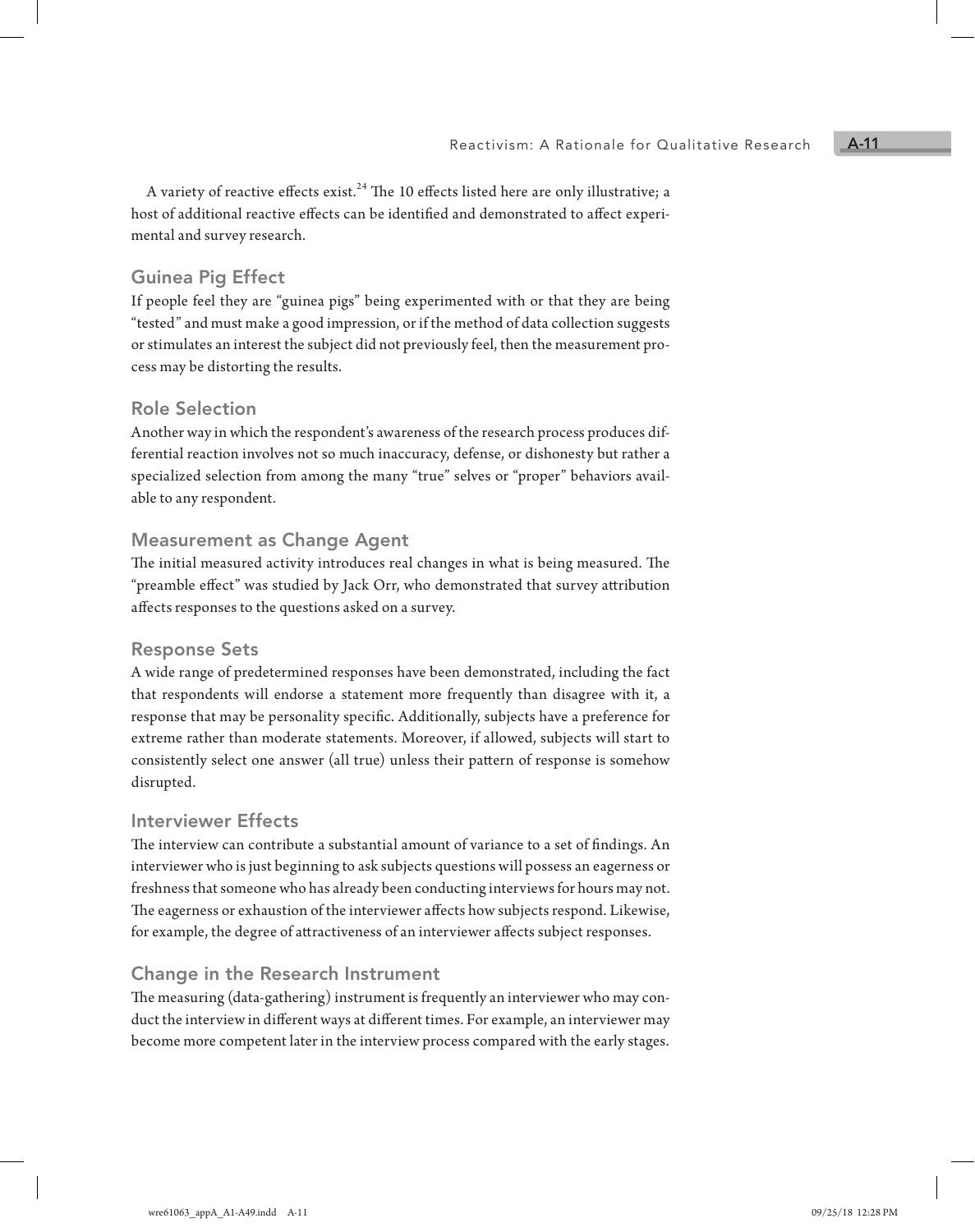A variety of reactive effects exist.[24] The 10 effects listed here are only illustrative; a host of additional reactive effects can be identified and demonstrated to affect experimental and survey research.

## Guinea Pig Effect

If people feel they are "guinea pigs" being experimented with or that they are being "tested" and must make a good impression, or if the method of data collection suggests or stimulates an interest the subject did not previously feel, then the measurement process may be distorting the results.

## Role Selection

Another way in which the respondent's awareness of the research process produces differential reaction involves not so much inaccuracy, defense, or dishonesty but rather a specialized selection from among the many "true" selves or "proper" behaviors available to any respondent.

## Measurement as Change Agent

The initial measured activity introduces real changes in what is being measured. The "preamble effect" was studied by Jack Orr, who demonstrated that survey attribution affects responses to the questions asked on a survey.

## Response Sets

A wide range of predetermined responses have been demonstrated, including the fact that respondents will endorse a statement more frequently than disagree with it, a response that may be personality specific. Additionally, subjects have a preference for extreme rather than moderate statements. Moreover, if allowed, subjects will start to consistently select one answer (all true) unless their pattern of response is somehow disrupted.

## Interviewer Effects

The interview can contribute a substantial amount of variance to a set of findings. An interviewer who is just beginning to ask subjects questions will possess an eagerness or freshness that someone who has already been conducting interviews for hours may not. The eagerness or exhaustion of the interviewer affects how subjects respond. Likewise, for example, the degree of attractiveness of an interviewer affects subject responses.

## Change in the Research Instrument

The measuring (data-gathering) instrument is frequently an interviewer who may conduct the interview in different ways at different times. For example, an interviewer may become more competent later in the interview process compared with the early stages.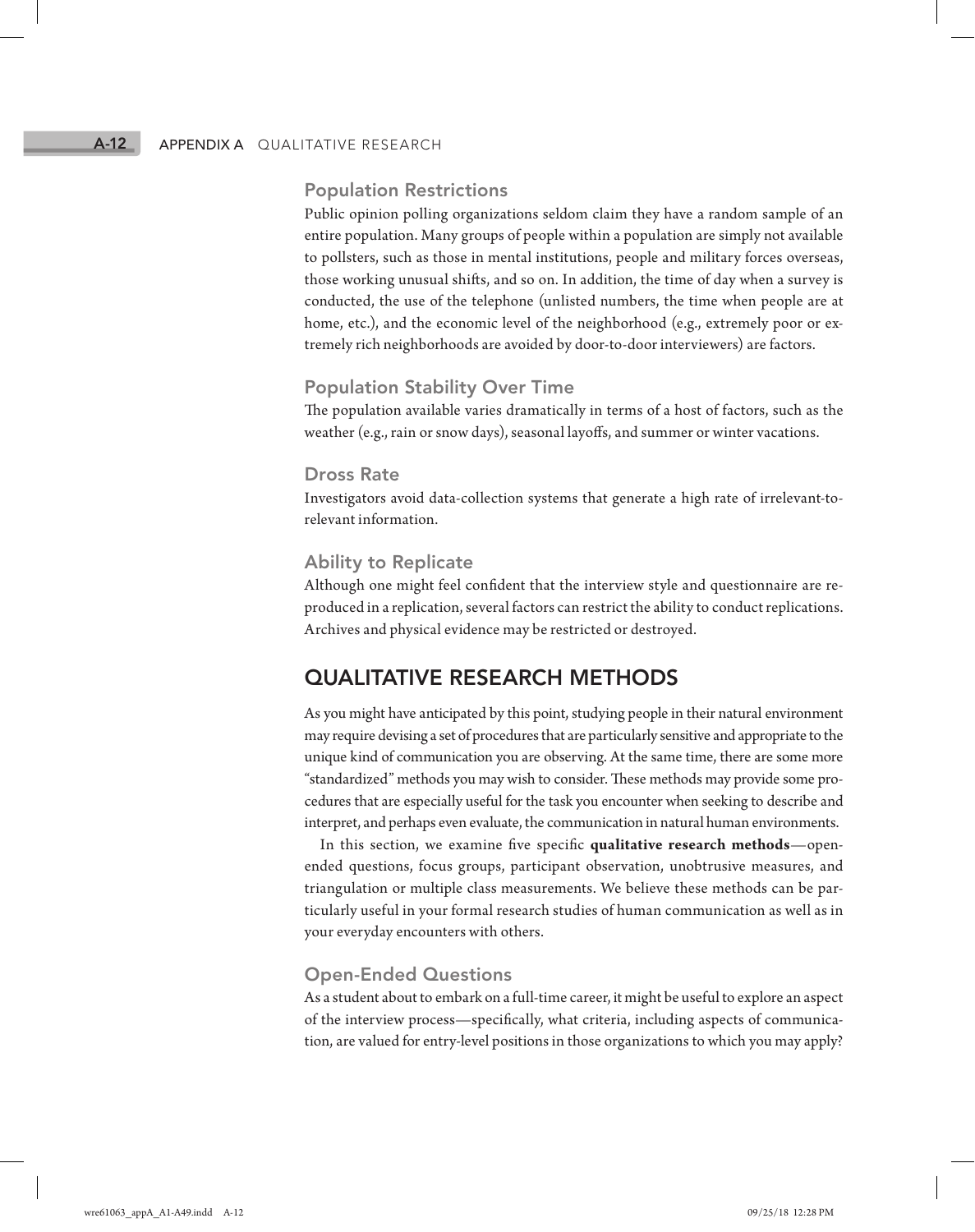### Population Restrictions

Public opinion polling organizations seldom claim they have a random sample of an entire population. Many groups of people within a population are simply not available to pollsters, such as those in mental institutions, people and military forces overseas, those working unusual shifts, and so on. In addition, the time of day when a survey is conducted, the use of the telephone (unlisted numbers, the time when people are at home, etc.), and the economic level of the neighborhood (e.g., extremely poor or extremely rich neighborhoods are avoided by door-to-door interviewers) are factors.

### Population Stability Over Time

The population available varies dramatically in terms of a host of factors, such as the weather (e.g., rain or snow days), seasonal layoffs, and summer or winter vacations.

### Dross Rate

Investigators avoid data-collection systems that generate a high rate of irrelevant-to-relevant information.

### Ability to Replicate

Although one might feel confident that the interview style and questionnaire are reproduced in a replication, several factors can restrict the ability to conduct replications. Archives and physical evidence may be restricted or destroyed.

## QUALITATIVE RESEARCH METHODS

As you might have anticipated by this point, studying people in their natural environment may require devising a set of procedures that are particularly sensitive and appropriate to the unique kind of communication you are observing. At the same time, there are some more "standardized" methods you may wish to consider. These methods may provide some procedures that are especially useful for the task you encounter when seeking to describe and interpret, and perhaps even evaluate, the communication in natural human environments.

In this section, we examine five specific **qualitative research methods**—open-ended questions, focus groups, participant observation, unobtrusive measures, and triangulation or multiple class measurements. We believe these methods can be particularly useful in your formal research studies of human communication as well as in your everyday encounters with others.

### Open-Ended Questions

As a student about to embark on a full-time career, it might be useful to explore an aspect of the interview process—specifically, what criteria, including aspects of communication, are valued for entry-level positions in those organizations to which you may apply?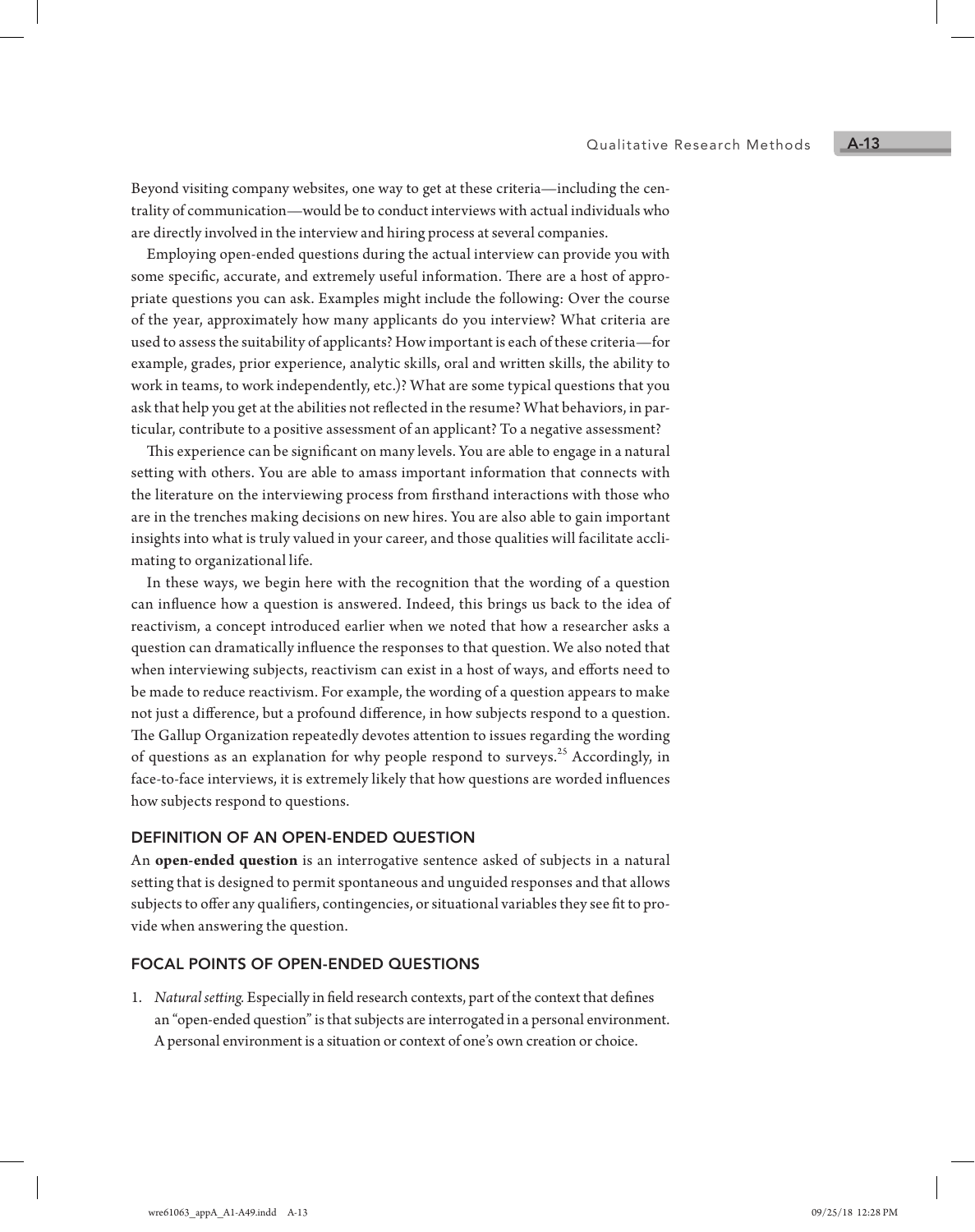Beyond visiting company websites, one way to get at these criteria—including the centrality of communication—would be to conduct interviews with actual individuals who are directly involved in the interview and hiring process at several companies.

Employing open-ended questions during the actual interview can provide you with some specific, accurate, and extremely useful information. There are a host of appropriate questions you can ask. Examples might include the following: Over the course of the year, approximately how many applicants do you interview? What criteria are used to assess the suitability of applicants? How important is each of these criteria—for example, grades, prior experience, analytic skills, oral and written skills, the ability to work in teams, to work independently, etc.)? What are some typical questions that you ask that help you get at the abilities not reflected in the resume? What behaviors, in particular, contribute to a positive assessment of an applicant? To a negative assessment?

This experience can be significant on many levels. You are able to engage in a natural setting with others. You are able to amass important information that connects with the literature on the interviewing process from firsthand interactions with those who are in the trenches making decisions on new hires. You are also able to gain important insights into what is truly valued in your career, and those qualities will facilitate acclimating to organizational life.

In these ways, we begin here with the recognition that the wording of a question can influence how a question is answered. Indeed, this brings us back to the idea of reactivism, a concept introduced earlier when we noted that how a researcher asks a question can dramatically influence the responses to that question. We also noted that when interviewing subjects, reactivism can exist in a host of ways, and efforts need to be made to reduce reactivism. For example, the wording of a question appears to make not just a difference, but a profound difference, in how subjects respond to a question. The Gallup Organization repeatedly devotes attention to issues regarding the wording of questions as an explanation for why people respond to surveys.[25] Accordingly, in face-to-face interviews, it is extremely likely that how questions are worded influences how subjects respond to questions.

## DEFINITION OF AN OPEN-ENDED QUESTION

An **open-ended question** is an interrogative sentence asked of subjects in a natural setting that is designed to permit spontaneous and unguided responses and that allows subjects to offer any qualifiers, contingencies, or situational variables they see fit to provide when answering the question.

## FOCAL POINTS OF OPEN-ENDED QUESTIONS

1. *Natural setting.* Especially in field research contexts, part of the context that defines an "open-ended question" is that subjects are interrogated in a personal environment. A personal environment is a situation or context of one's own creation or choice.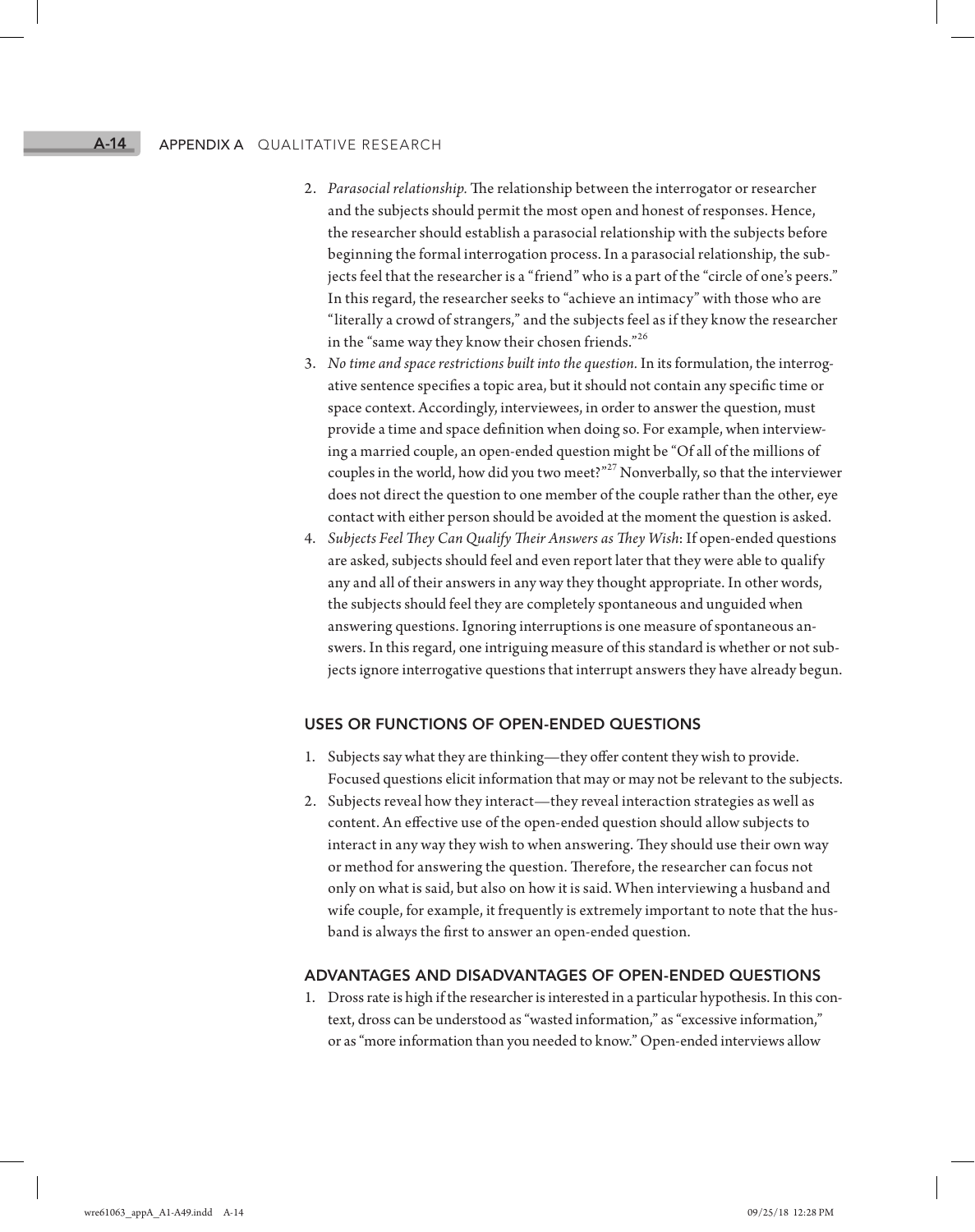2. *Parasocial relationship.* The relationship between the interrogator or researcher and the subjects should permit the most open and honest of responses. Hence, the researcher should establish a parasocial relationship with the subjects before beginning the formal interrogation process. In a parasocial relationship, the subjects feel that the researcher is a "friend" who is a part of the "circle of one's peers." In this regard, the researcher seeks to "achieve an intimacy" with those who are "literally a crowd of strangers," and the subjects feel as if they know the researcher in the "same way they know their chosen friends."[26]
3. *No time and space restrictions built into the question.* In its formulation, the interrogative sentence specifies a topic area, but it should not contain any specific time or space context. Accordingly, interviewees, in order to answer the question, must provide a time and space definition when doing so. For example, when interviewing a married couple, an open-ended question might be "Of all of the millions of couples in the world, how did you two meet?"[27] Nonverbally, so that the interviewer does not direct the question to one member of the couple rather than the other, eye contact with either person should be avoided at the moment the question is asked.
4. *Subjects Feel They Can Qualify Their Answers as They Wish*: If open-ended questions are asked, subjects should feel and even report later that they were able to qualify any and all of their answers in any way they thought appropriate. In other words, the subjects should feel they are completely spontaneous and unguided when answering questions. Ignoring interruptions is one measure of spontaneous answers. In this regard, one intriguing measure of this standard is whether or not subjects ignore interrogative questions that interrupt answers they have already begun.

## USES OR FUNCTIONS OF OPEN-ENDED QUESTIONS

1. Subjects say what they are thinking—they offer content they wish to provide. Focused questions elicit information that may or may not be relevant to the subjects.
2. Subjects reveal how they interact—they reveal interaction strategies as well as content. An effective use of the open-ended question should allow subjects to interact in any way they wish to when answering. They should use their own way or method for answering the question. Therefore, the researcher can focus not only on what is said, but also on how it is said. When interviewing a husband and wife couple, for example, it frequently is extremely important to note that the husband is always the first to answer an open-ended question.

## ADVANTAGES AND DISADVANTAGES OF OPEN-ENDED QUESTIONS

1. Dross rate is high if the researcher is interested in a particular hypothesis. In this context, dross can be understood as "wasted information," as "excessive information," or as "more information than you needed to know." Open-ended interviews allow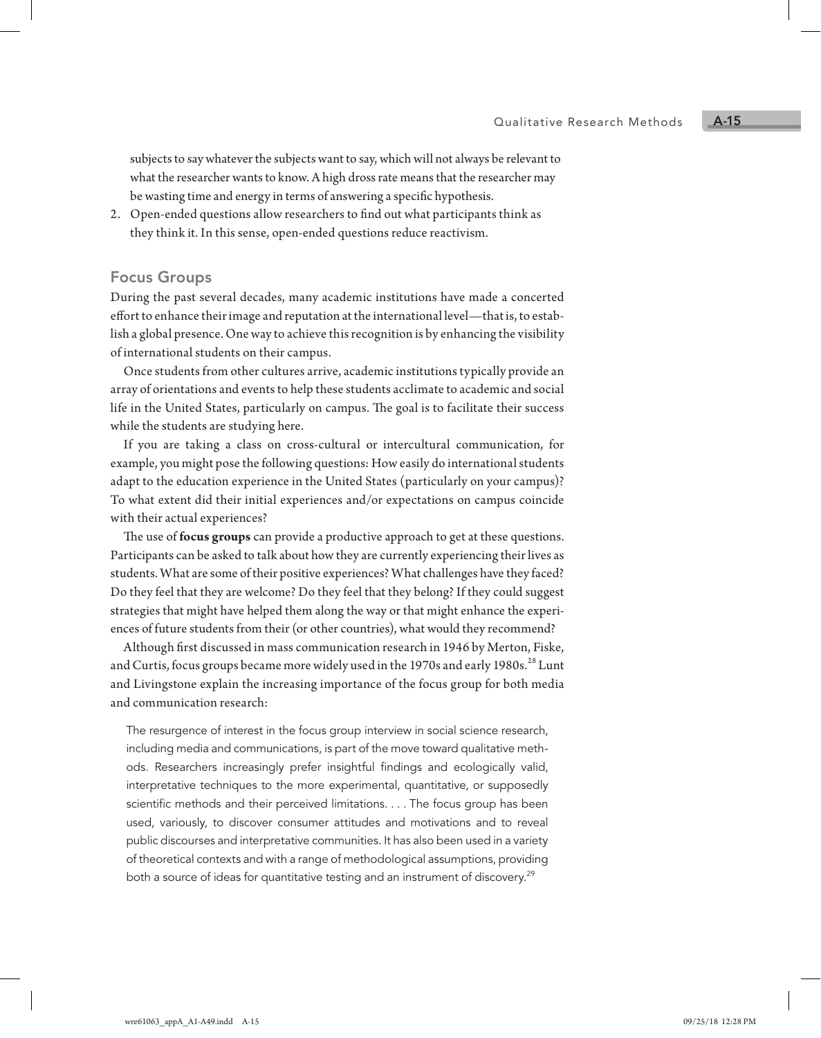subjects to say whatever the subjects want to say, which will not always be relevant to what the researcher wants to know. A high dross rate means that the researcher may be wasting time and energy in terms of answering a specific hypothesis.

2. Open-ended questions allow researchers to find out what participants think as they think it. In this sense, open-ended questions reduce reactivism.

## Focus Groups

During the past several decades, many academic institutions have made a concerted effort to enhance their image and reputation at the international level—that is, to establish a global presence. One way to achieve this recognition is by enhancing the visibility of international students on their campus.

Once students from other cultures arrive, academic institutions typically provide an array of orientations and events to help these students acclimate to academic and social life in the United States, particularly on campus. The goal is to facilitate their success while the students are studying here.

If you are taking a class on cross-cultural or intercultural communication, for example, you might pose the following questions: How easily do international students adapt to the education experience in the United States (particularly on your campus)? To what extent did their initial experiences and/or expectations on campus coincide with their actual experiences?

The use of **focus groups** can provide a productive approach to get at these questions. Participants can be asked to talk about how they are currently experiencing their lives as students. What are some of their positive experiences? What challenges have they faced? Do they feel that they are welcome? Do they feel that they belong? If they could suggest strategies that might have helped them along the way or that might enhance the experiences of future students from their (or other countries), what would they recommend?

Although first discussed in mass communication research in 1946 by Merton, Fiske, and Curtis, focus groups became more widely used in the 1970s and early 1980s.[28] Lunt and Livingstone explain the increasing importance of the focus group for both media and communication research:

> The resurgence of interest in the focus group interview in social science research, including media and communications, is part of the move toward qualitative methods. Researchers increasingly prefer insightful findings and ecologically valid, interpretative techniques to the more experimental, quantitative, or supposedly scientific methods and their perceived limitations. . . . The focus group has been used, variously, to discover consumer attitudes and motivations and to reveal public discourses and interpretative communities. It has also been used in a variety of theoretical contexts and with a range of methodological assumptions, providing both a source of ideas for quantitative testing and an instrument of discovery.[29]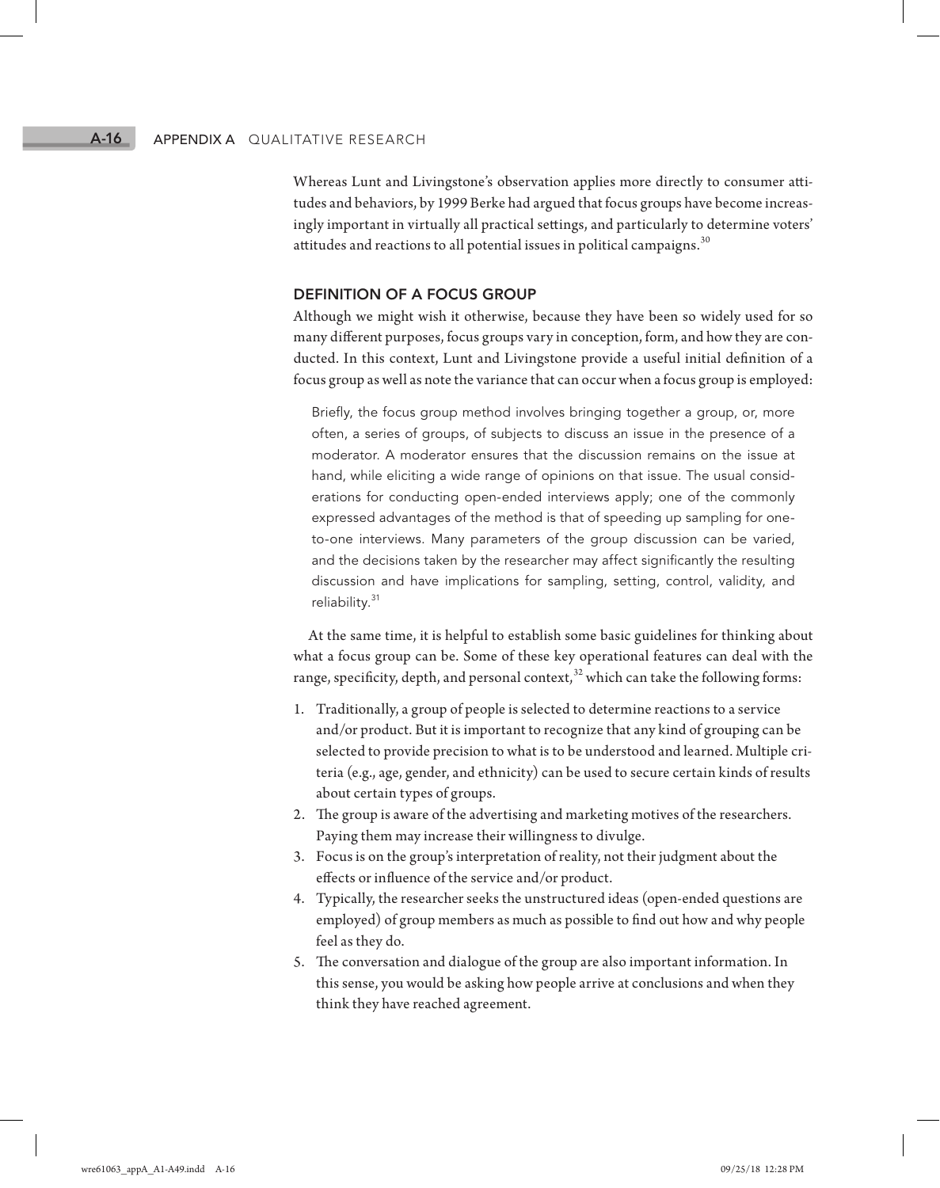Whereas Lunt and Livingstone's observation applies more directly to consumer attitudes and behaviors, by 1999 Berke had argued that focus groups have become increasingly important in virtually all practical settings, and particularly to determine voters' attitudes and reactions to all potential issues in political campaigns.[30]

## DEFINITION OF A FOCUS GROUP

Although we might wish it otherwise, because they have been so widely used for so many different purposes, focus groups vary in conception, form, and how they are conducted. In this context, Lunt and Livingstone provide a useful initial definition of a focus group as well as note the variance that can occur when a focus group is employed:

> Briefly, the focus group method involves bringing together a group, or, more often, a series of groups, of subjects to discuss an issue in the presence of a moderator. A moderator ensures that the discussion remains on the issue at hand, while eliciting a wide range of opinions on that issue. The usual considerations for conducting open-ended interviews apply; one of the commonly expressed advantages of the method is that of speeding up sampling for one-to-one interviews. Many parameters of the group discussion can be varied, and the decisions taken by the researcher may affect significantly the resulting discussion and have implications for sampling, setting, control, validity, and reliability.[31]

At the same time, it is helpful to establish some basic guidelines for thinking about what a focus group can be. Some of these key operational features can deal with the range, specificity, depth, and personal context,[32] which can take the following forms:

1. Traditionally, a group of people is selected to determine reactions to a service and/or product. But it is important to recognize that any kind of grouping can be selected to provide precision to what is to be understood and learned. Multiple criteria (e.g., age, gender, and ethnicity) can be used to secure certain kinds of results about certain types of groups.
2. The group is aware of the advertising and marketing motives of the researchers. Paying them may increase their willingness to divulge.
3. Focus is on the group's interpretation of reality, not their judgment about the effects or influence of the service and/or product.
4. Typically, the researcher seeks the unstructured ideas (open-ended questions are employed) of group members as much as possible to find out how and why people feel as they do.
5. The conversation and dialogue of the group are also important information. In this sense, you would be asking how people arrive at conclusions and when they think they have reached agreement.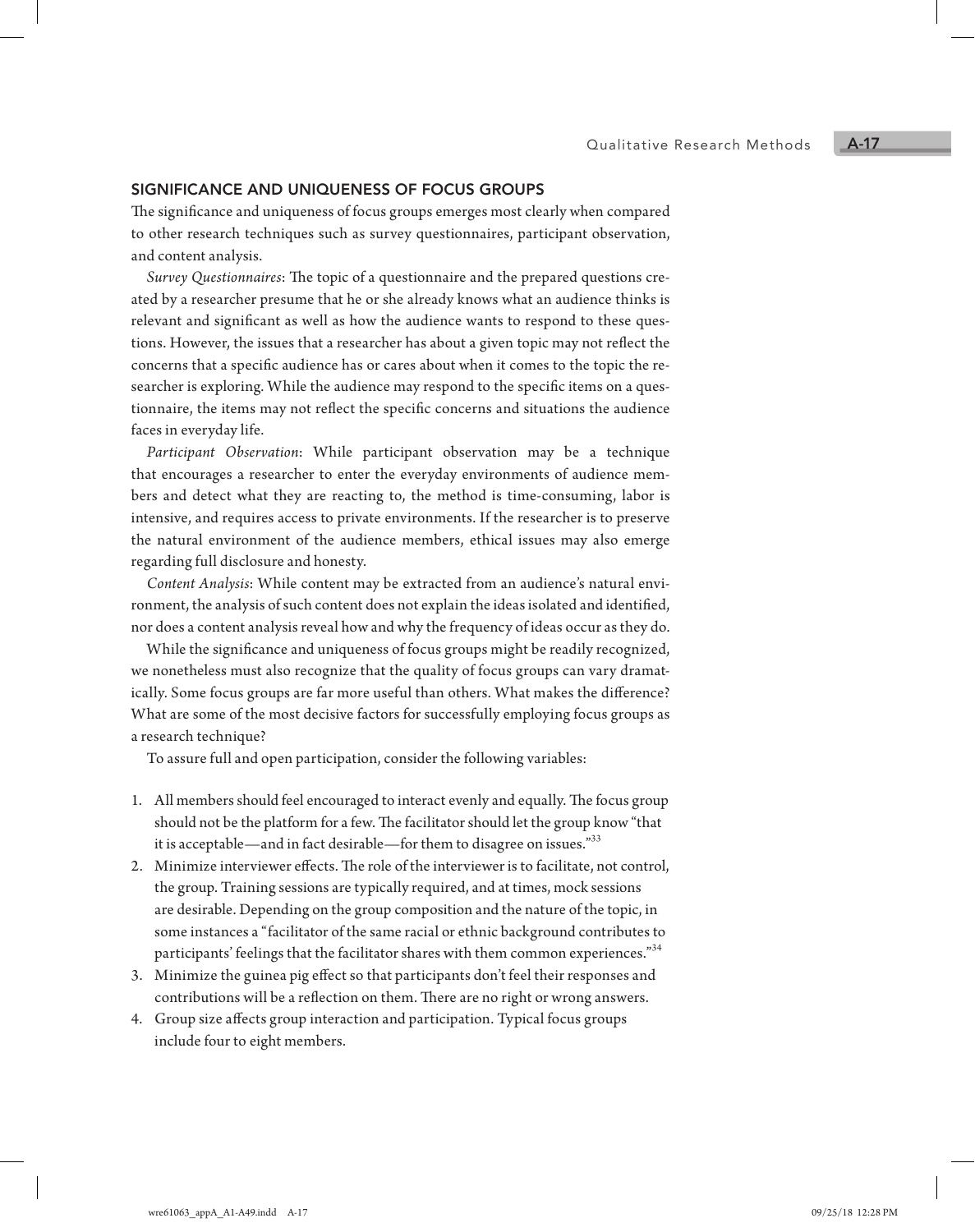## SIGNIFICANCE AND UNIQUENESS OF FOCUS GROUPS

The significance and uniqueness of focus groups emerges most clearly when compared to other research techniques such as survey questionnaires, participant observation, and content analysis.

*Survey Questionnaires*: The topic of a questionnaire and the prepared questions created by a researcher presume that he or she already knows what an audience thinks is relevant and significant as well as how the audience wants to respond to these questions. However, the issues that a researcher has about a given topic may not reflect the concerns that a specific audience has or cares about when it comes to the topic the researcher is exploring. While the audience may respond to the specific items on a questionnaire, the items may not reflect the specific concerns and situations the audience faces in everyday life.

*Participant Observation*: While participant observation may be a technique that encourages a researcher to enter the everyday environments of audience members and detect what they are reacting to, the method is time-consuming, labor is intensive, and requires access to private environments. If the researcher is to preserve the natural environment of the audience members, ethical issues may also emerge regarding full disclosure and honesty.

*Content Analysis*: While content may be extracted from an audience's natural environment, the analysis of such content does not explain the ideas isolated and identified, nor does a content analysis reveal how and why the frequency of ideas occur as they do.

While the significance and uniqueness of focus groups might be readily recognized, we nonetheless must also recognize that the quality of focus groups can vary dramatically. Some focus groups are far more useful than others. What makes the difference? What are some of the most decisive factors for successfully employing focus groups as a research technique?

To assure full and open participation, consider the following variables:

1. All members should feel encouraged to interact evenly and equally. The focus group should not be the platform for a few. The facilitator should let the group know "that it is acceptable—and in fact desirable—for them to disagree on issues."[33]
2. Minimize interviewer effects. The role of the interviewer is to facilitate, not control, the group. Training sessions are typically required, and at times, mock sessions are desirable. Depending on the group composition and the nature of the topic, in some instances a "facilitator of the same racial or ethnic background contributes to participants' feelings that the facilitator shares with them common experiences."[34]
3. Minimize the guinea pig effect so that participants don't feel their responses and contributions will be a reflection on them. There are no right or wrong answers.
4. Group size affects group interaction and participation. Typical focus groups include four to eight members.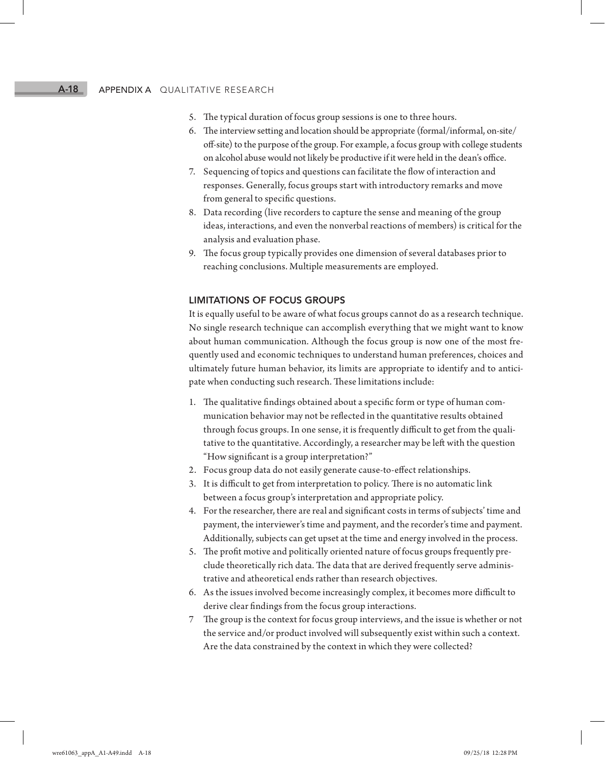5. The typical duration of focus group sessions is one to three hours.
6. The interview setting and location should be appropriate (formal/informal, on-site/off-site) to the purpose of the group. For example, a focus group with college students on alcohol abuse would not likely be productive if it were held in the dean's office.
7. Sequencing of topics and questions can facilitate the flow of interaction and responses. Generally, focus groups start with introductory remarks and move from general to specific questions.
8. Data recording (live recorders to capture the sense and meaning of the group ideas, interactions, and even the nonverbal reactions of members) is critical for the analysis and evaluation phase.
9. The focus group typically provides one dimension of several databases prior to reaching conclusions. Multiple measurements are employed.

## LIMITATIONS OF FOCUS GROUPS

It is equally useful to be aware of what focus groups cannot do as a research technique. No single research technique can accomplish everything that we might want to know about human communication. Although the focus group is now one of the most frequently used and economic techniques to understand human preferences, choices and ultimately future human behavior, its limits are appropriate to identify and to anticipate when conducting such research. These limitations include:

1. The qualitative findings obtained about a specific form or type of human communication behavior may not be reflected in the quantitative results obtained through focus groups. In one sense, it is frequently difficult to get from the qualitative to the quantitative. Accordingly, a researcher may be left with the question "How significant is a group interpretation?"
2. Focus group data do not easily generate cause-to-effect relationships.
3. It is difficult to get from interpretation to policy. There is no automatic link between a focus group's interpretation and appropriate policy.
4. For the researcher, there are real and significant costs in terms of subjects' time and payment, the interviewer's time and payment, and the recorder's time and payment. Additionally, subjects can get upset at the time and energy involved in the process.
5. The profit motive and politically oriented nature of focus groups frequently preclude theoretically rich data. The data that are derived frequently serve administrative and atheoretical ends rather than research objectives.
6. As the issues involved become increasingly complex, it becomes more difficult to derive clear findings from the focus group interactions.
7. The group is the context for focus group interviews, and the issue is whether or not the service and/or product involved will subsequently exist within such a context. Are the data constrained by the context in which they were collected?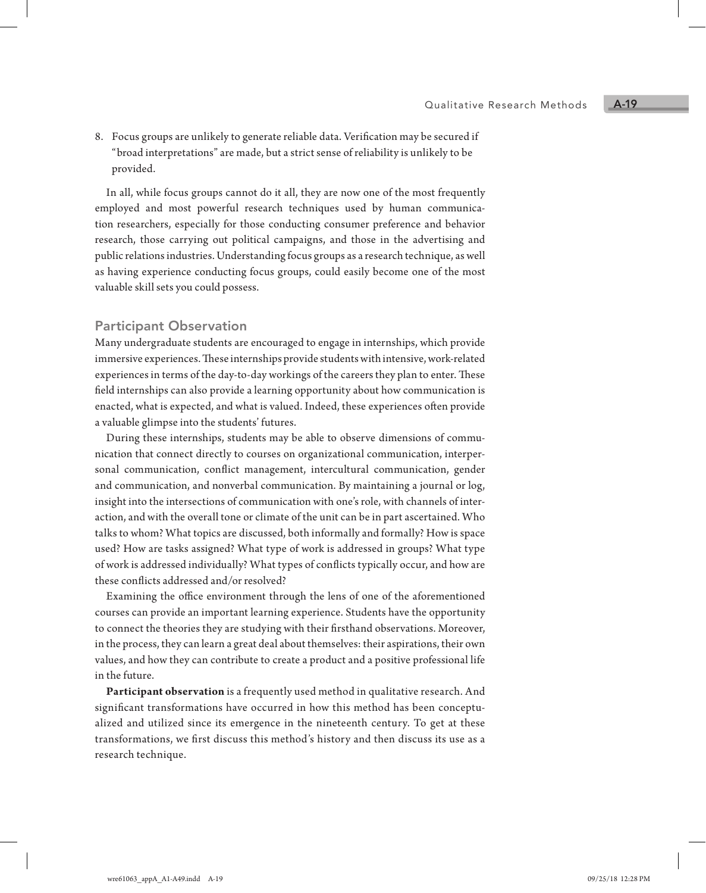8. Focus groups are unlikely to generate reliable data. Verification may be secured if "broad interpretations" are made, but a strict sense of reliability is unlikely to be provided.

In all, while focus groups cannot do it all, they are now one of the most frequently employed and most powerful research techniques used by human communication researchers, especially for those conducting consumer preference and behavior research, those carrying out political campaigns, and those in the advertising and public relations industries. Understanding focus groups as a research technique, as well as having experience conducting focus groups, could easily become one of the most valuable skill sets you could possess.

## Participant Observation

Many undergraduate students are encouraged to engage in internships, which provide immersive experiences. These internships provide students with intensive, work-related experiences in terms of the day-to-day workings of the careers they plan to enter. These field internships can also provide a learning opportunity about how communication is enacted, what is expected, and what is valued. Indeed, these experiences often provide a valuable glimpse into the students' futures.

During these internships, students may be able to observe dimensions of communication that connect directly to courses on organizational communication, interpersonal communication, conflict management, intercultural communication, gender and communication, and nonverbal communication. By maintaining a journal or log, insight into the intersections of communication with one's role, with channels of interaction, and with the overall tone or climate of the unit can be in part ascertained. Who talks to whom? What topics are discussed, both informally and formally? How is space used? How are tasks assigned? What type of work is addressed in groups? What type of work is addressed individually? What types of conflicts typically occur, and how are these conflicts addressed and/or resolved?

Examining the office environment through the lens of one of the aforementioned courses can provide an important learning experience. Students have the opportunity to connect the theories they are studying with their firsthand observations. Moreover, in the process, they can learn a great deal about themselves: their aspirations, their own values, and how they can contribute to create a product and a positive professional life in the future.

**Participant observation** is a frequently used method in qualitative research. And significant transformations have occurred in how this method has been conceptualized and utilized since its emergence in the nineteenth century. To get at these transformations, we first discuss this method's history and then discuss its use as a research technique.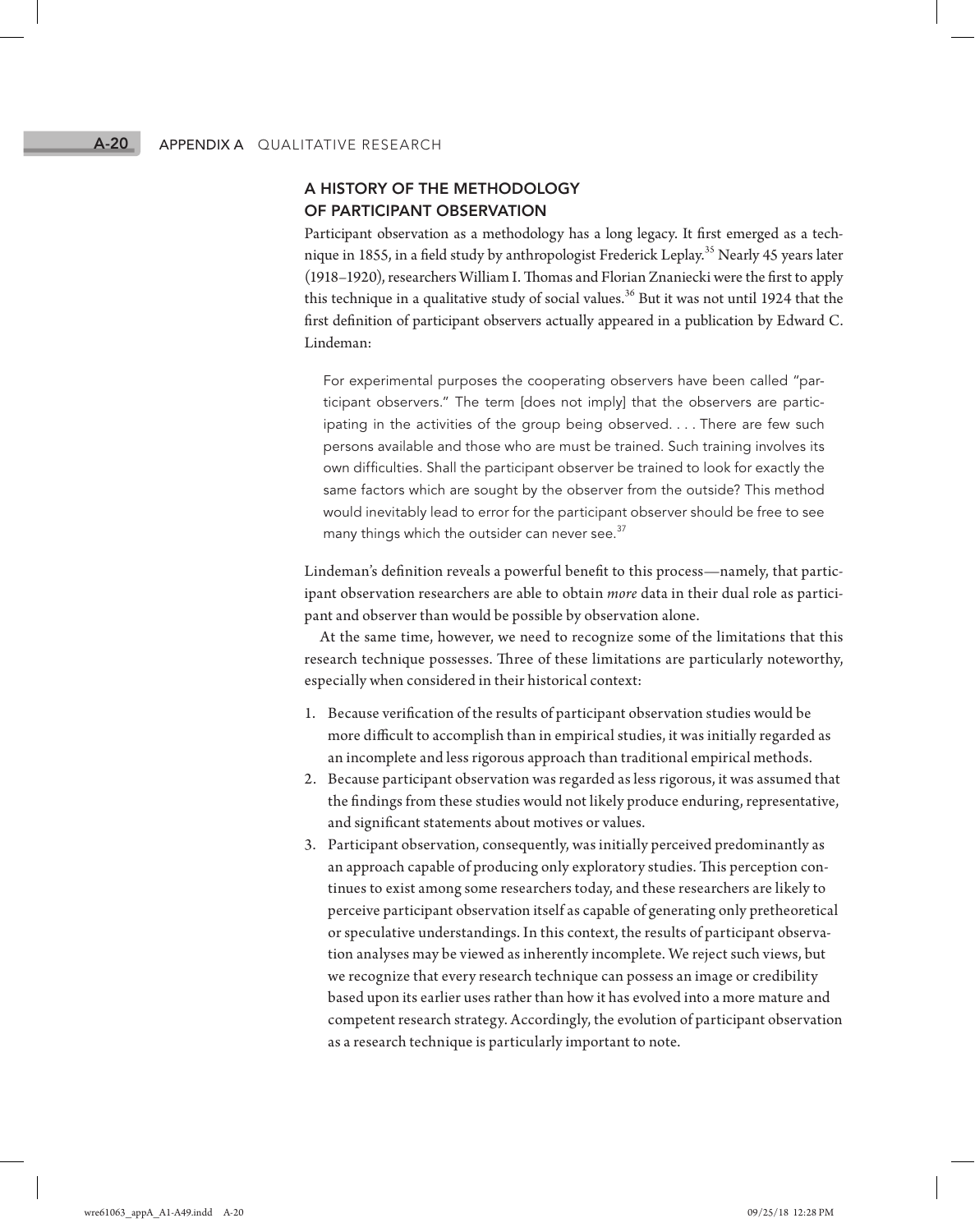## A HISTORY OF THE METHODOLOGY OF PARTICIPANT OBSERVATION

Participant observation as a methodology has a long legacy. It first emerged as a technique in 1855, in a field study by anthropologist Frederick Leplay.[35] Nearly 45 years later (1918–1920), researchers William I. Thomas and Florian Znaniecki were the first to apply this technique in a qualitative study of social values.[36] But it was not until 1924 that the first definition of participant observers actually appeared in a publication by Edward C. Lindeman:

> For experimental purposes the cooperating observers have been called "participant observers." The term [does not imply] that the observers are participating in the activities of the group being observed. . . . There are few such persons available and those who are must be trained. Such training involves its own difficulties. Shall the participant observer be trained to look for exactly the same factors which are sought by the observer from the outside? This method would inevitably lead to error for the participant observer should be free to see many things which the outsider can never see.[37]

Lindeman's definition reveals a powerful benefit to this process—namely, that participant observation researchers are able to obtain *more* data in their dual role as participant and observer than would be possible by observation alone.

At the same time, however, we need to recognize some of the limitations that this research technique possesses. Three of these limitations are particularly noteworthy, especially when considered in their historical context:

1. Because verification of the results of participant observation studies would be more difficult to accomplish than in empirical studies, it was initially regarded as an incomplete and less rigorous approach than traditional empirical methods.
2. Because participant observation was regarded as less rigorous, it was assumed that the findings from these studies would not likely produce enduring, representative, and significant statements about motives or values.
3. Participant observation, consequently, was initially perceived predominantly as an approach capable of producing only exploratory studies. This perception continues to exist among some researchers today, and these researchers are likely to perceive participant observation itself as capable of generating only pretheoretical or speculative understandings. In this context, the results of participant observation analyses may be viewed as inherently incomplete. We reject such views, but we recognize that every research technique can possess an image or credibility based upon its earlier uses rather than how it has evolved into a more mature and competent research strategy. Accordingly, the evolution of participant observation as a research technique is particularly important to note.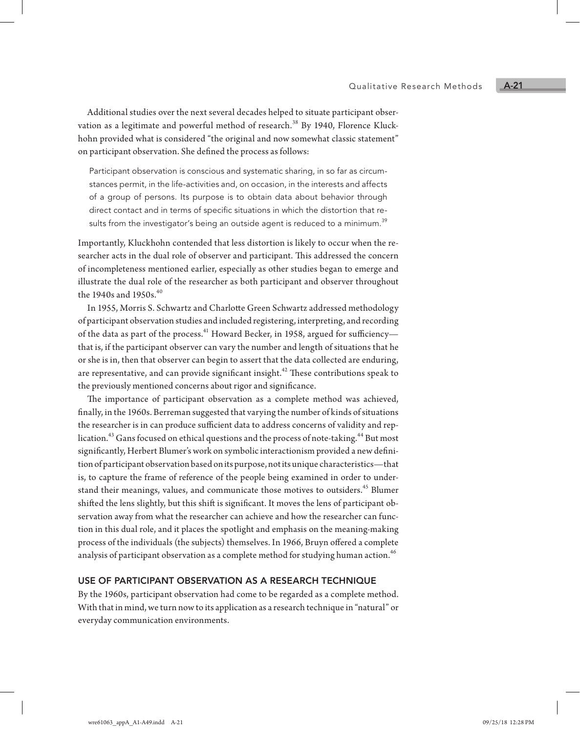Additional studies over the next several decades helped to situate participant observation as a legitimate and powerful method of research.[38] By 1940, Florence Kluckhohn provided what is considered "the original and now somewhat classic statement" on participant observation. She defined the process as follows:

> Participant observation is conscious and systematic sharing, in so far as circumstances permit, in the life-activities and, on occasion, in the interests and affects of a group of persons. Its purpose is to obtain data about behavior through direct contact and in terms of specific situations in which the distortion that results from the investigator's being an outside agent is reduced to a minimum.[39]

Importantly, Kluckhohn contended that less distortion is likely to occur when the researcher acts in the dual role of observer and participant. This addressed the concern of incompleteness mentioned earlier, especially as other studies began to emerge and illustrate the dual role of the researcher as both participant and observer throughout the 1940s and 1950s.[40]

In 1955, Morris S. Schwartz and Charlotte Green Schwartz addressed methodology of participant observation studies and included registering, interpreting, and recording of the data as part of the process.[41] Howard Becker, in 1958, argued for sufficiency—that is, if the participant observer can vary the number and length of situations that he or she is in, then that observer can begin to assert that the data collected are enduring, are representative, and can provide significant insight.[42] These contributions speak to the previously mentioned concerns about rigor and significance.

The importance of participant observation as a complete method was achieved, finally, in the 1960s. Berreman suggested that varying the number of kinds of situations the researcher is in can produce sufficient data to address concerns of validity and replication.[43] Gans focused on ethical questions and the process of note-taking.[44] But most significantly, Herbert Blumer's work on symbolic interactionism provided a new definition of participant observation based on its purpose, not its unique characteristics—that is, to capture the frame of reference of the people being examined in order to understand their meanings, values, and communicate those motives to outsiders.[45] Blumer shifted the lens slightly, but this shift is significant. It moves the lens of participant observation away from what the researcher can achieve and how the researcher can function in this dual role, and it places the spotlight and emphasis on the meaning-making process of the individuals (the subjects) themselves. In 1966, Bruyn offered a complete analysis of participant observation as a complete method for studying human action.[46]

## USE OF PARTICIPANT OBSERVATION AS A RESEARCH TECHNIQUE

By the 1960s, participant observation had come to be regarded as a complete method. With that in mind, we turn now to its application as a research technique in "natural" or everyday communication environments.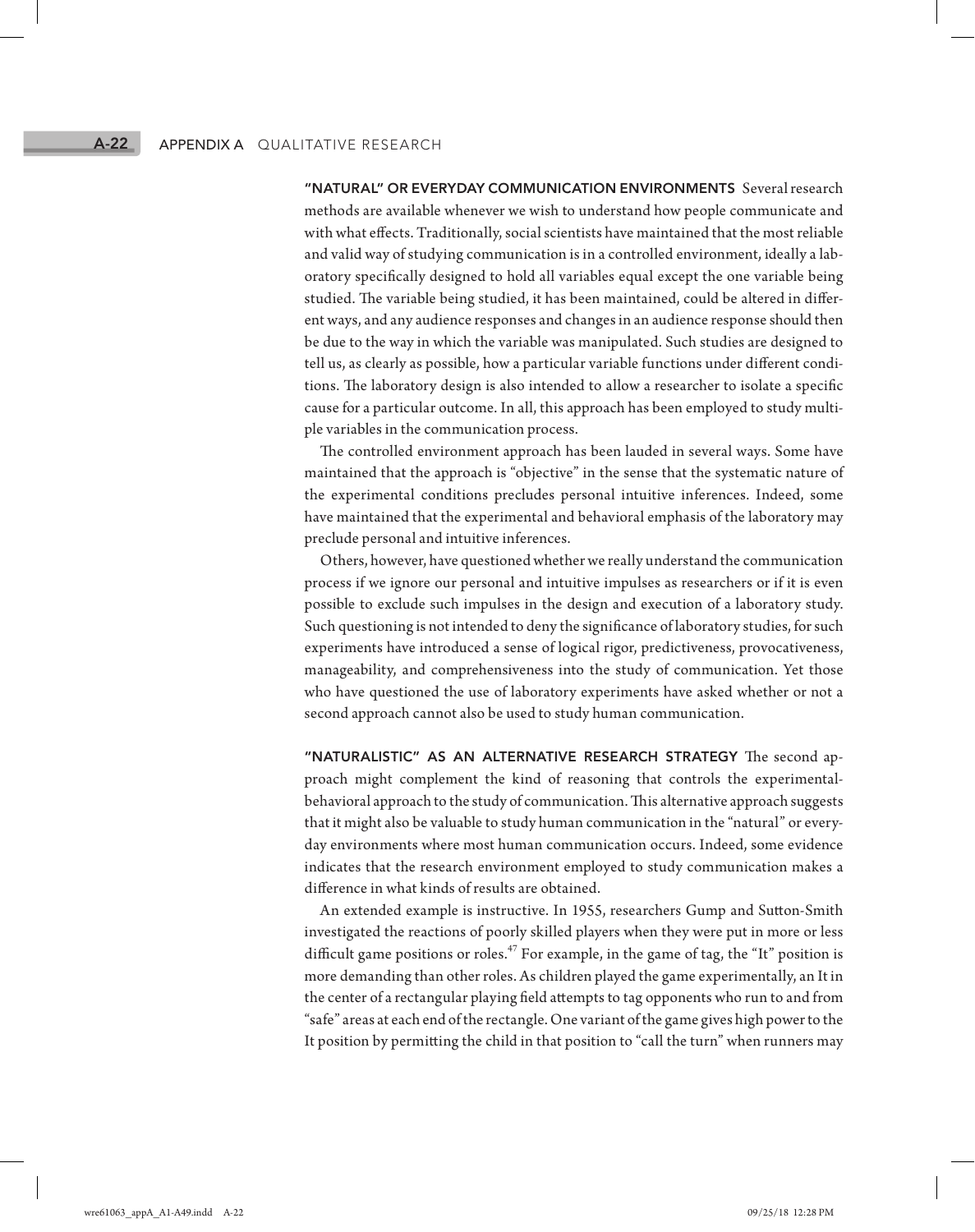**"NATURAL" OR EVERYDAY COMMUNICATION ENVIRONMENTS** Several research methods are available whenever we wish to understand how people communicate and with what effects. Traditionally, social scientists have maintained that the most reliable and valid way of studying communication is in a controlled environment, ideally a laboratory specifically designed to hold all variables equal except the one variable being studied. The variable being studied, it has been maintained, could be altered in different ways, and any audience responses and changes in an audience response should then be due to the way in which the variable was manipulated. Such studies are designed to tell us, as clearly as possible, how a particular variable functions under different conditions. The laboratory design is also intended to allow a researcher to isolate a specific cause for a particular outcome. In all, this approach has been employed to study multiple variables in the communication process.

The controlled environment approach has been lauded in several ways. Some have maintained that the approach is "objective" in the sense that the systematic nature of the experimental conditions precludes personal intuitive inferences. Indeed, some have maintained that the experimental and behavioral emphasis of the laboratory may preclude personal and intuitive inferences.

Others, however, have questioned whether we really understand the communication process if we ignore our personal and intuitive impulses as researchers or if it is even possible to exclude such impulses in the design and execution of a laboratory study. Such questioning is not intended to deny the significance of laboratory studies, for such experiments have introduced a sense of logical rigor, predictiveness, provocativeness, manageability, and comprehensiveness into the study of communication. Yet those who have questioned the use of laboratory experiments have asked whether or not a second approach cannot also be used to study human communication.

**"NATURALISTIC" AS AN ALTERNATIVE RESEARCH STRATEGY** The second approach might complement the kind of reasoning that controls the experimental-behavioral approach to the study of communication. This alternative approach suggests that it might also be valuable to study human communication in the "natural" or everyday environments where most human communication occurs. Indeed, some evidence indicates that the research environment employed to study communication makes a difference in what kinds of results are obtained.

An extended example is instructive. In 1955, researchers Gump and Sutton-Smith investigated the reactions of poorly skilled players when they were put in more or less difficult game positions or roles.[47] For example, in the game of tag, the "It" position is more demanding than other roles. As children played the game experimentally, an It in the center of a rectangular playing field attempts to tag opponents who run to and from "safe" areas at each end of the rectangle. One variant of the game gives high power to the It position by permitting the child in that position to "call the turn" when runners may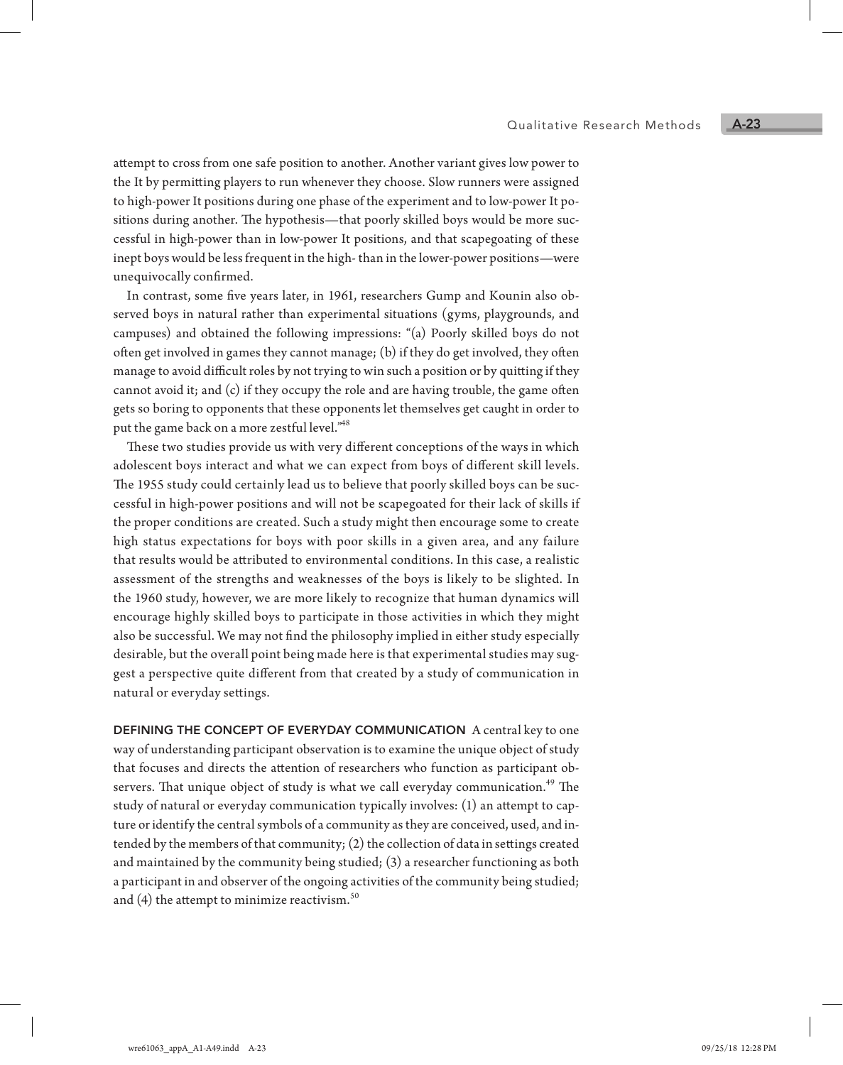attempt to cross from one safe position to another. Another variant gives low power to the It by permitting players to run whenever they choose. Slow runners were assigned to high-power It positions during one phase of the experiment and to low-power It positions during another. The hypothesis—that poorly skilled boys would be more successful in high-power than in low-power It positions, and that scapegoating of these inept boys would be less frequent in the high- than in the lower-power positions—were unequivocally confirmed.

In contrast, some five years later, in 1961, researchers Gump and Kounin also observed boys in natural rather than experimental situations (gyms, playgrounds, and campuses) and obtained the following impressions: "(a) Poorly skilled boys do not often get involved in games they cannot manage; (b) if they do get involved, they often manage to avoid difficult roles by not trying to win such a position or by quitting if they cannot avoid it; and (c) if they occupy the role and are having trouble, the game often gets so boring to opponents that these opponents let themselves get caught in order to put the game back on a more zestful level."[48]

These two studies provide us with very different conceptions of the ways in which adolescent boys interact and what we can expect from boys of different skill levels. The 1955 study could certainly lead us to believe that poorly skilled boys can be successful in high-power positions and will not be scapegoated for their lack of skills if the proper conditions are created. Such a study might then encourage some to create high status expectations for boys with poor skills in a given area, and any failure that results would be attributed to environmental conditions. In this case, a realistic assessment of the strengths and weaknesses of the boys is likely to be slighted. In the 1960 study, however, we are more likely to recognize that human dynamics will encourage highly skilled boys to participate in those activities in which they might also be successful. We may not find the philosophy implied in either study especially desirable, but the overall point being made here is that experimental studies may suggest a perspective quite different from that created by a study of communication in natural or everyday settings.

**DEFINING THE CONCEPT OF EVERYDAY COMMUNICATION** A central key to one way of understanding participant observation is to examine the unique object of study that focuses and directs the attention of researchers who function as participant observers. That unique object of study is what we call everyday communication.[49] The study of natural or everyday communication typically involves: (1) an attempt to capture or identify the central symbols of a community as they are conceived, used, and intended by the members of that community; (2) the collection of data in settings created and maintained by the community being studied; (3) a researcher functioning as both a participant in and observer of the ongoing activities of the community being studied; and (4) the attempt to minimize reactivism.[50]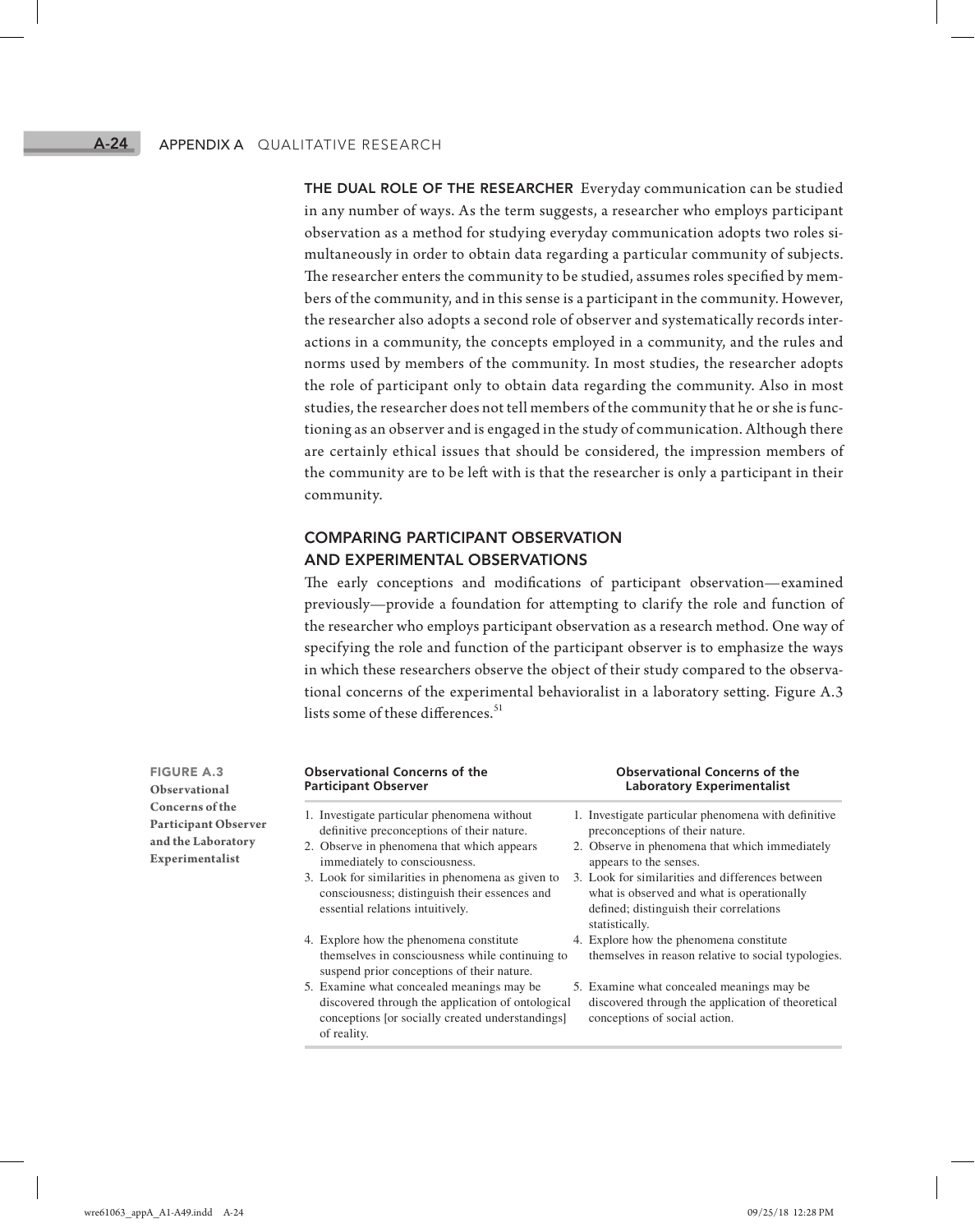**THE DUAL ROLE OF THE RESEARCHER** Everyday communication can be studied in any number of ways. As the term suggests, a researcher who employs participant observation as a method for studying everyday communication adopts two roles simultaneously in order to obtain data regarding a particular community of subjects. The researcher enters the community to be studied, assumes roles specified by members of the community, and in this sense is a participant in the community. However, the researcher also adopts a second role of observer and systematically records interactions in a community, the concepts employed in a community, and the rules and norms used by members of the community. In most studies, the researcher adopts the role of participant only to obtain data regarding the community. Also in most studies, the researcher does not tell members of the community that he or she is functioning as an observer and is engaged in the study of communication. Although there are certainly ethical issues that should be considered, the impression members of the community are to be left with is that the researcher is only a participant in their community.

## COMPARING PARTICIPANT OBSERVATION AND EXPERIMENTAL OBSERVATIONS

The early conceptions and modifications of participant observation—examined previously—provide a foundation for attempting to clarify the role and function of the researcher who employs participant observation as a research method. One way of specifying the role and function of the participant observer is to emphasize the ways in which these researchers observe the object of their study compared to the observational concerns of the experimental behavioralist in a laboratory setting. Figure A.3 lists some of these differences.[51]

**FIGURE A.3 Observational Concerns of the Participant Observer and the Laboratory Experimentalist**

| Observational Concerns of the Participant Observer | Observational Concerns of the Laboratory Experimentalist |
|---|---|
| 1. Investigate particular phenomena without definitive preconceptions of their nature. | 1. Investigate particular phenomena with definitive preconceptions of their nature. |
| 2. Observe in phenomena that which appears immediately to consciousness. | 2. Observe in phenomena that which immediately appears to the senses. |
| 3. Look for similarities in phenomena as given to consciousness; distinguish their essences and essential relations intuitively. | 3. Look for similarities and differences between what is observed and what is operationally defined; distinguish their correlations statistically. |
| 4. Explore how the phenomena constitute themselves in consciousness while continuing to suspend prior conceptions of their nature. | 4. Explore how the phenomena constitute themselves in reason relative to social typologies. |
| 5. Examine what concealed meanings may be discovered through the application of ontological conceptions [or socially created understandings] of reality. | 5. Examine what concealed meanings may be discovered through the application of theoretical conceptions of social action. |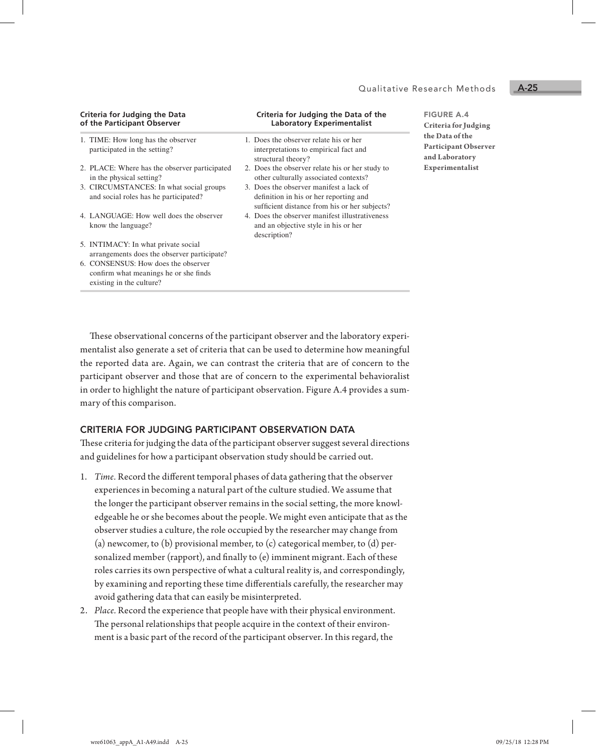| Criteria for Judging the Data of the Participant Observer | Criteria for Judging the Data of the Laboratory Experimentalist |
|---|---|
| 1. TIME: How long has the observer participated in the setting? | 1. Does the observer relate his or her interpretations to empirical fact and structural theory? |
| 2. PLACE: Where has the observer participated in the physical setting? | 2. Does the observer relate his or her study to other culturally associated contexts? |
| 3. CIRCUMSTANCES: In what social groups and social roles has he participated? | 3. Does the observer manifest a lack of definition in his or her reporting and sufficient distance from his or her subjects? |
| 4. LANGUAGE: How well does the observer know the language? | 4. Does the observer manifest illustrativeness and an objective style in his or her description? |
| 5. INTIMACY: In what private social arrangements does the observer participate? | |
| 6. CONSENSUS: How does the observer confirm what meanings he or she finds existing in the culture? | |

**FIGURE A.4** Criteria for Judging the Data of the Participant Observer and Laboratory Experimentalist

These observational concerns of the participant observer and the laboratory experimentalist also generate a set of criteria that can be used to determine how meaningful the reported data are. Again, we can contrast the criteria that are of concern to the participant observer and those that are of concern to the experimental behavioralist in order to highlight the nature of participant observation. Figure A.4 provides a summary of this comparison.

## CRITERIA FOR JUDGING PARTICIPANT OBSERVATION DATA

These criteria for judging the data of the participant observer suggest several directions and guidelines for how a participant observation study should be carried out.

1. *Time.* Record the different temporal phases of data gathering that the observer experiences in becoming a natural part of the culture studied. We assume that the longer the participant observer remains in the social setting, the more knowledgeable he or she becomes about the people. We might even anticipate that as the observer studies a culture, the role occupied by the researcher may change from (a) newcomer, to (b) provisional member, to (c) categorical member, to (d) personalized member (rapport), and finally to (e) imminent migrant. Each of these roles carries its own perspective of what a cultural reality is, and correspondingly, by examining and reporting these time differentials carefully, the researcher may avoid gathering data that can easily be misinterpreted.
2. *Place.* Record the experience that people have with their physical environment. The personal relationships that people acquire in the context of their environment is a basic part of the record of the participant observer. In this regard, the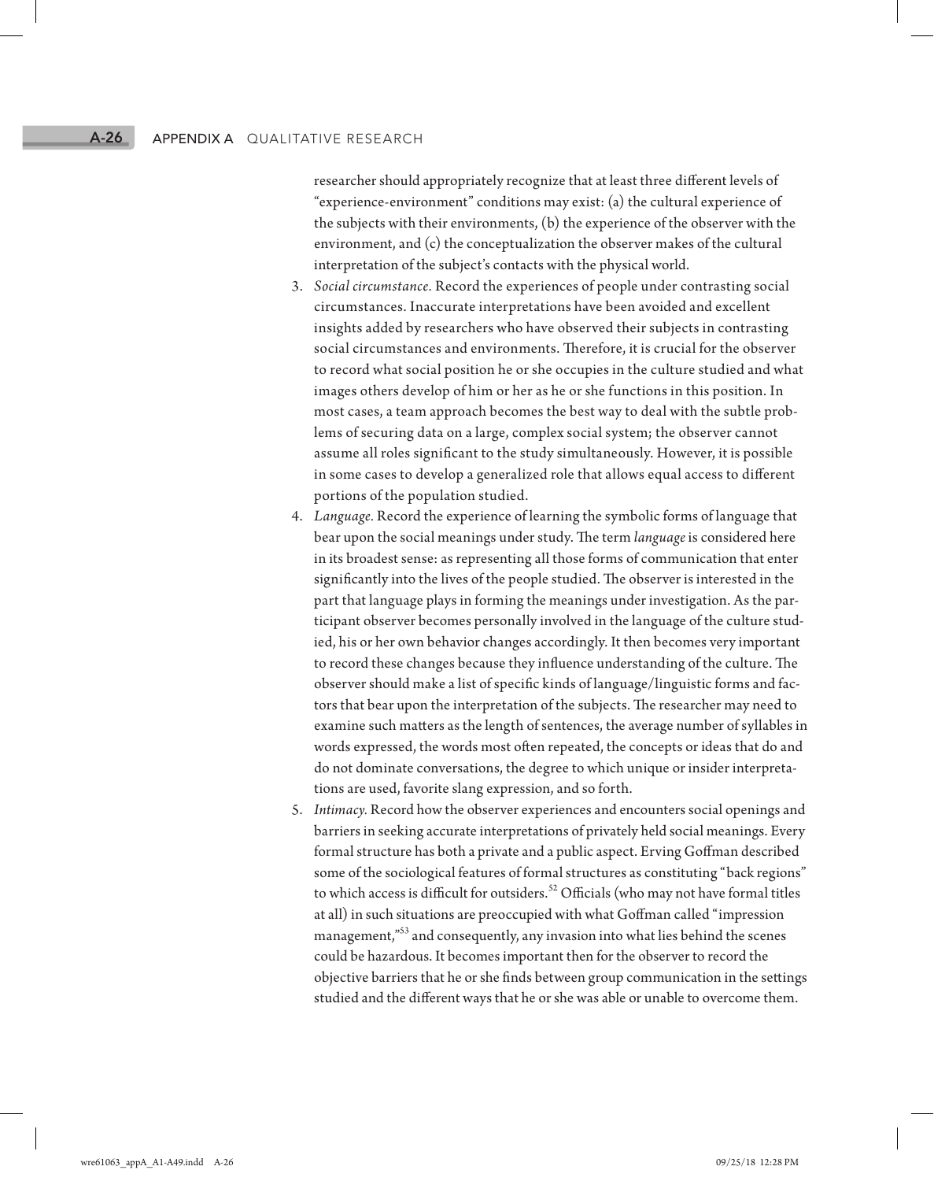researcher should appropriately recognize that at least three different levels of "experience-environment" conditions may exist: (a) the cultural experience of the subjects with their environments, (b) the experience of the observer with the environment, and (c) the conceptualization the observer makes of the cultural interpretation of the subject's contacts with the physical world.

3. *Social circumstance.* Record the experiences of people under contrasting social circumstances. Inaccurate interpretations have been avoided and excellent insights added by researchers who have observed their subjects in contrasting social circumstances and environments. Therefore, it is crucial for the observer to record what social position he or she occupies in the culture studied and what images others develop of him or her as he or she functions in this position. In most cases, a team approach becomes the best way to deal with the subtle problems of securing data on a large, complex social system; the observer cannot assume all roles significant to the study simultaneously. However, it is possible in some cases to develop a generalized role that allows equal access to different portions of the population studied.
4. *Language.* Record the experience of learning the symbolic forms of language that bear upon the social meanings under study. The term *language* is considered here in its broadest sense: as representing all those forms of communication that enter significantly into the lives of the people studied. The observer is interested in the part that language plays in forming the meanings under investigation. As the participant observer becomes personally involved in the language of the culture studied, his or her own behavior changes accordingly. It then becomes very important to record these changes because they influence understanding of the culture. The observer should make a list of specific kinds of language/linguistic forms and factors that bear upon the interpretation of the subjects. The researcher may need to examine such matters as the length of sentences, the average number of syllables in words expressed, the words most often repeated, the concepts or ideas that do and do not dominate conversations, the degree to which unique or insider interpretations are used, favorite slang expression, and so forth.
5. *Intimacy.* Record how the observer experiences and encounters social openings and barriers in seeking accurate interpretations of privately held social meanings. Every formal structure has both a private and a public aspect. Erving Goffman described some of the sociological features of formal structures as constituting "back regions" to which access is difficult for outsiders.[52] Officials (who may not have formal titles at all) in such situations are preoccupied with what Goffman called "impression management,"[53] and consequently, any invasion into what lies behind the scenes could be hazardous. It becomes important then for the observer to record the objective barriers that he or she finds between group communication in the settings studied and the different ways that he or she was able or unable to overcome them.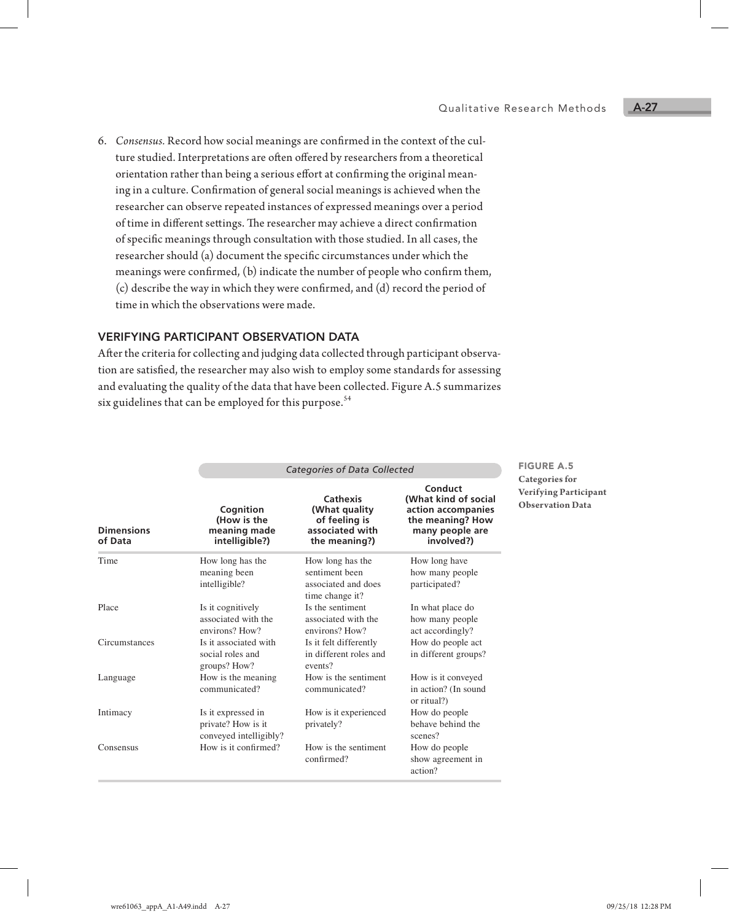6. *Consensus.* Record how social meanings are confirmed in the context of the culture studied. Interpretations are often offered by researchers from a theoretical orientation rather than being a serious effort at confirming the original meaning in a culture. Confirmation of general social meanings is achieved when the researcher can observe repeated instances of expressed meanings over a period of time in different settings. The researcher may achieve a direct confirmation of specific meanings through consultation with those studied. In all cases, the researcher should (a) document the specific circumstances under which the meanings were confirmed, (b) indicate the number of people who confirm them, (c) describe the way in which they were confirmed, and (d) record the period of time in which the observations were made.

## VERIFYING PARTICIPANT OBSERVATION DATA

After the criteria for collecting and judging data collected through participant observation are satisfied, the researcher may also wish to employ some standards for assessing and evaluating the quality of the data that have been collected. Figure A.5 summarizes six guidelines that can be employed for this purpose.[54]

**FIGURE A.5** **Categories for Verifying Participant Observation Data**

| | *Categories of Data Collected* | | |
|---|---|---|---|
| **Dimensions of Data** | **Cognition (How is the meaning made intelligible?)** | **Cathexis (What quality of feeling is associated with the meaning?)** | **Conduct (What kind of social action accompanies the meaning? How many people are involved?)** |
| Time | How long has the meaning been intelligible? | How long has the sentiment been associated and does time change it? | How long have how many people participated? |
| Place | Is it cognitively associated with the environs? How? | Is the sentiment associated with the environs? How? | In what place do how many people act accordingly? |
| Circumstances | Is it associated with social roles and groups? How? | Is it felt differently in different roles and events? | How do people act in different groups? |
| Language | How is the meaning communicated? | How is the sentiment communicated? | How is it conveyed in action? (In sound or ritual?) |
| Intimacy | Is it expressed in private? How is it conveyed intelligibly? | How is it experienced privately? | How do people behave behind the scenes? |
| Consensus | How is it confirmed? | How is the sentiment confirmed? | How do people show agreement in action? |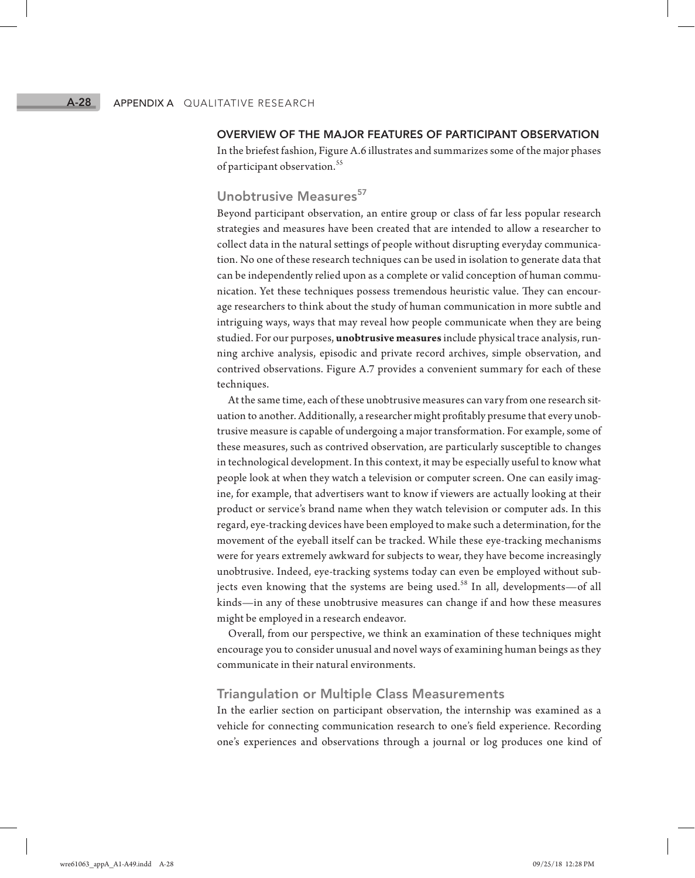### OVERVIEW OF THE MAJOR FEATURES OF PARTICIPANT OBSERVATION

In the briefest fashion, Figure A.6 illustrates and summarizes some of the major phases of participant observation.[55]

## Unobtrusive Measures[57]

Beyond participant observation, an entire group or class of far less popular research strategies and measures have been created that are intended to allow a researcher to collect data in the natural settings of people without disrupting everyday communication. No one of these research techniques can be used in isolation to generate data that can be independently relied upon as a complete or valid conception of human communication. Yet these techniques possess tremendous heuristic value. They can encourage researchers to think about the study of human communication in more subtle and intriguing ways, ways that may reveal how people communicate when they are being studied. For our purposes, **unobtrusive measures** include physical trace analysis, running archive analysis, episodic and private record archives, simple observation, and contrived observations. Figure A.7 provides a convenient summary for each of these techniques.

At the same time, each of these unobtrusive measures can vary from one research situation to another. Additionally, a researcher might profitably presume that every unobtrusive measure is capable of undergoing a major transformation. For example, some of these measures, such as contrived observation, are particularly susceptible to changes in technological development. In this context, it may be especially useful to know what people look at when they watch a television or computer screen. One can easily imagine, for example, that advertisers want to know if viewers are actually looking at their product or service's brand name when they watch television or computer ads. In this regard, eye-tracking devices have been employed to make such a determination, for the movement of the eyeball itself can be tracked. While these eye-tracking mechanisms were for years extremely awkward for subjects to wear, they have become increasingly unobtrusive. Indeed, eye-tracking systems today can even be employed without subjects even knowing that the systems are being used.[58] In all, developments—of all kinds—in any of these unobtrusive measures can change if and how these measures might be employed in a research endeavor.

Overall, from our perspective, we think an examination of these techniques might encourage you to consider unusual and novel ways of examining human beings as they communicate in their natural environments.

## Triangulation or Multiple Class Measurements

In the earlier section on participant observation, the internship was examined as a vehicle for connecting communication research to one's field experience. Recording one's experiences and observations through a journal or log produces one kind of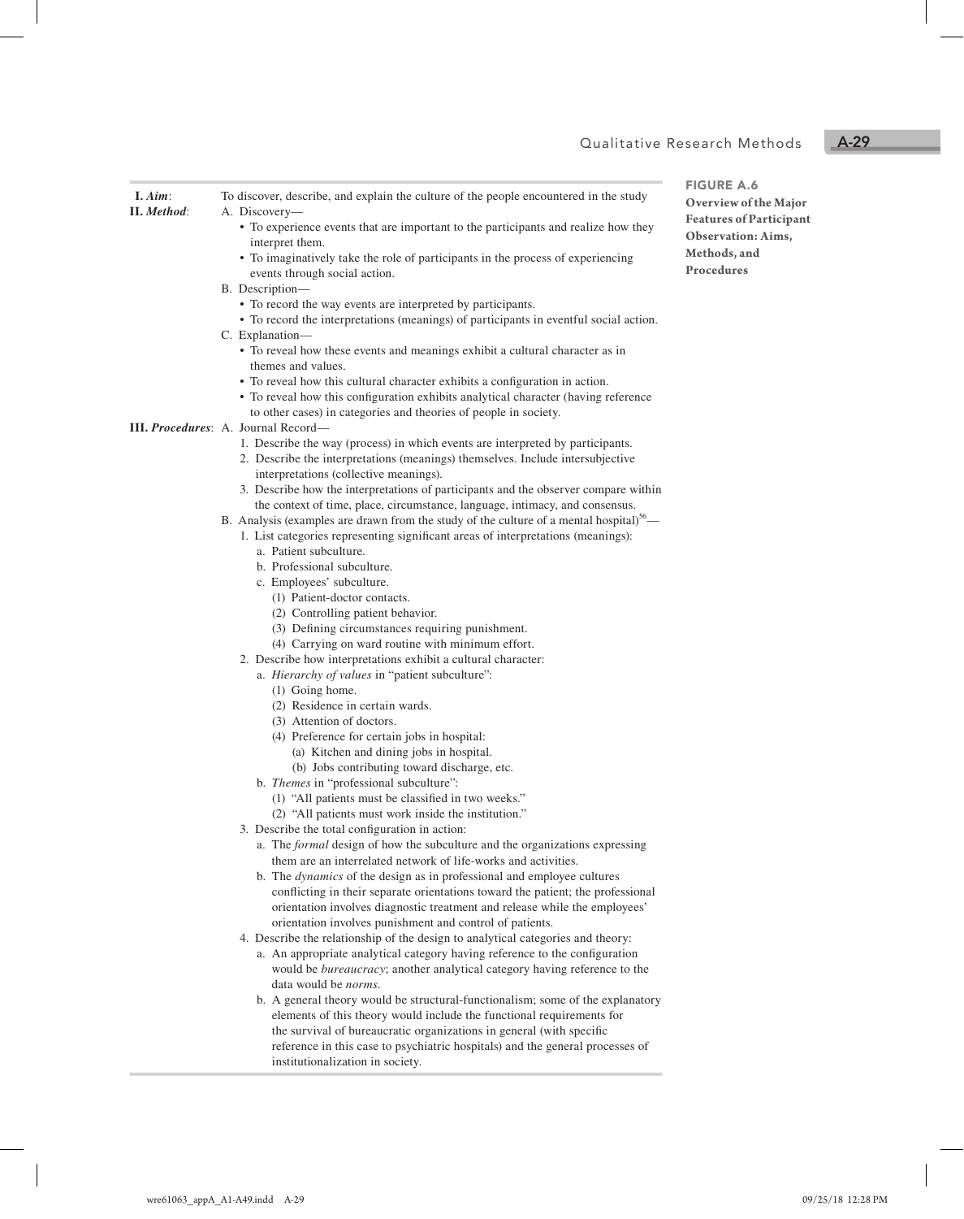**FIGURE A.6**
**Overview of the Major Features of Participant Observation: Aims, Methods, and Procedures**

**I. *Aim*:** To discover, describe, and explain the culture of the people encountered in the study

**II. *Method*:**

A. Discovery—
- To experience events that are important to the participants and realize how they interpret them.
- To imaginatively take the role of participants in the process of experiencing events through social action.

B. Description—
- To record the way events are interpreted by participants.
- To record the interpretations (meanings) of participants in eventful social action.

C. Explanation—
- To reveal how these events and meanings exhibit a cultural character as in themes and values.
- To reveal how this cultural character exhibits a configuration in action.
- To reveal how this configuration exhibits analytical character (having reference to other cases) in categories and theories of people in society.

**III. *Procedures*:**

A. Journal Record—
1. Describe the way (process) in which events are interpreted by participants.
2. Describe the interpretations (meanings) themselves. Include intersubjective interpretations (collective meanings).
3. Describe how the interpretations of participants and the observer compare within the context of time, place, circumstance, language, intimacy, and consensus.

B. Analysis (examples are drawn from the study of the culture of a mental hospital)[56]—
1. List categories representing significant areas of interpretations (meanings):
   a. Patient subculture.
   b. Professional subculture.
   c. Employees' subculture.
      (1) Patient-doctor contacts.
      (2) Controlling patient behavior.
      (3) Defining circumstances requiring punishment.
      (4) Carrying on ward routine with minimum effort.
2. Describe how interpretations exhibit a cultural character:
   a. *Hierarchy of values* in "patient subculture":
      (1) Going home.
      (2) Residence in certain wards.
      (3) Attention of doctors.
      (4) Preference for certain jobs in hospital:
         (a) Kitchen and dining jobs in hospital.
         (b) Jobs contributing toward discharge, etc.
   b. *Themes* in "professional subculture":
      (1) "All patients must be classified in two weeks."
      (2) "All patients must work inside the institution."
3. Describe the total configuration in action:
   a. The *formal* design of how the subculture and the organizations expressing them are an interrelated network of life-works and activities.
   b. The *dynamics* of the design as in professional and employee cultures conflicting in their separate orientations toward the patient; the professional orientation involves diagnostic treatment and release while the employees' orientation involves punishment and control of patients.
4. Describe the relationship of the design to analytical categories and theory:
   a. An appropriate analytical category having reference to the configuration would be *bureaucracy*; another analytical category having reference to the data would be *norms*.
   b. A general theory would be structural-functionalism; some of the explanatory elements of this theory would include the functional requirements for the survival of bureaucratic organizations in general (with specific reference in this case to psychiatric hospitals) and the general processes of institutionalization in society.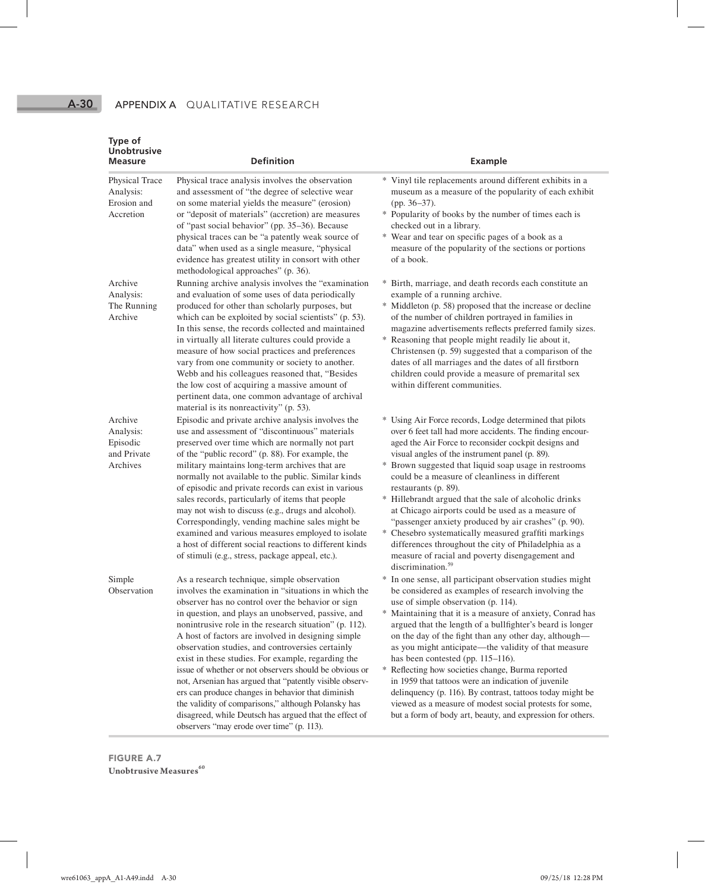| Type of Unobtrusive Measure | Definition | Example |
|---|---|---|
| Physical Trace Analysis: Erosion and Accretion | Physical trace analysis involves the observation and assessment of "the degree of selective wear on some material yields the measure" (erosion) or "deposit of materials" (accretion) are measures of "past social behavior" (pp. 35–36). Because physical traces can be "a patently weak source of data" when used as a single measure, "physical evidence has greatest utility in consort with other methodological approaches" (p. 36). | * Vinyl tile replacements around different exhibits in a museum as a measure of the popularity of each exhibit (pp. 36–37).<br>* Popularity of books by the number of times each is checked out in a library.<br>* Wear and tear on specific pages of a book as a measure of the popularity of the sections or portions of a book. |
| Archive Analysis: The Running Archive | Running archive analysis involves the "examination and evaluation of some uses of data periodically produced for other than scholarly purposes, but which can be exploited by social scientists" (p. 53). In this sense, the records collected and maintained in virtually all literate cultures could provide a measure of how social practices and preferences vary from one community or society to another. Webb and his colleagues reasoned that, "Besides the low cost of acquiring a massive amount of pertinent data, one common advantage of archival material is its nonreactivity" (p. 53). | * Birth, marriage, and death records each constitute an example of a running archive.<br>* Middleton (p. 58) proposed that the increase or decline of the number of children portrayed in families in magazine advertisements reflects preferred family sizes.<br>* Reasoning that people might readily lie about it, Christensen (p. 59) suggested that a comparison of the dates of all marriages and the dates of all firstborn children could provide a measure of premarital sex within different communities. |
| Archive Analysis: Episodic and Private Archives | Episodic and private archive analysis involves the use and assessment of "discontinuous" materials preserved over time which are normally not part of the "public record" (p. 88). For example, the military maintains long-term archives that are normally not available to the public. Similar kinds of episodic and private records can exist in various sales records, particularly of items that people may not wish to discuss (e.g., drugs and alcohol). Correspondingly, vending machine sales might be examined and various measures employed to isolate a host of different social reactions to different kinds of stimuli (e.g., stress, package appeal, etc.). | * Using Air Force records, Lodge determined that pilots over 6 feet tall had more accidents. The finding encouraged the Air Force to reconsider cockpit designs and visual angles of the instrument panel (p. 89).<br>* Brown suggested that liquid soap usage in restrooms could be a measure of cleanliness in different restaurants (p. 89).<br>* Hillebrandt argued that the sale of alcoholic drinks at Chicago airports could be used as a measure of "passenger anxiety produced by air crashes" (p. 90).<br>* Chesebro systematically measured graffiti markings differences throughout the city of Philadelphia as a measure of racial and poverty disengagement and discrimination.[59] |
| Simple Observation | As a research technique, simple observation involves the examination in "situations in which the observer has no control over the behavior or sign in question, and plays an unobserved, passive, and nonintrusive role in the research situation" (p. 112). A host of factors are involved in designing simple observation studies, and controversies certainly exist in these studies. For example, regarding the issue of whether or not observers should be obvious or not, Arsenian has argued that "patently visible observers can produce changes in behavior that diminish the validity of comparisons," although Polansky has disagreed, while Deutsch has argued that the effect of observers "may erode over time" (p. 113). | * In one sense, all participant observation studies might be considered as examples of research involving the use of simple observation (p. 114).<br>* Maintaining that it is a measure of anxiety, Conrad has argued that the length of a bullfighter's beard is longer on the day of the fight than any other day, although—as you might anticipate—the validity of that measure has been contested (pp. 115–116).<br>* Reflecting how societies change, Burma reported in 1959 that tattoos were an indication of juvenile delinquency (p. 116). By contrast, tattoos today might be viewed as a measure of modest social protests for some, but a form of body art, beauty, and expression for others. |

**FIGURE A.7**
**Unobtrusive Measures**[60]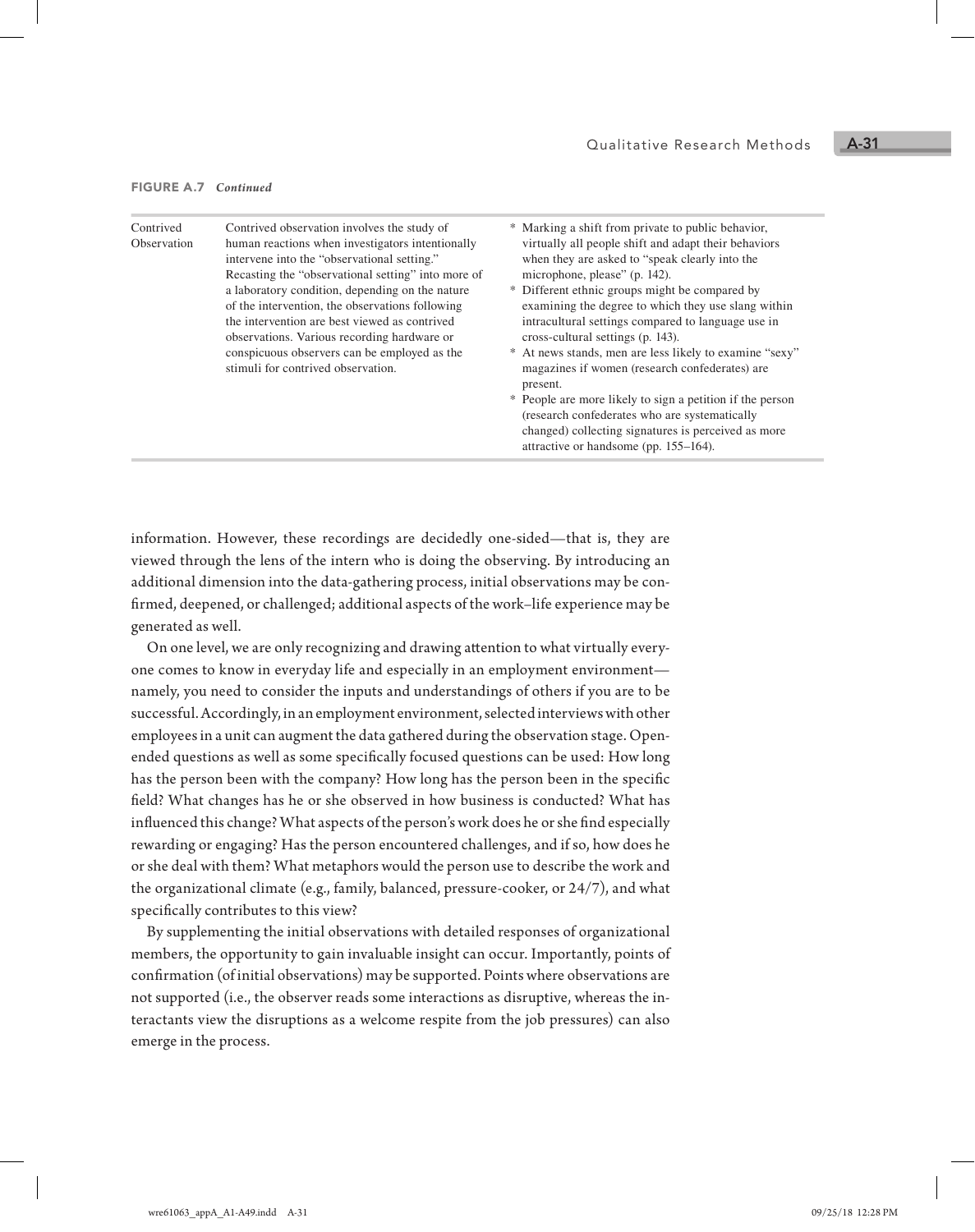**FIGURE A.7** *Continued*

| | | |
|---|---|---|
| Contrived Observation | Contrived observation involves the study of human reactions when investigators intentionally intervene into the "observational setting." Recasting the "observational setting" into more of a laboratory condition, depending on the nature of the intervention, the observations following the intervention are best viewed as contrived observations. Various recording hardware or conspicuous observers can be employed as the stimuli for contrived observation. | * Marking a shift from private to public behavior, virtually all people shift and adapt their behaviors when they are asked to "speak clearly into the microphone, please" (p. 142).<br>* Different ethnic groups might be compared by examining the degree to which they use slang within intracultural settings compared to language use in cross-cultural settings (p. 143).<br>* At news stands, men are less likely to examine "sexy" magazines if women (research confederates) are present.<br>* People are more likely to sign a petition if the person (research confederates who are systematically changed) collecting signatures is perceived as more attractive or handsome (pp. 155–164). |

information. However, these recordings are decidedly one-sided—that is, they are viewed through the lens of the intern who is doing the observing. By introducing an additional dimension into the data-gathering process, initial observations may be confirmed, deepened, or challenged; additional aspects of the work–life experience may be generated as well.

On one level, we are only recognizing and drawing attention to what virtually everyone comes to know in everyday life and especially in an employment environment—namely, you need to consider the inputs and understandings of others if you are to be successful. Accordingly, in an employment environment, selected interviews with other employees in a unit can augment the data gathered during the observation stage. Open-ended questions as well as some specifically focused questions can be used: How long has the person been with the company? How long has the person been in the specific field? What changes has he or she observed in how business is conducted? What has influenced this change? What aspects of the person's work does he or she find especially rewarding or engaging? Has the person encountered challenges, and if so, how does he or she deal with them? What metaphors would the person use to describe the work and the organizational climate (e.g., family, balanced, pressure-cooker, or 24/7), and what specifically contributes to this view?

By supplementing the initial observations with detailed responses of organizational members, the opportunity to gain invaluable insight can occur. Importantly, points of confirmation (of initial observations) may be supported. Points where observations are not supported (i.e., the observer reads some interactions as disruptive, whereas the interactants view the disruptions as a welcome respite from the job pressures) can also emerge in the process.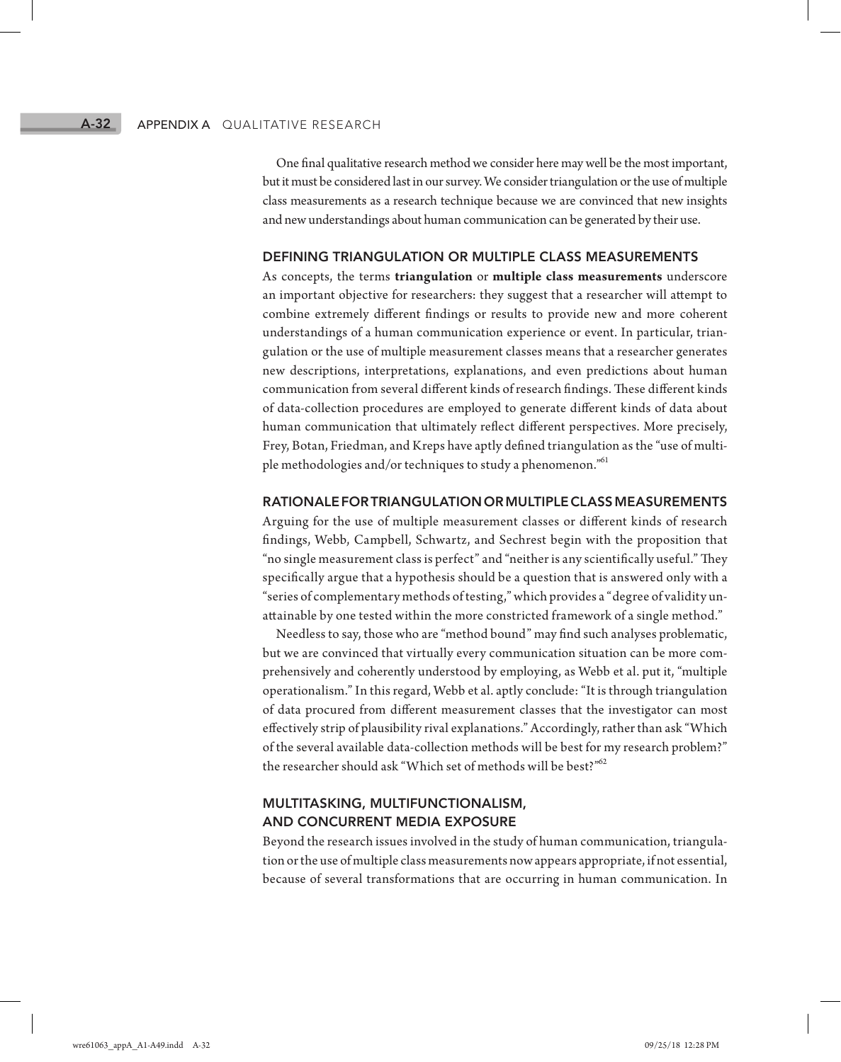One final qualitative research method we consider here may well be the most important, but it must be considered last in our survey. We consider triangulation or the use of multiple class measurements as a research technique because we are convinced that new insights and new understandings about human communication can be generated by their use.

## DEFINING TRIANGULATION OR MULTIPLE CLASS MEASUREMENTS

As concepts, the terms **triangulation** or **multiple class measurements** underscore an important objective for researchers: they suggest that a researcher will attempt to combine extremely different findings or results to provide new and more coherent understandings of a human communication experience or event. In particular, triangulation or the use of multiple measurement classes means that a researcher generates new descriptions, interpretations, explanations, and even predictions about human communication from several different kinds of research findings. These different kinds of data-collection procedures are employed to generate different kinds of data about human communication that ultimately reflect different perspectives. More precisely, Frey, Botan, Friedman, and Kreps have aptly defined triangulation as the "use of multiple methodologies and/or techniques to study a phenomenon."[61]

## RATIONALE FOR TRIANGULATION OR MULTIPLE CLASS MEASUREMENTS

Arguing for the use of multiple measurement classes or different kinds of research findings, Webb, Campbell, Schwartz, and Sechrest begin with the proposition that "no single measurement class is perfect" and "neither is any scientifically useful." They specifically argue that a hypothesis should be a question that is answered only with a "series of complementary methods of testing," which provides a "degree of validity unattainable by one tested within the more constricted framework of a single method."

Needless to say, those who are "method bound" may find such analyses problematic, but we are convinced that virtually every communication situation can be more comprehensively and coherently understood by employing, as Webb et al. put it, "multiple operationalism." In this regard, Webb et al. aptly conclude: "It is through triangulation of data procured from different measurement classes that the investigator can most effectively strip of plausibility rival explanations." Accordingly, rather than ask "Which of the several available data-collection methods will be best for my research problem?" the researcher should ask "Which set of methods will be best?"[62]

## MULTITASKING, MULTIFUNCTIONALISM, AND CONCURRENT MEDIA EXPOSURE

Beyond the research issues involved in the study of human communication, triangulation or the use of multiple class measurements now appears appropriate, if not essential, because of several transformations that are occurring in human communication. In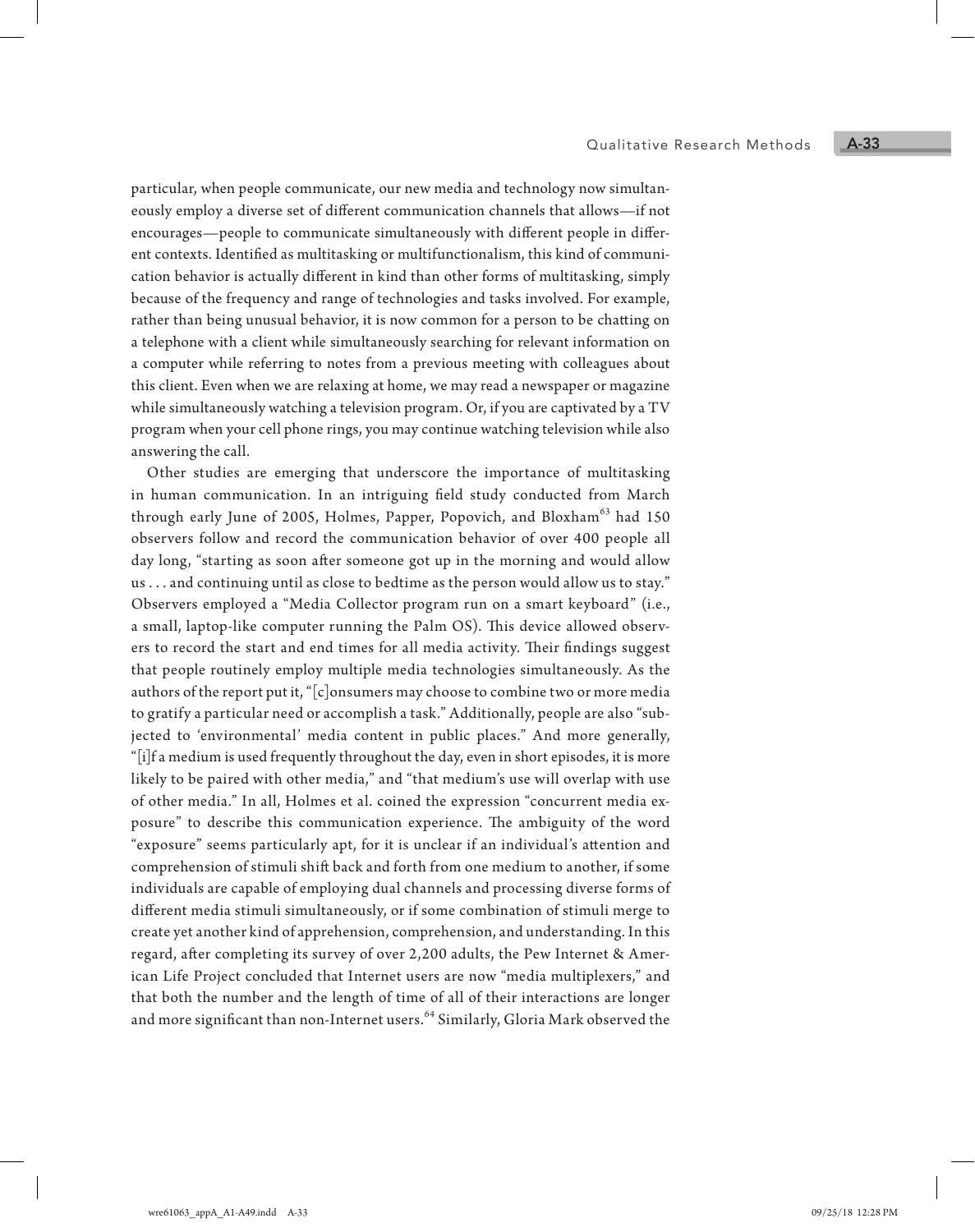particular, when people communicate, our new media and technology now simultaneously employ a diverse set of different communication channels that allows—if not encourages—people to communicate simultaneously with different people in different contexts. Identified as multitasking or multifunctionalism, this kind of communication behavior is actually different in kind than other forms of multitasking, simply because of the frequency and range of technologies and tasks involved. For example, rather than being unusual behavior, it is now common for a person to be chatting on a telephone with a client while simultaneously searching for relevant information on a computer while referring to notes from a previous meeting with colleagues about this client. Even when we are relaxing at home, we may read a newspaper or magazine while simultaneously watching a television program. Or, if you are captivated by a TV program when your cell phone rings, you may continue watching television while also answering the call.

Other studies are emerging that underscore the importance of multitasking in human communication. In an intriguing field study conducted from March through early June of 2005, Holmes, Papper, Popovich, and Bloxham[63] had 150 observers follow and record the communication behavior of over 400 people all day long, "starting as soon after someone got up in the morning and would allow us . . . and continuing until as close to bedtime as the person would allow us to stay." Observers employed a "Media Collector program run on a smart keyboard" (i.e., a small, laptop-like computer running the Palm OS). This device allowed observers to record the start and end times for all media activity. Their findings suggest that people routinely employ multiple media technologies simultaneously. As the authors of the report put it, "[c]onsumers may choose to combine two or more media to gratify a particular need or accomplish a task." Additionally, people are also "subjected to 'environmental' media content in public places." And more generally, "[i]f a medium is used frequently throughout the day, even in short episodes, it is more likely to be paired with other media," and "that medium's use will overlap with use of other media." In all, Holmes et al. coined the expression "concurrent media exposure" to describe this communication experience. The ambiguity of the word "exposure" seems particularly apt, for it is unclear if an individual's attention and comprehension of stimuli shift back and forth from one medium to another, if some individuals are capable of employing dual channels and processing diverse forms of different media stimuli simultaneously, or if some combination of stimuli merge to create yet another kind of apprehension, comprehension, and understanding. In this regard, after completing its survey of over 2,200 adults, the Pew Internet & American Life Project concluded that Internet users are now "media multiplexers," and that both the number and the length of time of all of their interactions are longer and more significant than non-Internet users.[64] Similarly, Gloria Mark observed the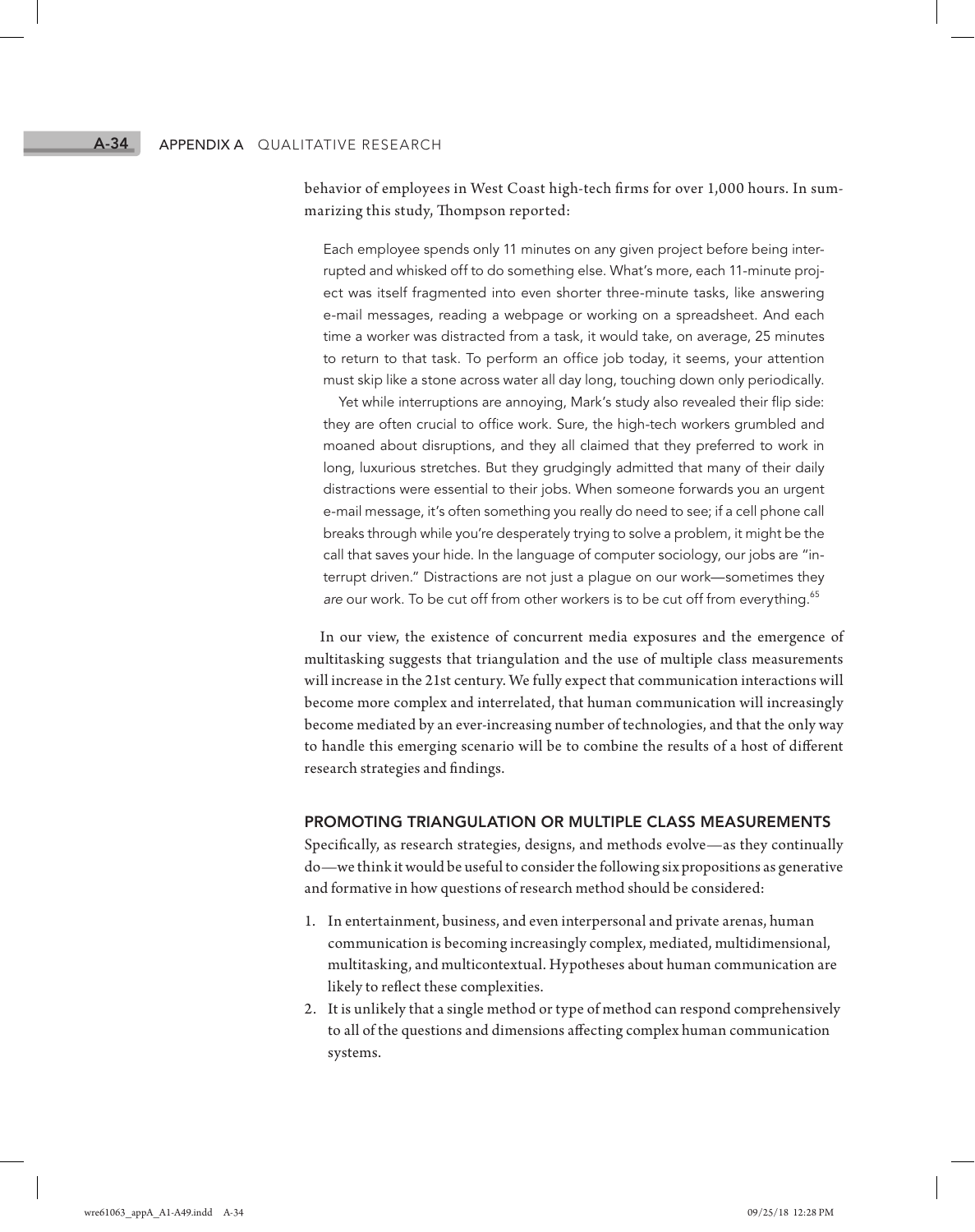behavior of employees in West Coast high-tech firms for over 1,000 hours. In summarizing this study, Thompson reported:

> Each employee spends only 11 minutes on any given project before being interrupted and whisked off to do something else. What's more, each 11-minute project was itself fragmented into even shorter three-minute tasks, like answering e-mail messages, reading a webpage or working on a spreadsheet. And each time a worker was distracted from a task, it would take, on average, 25 minutes to return to that task. To perform an office job today, it seems, your attention must skip like a stone across water all day long, touching down only periodically.
>
> Yet while interruptions are annoying, Mark's study also revealed their flip side: they are often crucial to office work. Sure, the high-tech workers grumbled and moaned about disruptions, and they all claimed that they preferred to work in long, luxurious stretches. But they grudgingly admitted that many of their daily distractions were essential to their jobs. When someone forwards you an urgent e-mail message, it's often something you really do need to see; if a cell phone call breaks through while you're desperately trying to solve a problem, it might be the call that saves your hide. In the language of computer sociology, our jobs are "interrupt driven." Distractions are not just a plague on our work—sometimes they *are* our work. To be cut off from other workers is to be cut off from everything.[65]

In our view, the existence of concurrent media exposures and the emergence of multitasking suggests that triangulation and the use of multiple class measurements will increase in the 21st century. We fully expect that communication interactions will become more complex and interrelated, that human communication will increasingly become mediated by an ever-increasing number of technologies, and that the only way to handle this emerging scenario will be to combine the results of a host of different research strategies and findings.

## PROMOTING TRIANGULATION OR MULTIPLE CLASS MEASUREMENTS

Specifically, as research strategies, designs, and methods evolve—as they continually do—we think it would be useful to consider the following six propositions as generative and formative in how questions of research method should be considered:

1. In entertainment, business, and even interpersonal and private arenas, human communication is becoming increasingly complex, mediated, multidimensional, multitasking, and multicontextual. Hypotheses about human communication are likely to reflect these complexities.
2. It is unlikely that a single method or type of method can respond comprehensively to all of the questions and dimensions affecting complex human communication systems.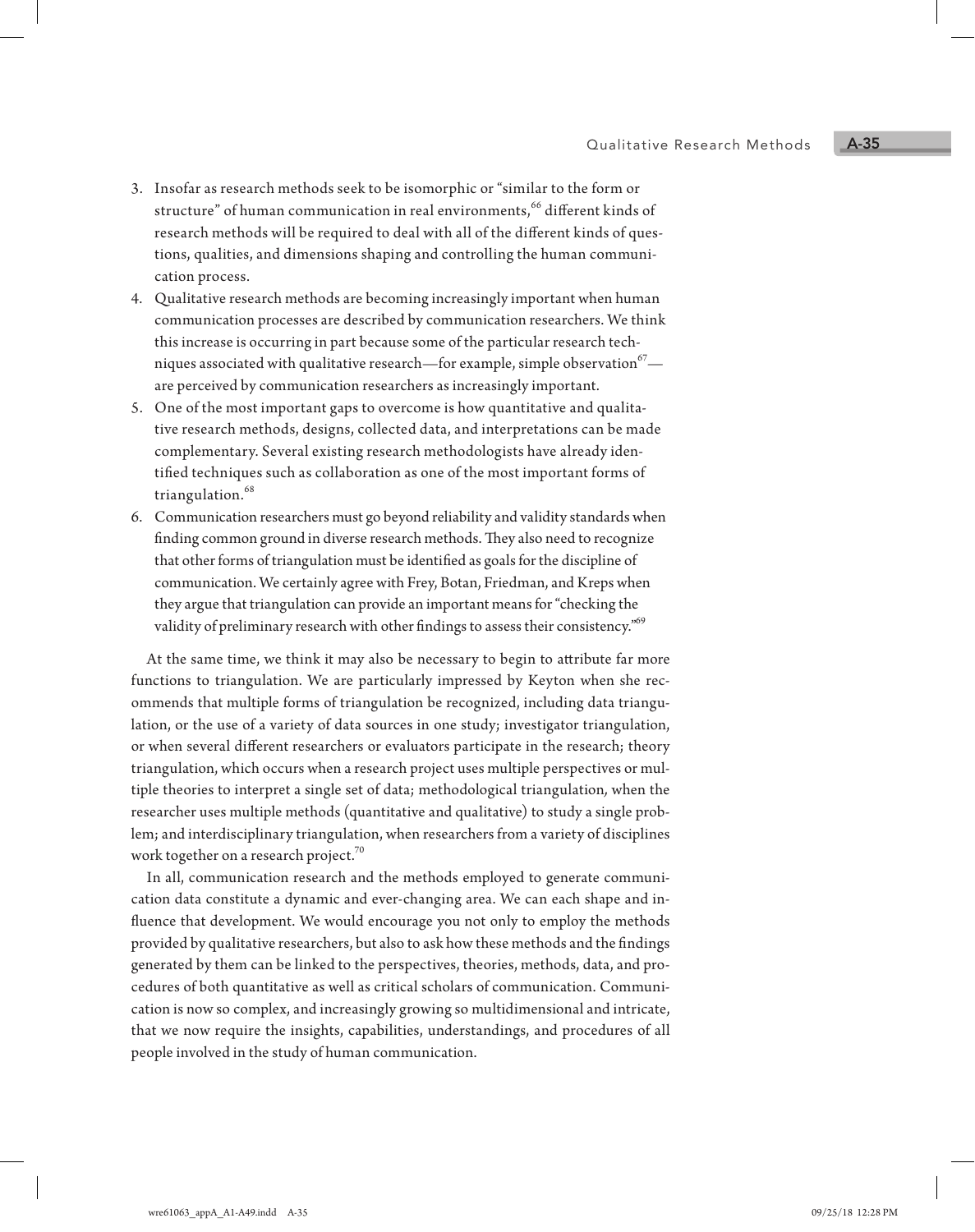3. Insofar as research methods seek to be isomorphic or "similar to the form or structure" of human communication in real environments,[66] different kinds of research methods will be required to deal with all of the different kinds of questions, qualities, and dimensions shaping and controlling the human communication process.
4. Qualitative research methods are becoming increasingly important when human communication processes are described by communication researchers. We think this increase is occurring in part because some of the particular research techniques associated with qualitative research—for example, simple observation[67]—are perceived by communication researchers as increasingly important.
5. One of the most important gaps to overcome is how quantitative and qualitative research methods, designs, collected data, and interpretations can be made complementary. Several existing research methodologists have already identified techniques such as collaboration as one of the most important forms of triangulation.[68]
6. Communication researchers must go beyond reliability and validity standards when finding common ground in diverse research methods. They also need to recognize that other forms of triangulation must be identified as goals for the discipline of communication. We certainly agree with Frey, Botan, Friedman, and Kreps when they argue that triangulation can provide an important means for "checking the validity of preliminary research with other findings to assess their consistency."[69]

At the same time, we think it may also be necessary to begin to attribute far more functions to triangulation. We are particularly impressed by Keyton when she recommends that multiple forms of triangulation be recognized, including data triangulation, or the use of a variety of data sources in one study; investigator triangulation, or when several different researchers or evaluators participate in the research; theory triangulation, which occurs when a research project uses multiple perspectives or multiple theories to interpret a single set of data; methodological triangulation, when the researcher uses multiple methods (quantitative and qualitative) to study a single problem; and interdisciplinary triangulation, when researchers from a variety of disciplines work together on a research project.[70]

In all, communication research and the methods employed to generate communication data constitute a dynamic and ever-changing area. We can each shape and influence that development. We would encourage you not only to employ the methods provided by qualitative researchers, but also to ask how these methods and the findings generated by them can be linked to the perspectives, theories, methods, data, and procedures of both quantitative as well as critical scholars of communication. Communication is now so complex, and increasingly growing so multidimensional and intricate, that we now require the insights, capabilities, understandings, and procedures of all people involved in the study of human communication.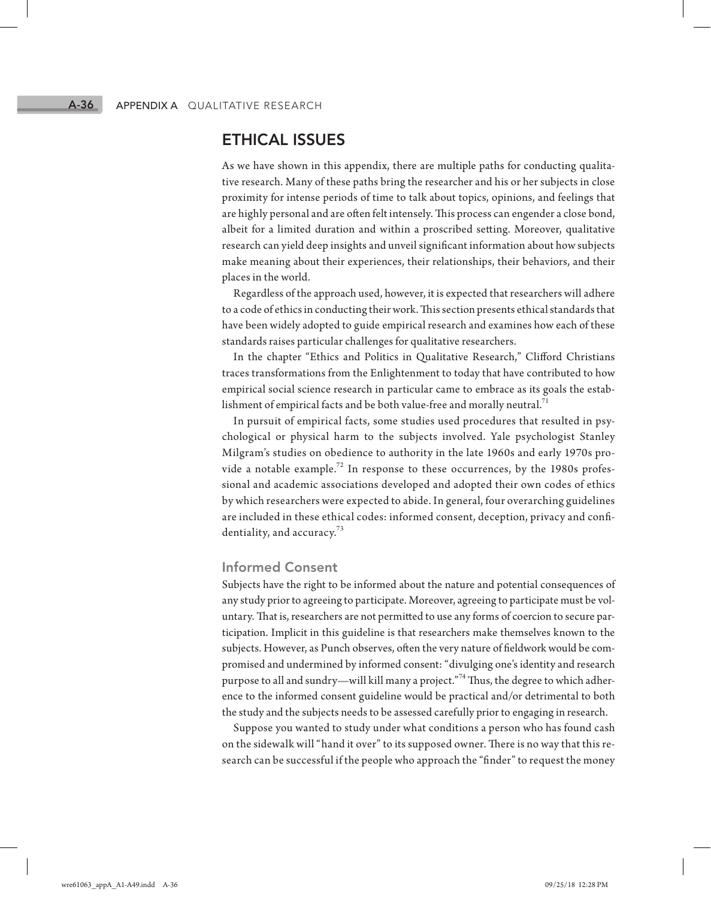## ETHICAL ISSUES

As we have shown in this appendix, there are multiple paths for conducting qualitative research. Many of these paths bring the researcher and his or her subjects in close proximity for intense periods of time to talk about topics, opinions, and feelings that are highly personal and are often felt intensely. This process can engender a close bond, albeit for a limited duration and within a proscribed setting. Moreover, qualitative research can yield deep insights and unveil significant information about how subjects make meaning about their experiences, their relationships, their behaviors, and their places in the world.

Regardless of the approach used, however, it is expected that researchers will adhere to a code of ethics in conducting their work. This section presents ethical standards that have been widely adopted to guide empirical research and examines how each of these standards raises particular challenges for qualitative researchers.

In the chapter "Ethics and Politics in Qualitative Research," Clifford Christians traces transformations from the Enlightenment to today that have contributed to how empirical social science research in particular came to embrace as its goals the establishment of empirical facts and be both value-free and morally neutral.[71]

In pursuit of empirical facts, some studies used procedures that resulted in psychological or physical harm to the subjects involved. Yale psychologist Stanley Milgram's studies on obedience to authority in the late 1960s and early 1970s provide a notable example.[72] In response to these occurrences, by the 1980s professional and academic associations developed and adopted their own codes of ethics by which researchers were expected to abide. In general, four overarching guidelines are included in these ethical codes: informed consent, deception, privacy and confidentiality, and accuracy.[73]

### Informed Consent

Subjects have the right to be informed about the nature and potential consequences of any study prior to agreeing to participate. Moreover, agreeing to participate must be voluntary. That is, researchers are not permitted to use any forms of coercion to secure participation. Implicit in this guideline is that researchers make themselves known to the subjects. However, as Punch observes, often the very nature of fieldwork would be compromised and undermined by informed consent: "divulging one's identity and research purpose to all and sundry—will kill many a project."[74] Thus, the degree to which adherence to the informed consent guideline would be practical and/or detrimental to both the study and the subjects needs to be assessed carefully prior to engaging in research.

Suppose you wanted to study under what conditions a person who has found cash on the sidewalk will "hand it over" to its supposed owner. There is no way that this research can be successful if the people who approach the "finder" to request the money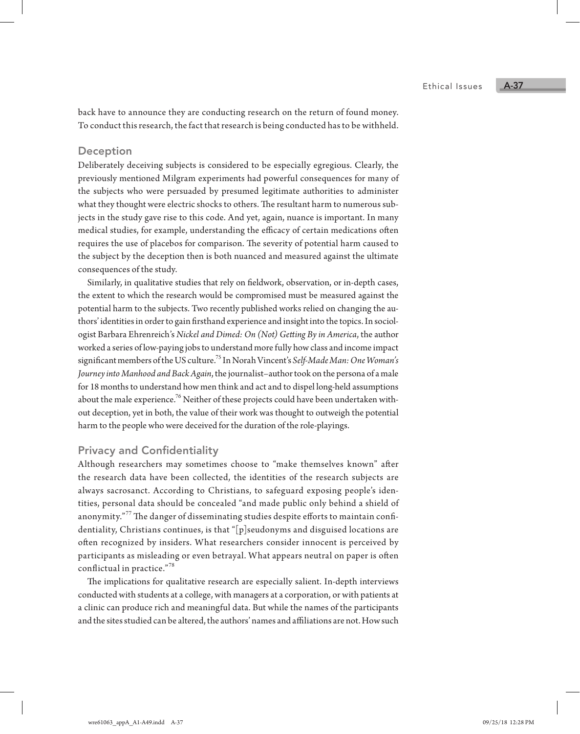back have to announce they are conducting research on the return of found money. To conduct this research, the fact that research is being conducted has to be withheld.

## Deception

Deliberately deceiving subjects is considered to be especially egregious. Clearly, the previously mentioned Milgram experiments had powerful consequences for many of the subjects who were persuaded by presumed legitimate authorities to administer what they thought were electric shocks to others. The resultant harm to numerous subjects in the study gave rise to this code. And yet, again, nuance is important. In many medical studies, for example, understanding the efficacy of certain medications often requires the use of placebos for comparison. The severity of potential harm caused to the subject by the deception then is both nuanced and measured against the ultimate consequences of the study.

Similarly, in qualitative studies that rely on fieldwork, observation, or in-depth cases, the extent to which the research would be compromised must be measured against the potential harm to the subjects. Two recently published works relied on changing the authors' identities in order to gain firsthand experience and insight into the topics. In sociologist Barbara Ehrenreich's *Nickel and Dimed: On (Not) Getting By in America*, the author worked a series of low-paying jobs to understand more fully how class and income impact significant members of the US culture.[75] In Norah Vincent's *Self-Made Man: One Woman's Journey into Manhood and Back Again*, the journalist–author took on the persona of a male for 18 months to understand how men think and act and to dispel long-held assumptions about the male experience.[76] Neither of these projects could have been undertaken without deception, yet in both, the value of their work was thought to outweigh the potential harm to the people who were deceived for the duration of the role-playings.

## Privacy and Confidentiality

Although researchers may sometimes choose to "make themselves known" after the research data have been collected, the identities of the research subjects are always sacrosanct. According to Christians, to safeguard exposing people's identities, personal data should be concealed "and made public only behind a shield of anonymity."[77] The danger of disseminating studies despite efforts to maintain confidentiality, Christians continues, is that "[p]seudonyms and disguised locations are often recognized by insiders. What researchers consider innocent is perceived by participants as misleading or even betrayal. What appears neutral on paper is often conflictual in practice."[78]

The implications for qualitative research are especially salient. In-depth interviews conducted with students at a college, with managers at a corporation, or with patients at a clinic can produce rich and meaningful data. But while the names of the participants and the sites studied can be altered, the authors' names and affiliations are not. How such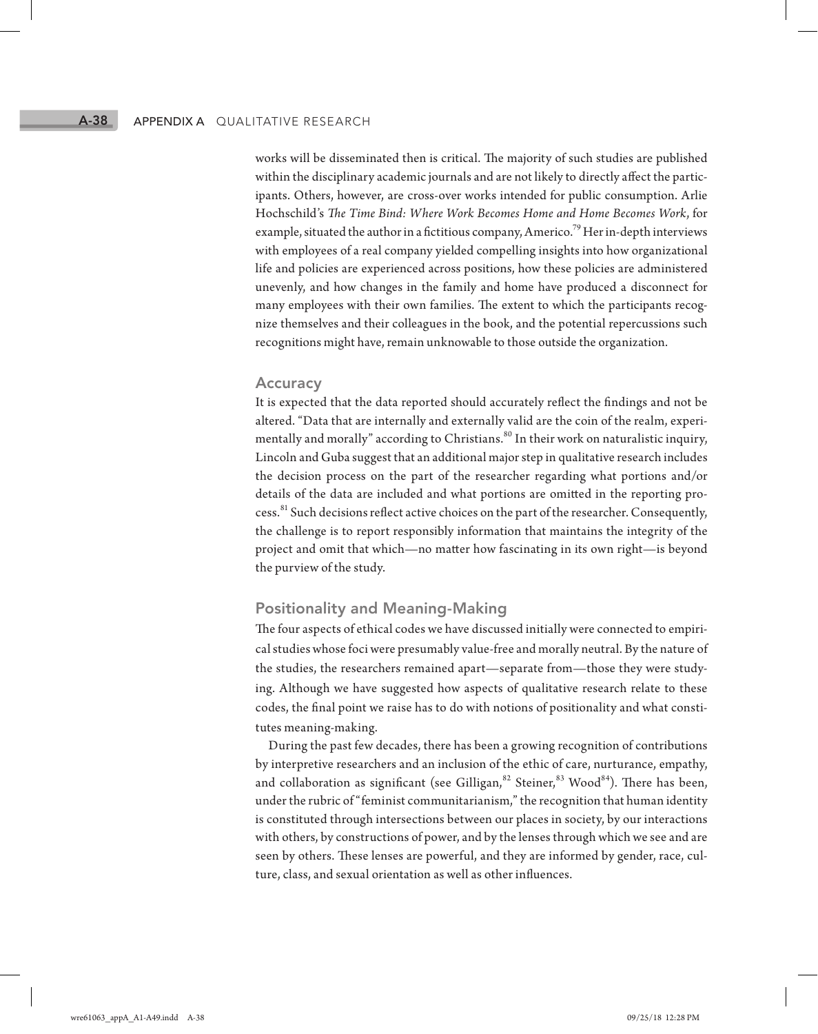works will be disseminated then is critical. The majority of such studies are published within the disciplinary academic journals and are not likely to directly affect the participants. Others, however, are cross-over works intended for public consumption. Arlie Hochschild's *The Time Bind: Where Work Becomes Home and Home Becomes Work*, for example, situated the author in a fictitious company, Americo.[79] Her in-depth interviews with employees of a real company yielded compelling insights into how organizational life and policies are experienced across positions, how these policies are administered unevenly, and how changes in the family and home have produced a disconnect for many employees with their own families. The extent to which the participants recognize themselves and their colleagues in the book, and the potential repercussions such recognitions might have, remain unknowable to those outside the organization.

## Accuracy

It is expected that the data reported should accurately reflect the findings and not be altered. "Data that are internally and externally valid are the coin of the realm, experimentally and morally" according to Christians.[80] In their work on naturalistic inquiry, Lincoln and Guba suggest that an additional major step in qualitative research includes the decision process on the part of the researcher regarding what portions and/or details of the data are included and what portions are omitted in the reporting process.[81] Such decisions reflect active choices on the part of the researcher. Consequently, the challenge is to report responsibly information that maintains the integrity of the project and omit that which—no matter how fascinating in its own right—is beyond the purview of the study.

## Positionality and Meaning-Making

The four aspects of ethical codes we have discussed initially were connected to empirical studies whose foci were presumably value-free and morally neutral. By the nature of the studies, the researchers remained apart—separate from—those they were studying. Although we have suggested how aspects of qualitative research relate to these codes, the final point we raise has to do with notions of positionality and what constitutes meaning-making.

During the past few decades, there has been a growing recognition of contributions by interpretive researchers and an inclusion of the ethic of care, nurturance, empathy, and collaboration as significant (see Gilligan,[82] Steiner,[83] Wood[84]). There has been, under the rubric of "feminist communitarianism," the recognition that human identity is constituted through intersections between our places in society, by our interactions with others, by constructions of power, and by the lenses through which we see and are seen by others. These lenses are powerful, and they are informed by gender, race, culture, class, and sexual orientation as well as other influences.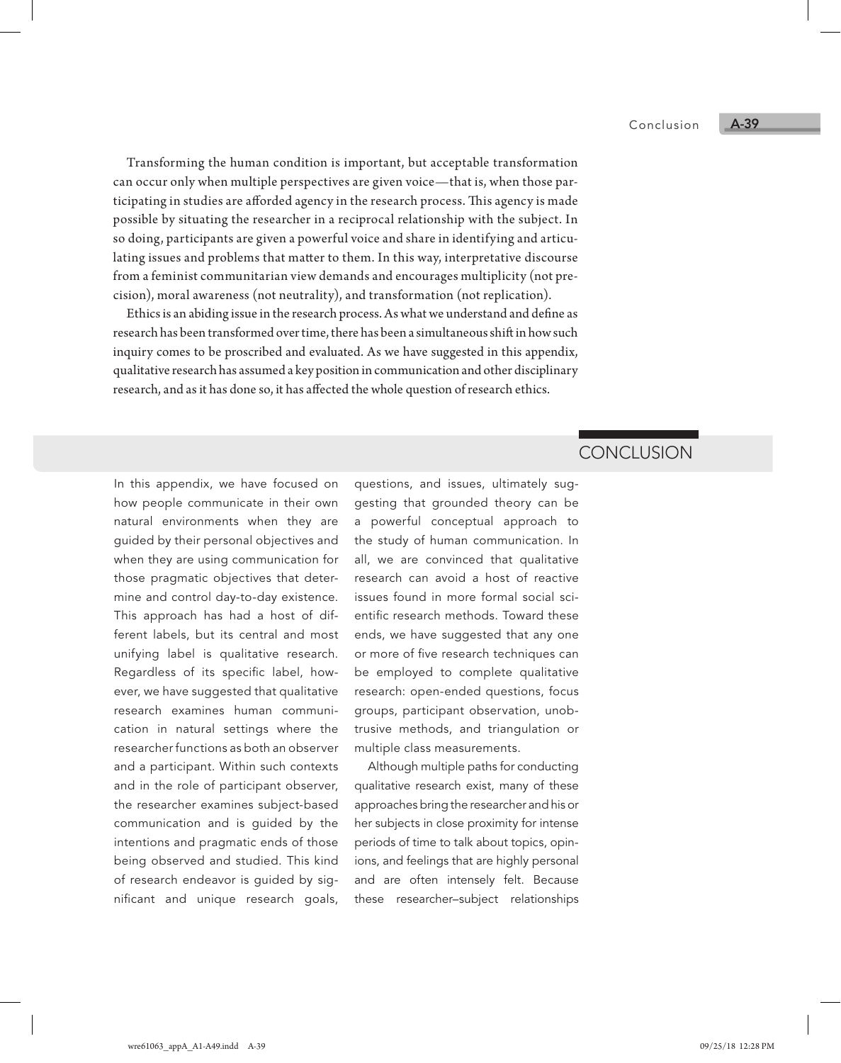Transforming the human condition is important, but acceptable transformation can occur only when multiple perspectives are given voice—that is, when those participating in studies are afforded agency in the research process. This agency is made possible by situating the researcher in a reciprocal relationship with the subject. In so doing, participants are given a powerful voice and share in identifying and articulating issues and problems that matter to them. In this way, interpretative discourse from a feminist communitarian view demands and encourages multiplicity (not precision), moral awareness (not neutrality), and transformation (not replication).

Ethics is an abiding issue in the research process. As what we understand and define as research has been transformed over time, there has been a simultaneous shift in how such inquiry comes to be proscribed and evaluated. As we have suggested in this appendix, qualitative research has assumed a key position in communication and other disciplinary research, and as it has done so, it has affected the whole question of research ethics.

## CONCLUSION

In this appendix, we have focused on how people communicate in their own natural environments when they are guided by their personal objectives and when they are using communication for those pragmatic objectives that determine and control day-to-day existence. This approach has had a host of different labels, but its central and most unifying label is qualitative research. Regardless of its specific label, however, we have suggested that qualitative research examines human communication in natural settings where the researcher functions as both an observer and a participant. Within such contexts and in the role of participant observer, the researcher examines subject-based communication and is guided by the intentions and pragmatic ends of those being observed and studied. This kind of research endeavor is guided by significant and unique research goals, questions, and issues, ultimately suggesting that grounded theory can be a powerful conceptual approach to the study of human communication. In all, we are convinced that qualitative research can avoid a host of reactive issues found in more formal social scientific research methods. Toward these ends, we have suggested that any one or more of five research techniques can be employed to complete qualitative research: open-ended questions, focus groups, participant observation, unobtrusive methods, and triangulation or multiple class measurements.

Although multiple paths for conducting qualitative research exist, many of these approaches bring the researcher and his or her subjects in close proximity for intense periods of time to talk about topics, opinions, and feelings that are highly personal and are often intensely felt. Because these researcher–subject relationships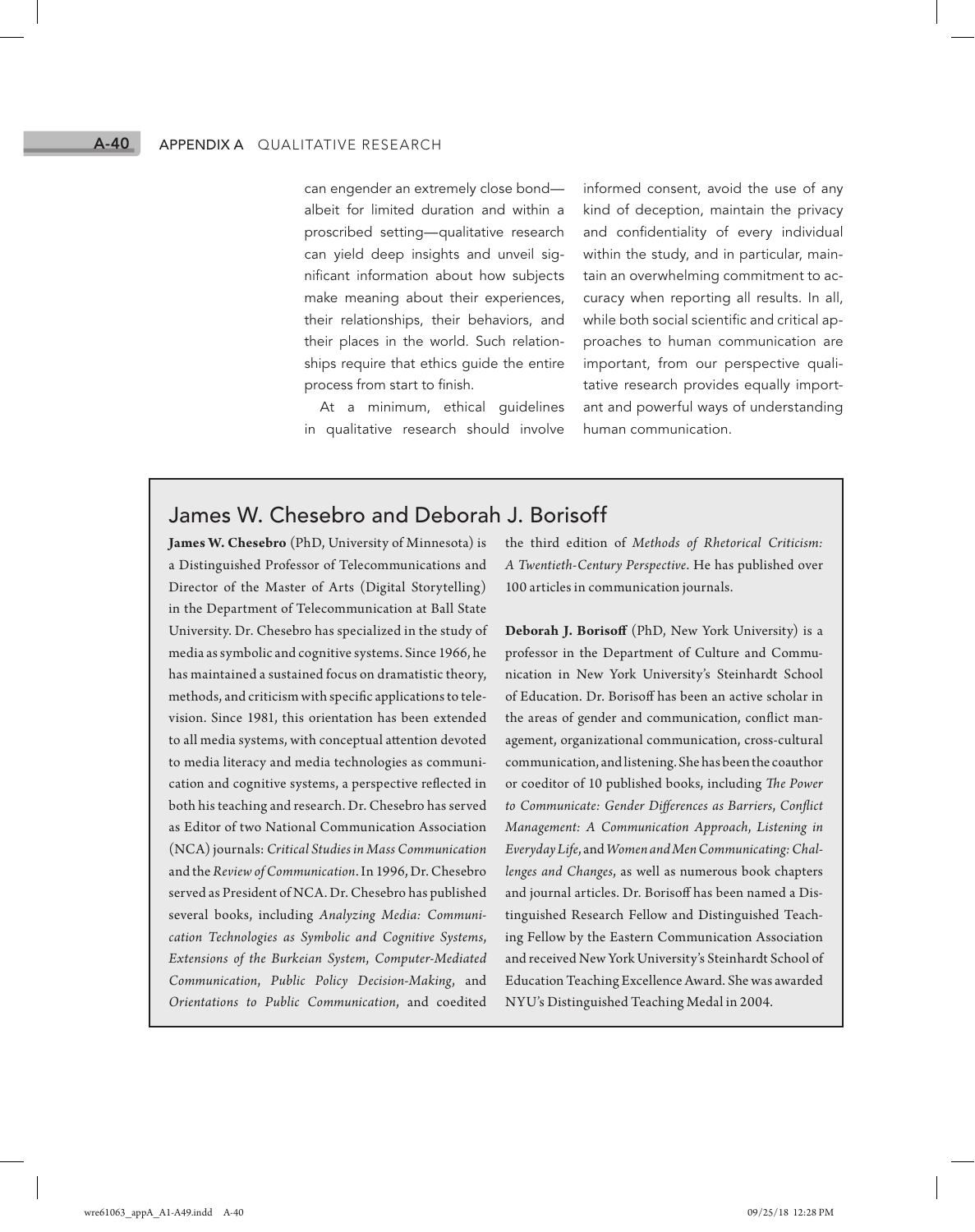can engender an extremely close bond—albeit for limited duration and within a proscribed setting—qualitative research can yield deep insights and unveil significant information about how subjects make meaning about their experiences, their relationships, their behaviors, and their places in the world. Such relationships require that ethics guide the entire process from start to finish.

At a minimum, ethical guidelines in qualitative research should involve informed consent, avoid the use of any kind of deception, maintain the privacy and confidentiality of every individual within the study, and in particular, maintain an overwhelming commitment to accuracy when reporting all results. In all, while both social scientific and critical approaches to human communication are important, from our perspective qualitative research provides equally important and powerful ways of understanding human communication.

## James W. Chesebro and Deborah J. Borisoff

**James W. Chesebro** (PhD, University of Minnesota) is a Distinguished Professor of Telecommunications and Director of the Master of Arts (Digital Storytelling) in the Department of Telecommunication at Ball State University. Dr. Chesebro has specialized in the study of media as symbolic and cognitive systems. Since 1966, he has maintained a sustained focus on dramatistic theory, methods, and criticism with specific applications to television. Since 1981, this orientation has been extended to all media systems, with conceptual attention devoted to media literacy and media technologies as communication and cognitive systems, a perspective reflected in both his teaching and research. Dr. Chesebro has served as Editor of two National Communication Association (NCA) journals: *Critical Studies in Mass Communication* and the *Review of Communication*. In 1996, Dr. Chesebro served as President of NCA. Dr. Chesebro has published several books, including *Analyzing Media: Communication Technologies as Symbolic and Cognitive Systems*, *Extensions of the Burkeian System*, *Computer-Mediated Communication*, *Public Policy Decision-Making*, and *Orientations to Public Communication*, and coedited the third edition of *Methods of Rhetorical Criticism: A Twentieth-Century Perspective*. He has published over 100 articles in communication journals.

**Deborah J. Borisoff** (PhD, New York University) is a professor in the Department of Culture and Communication in New York University's Steinhardt School of Education. Dr. Borisoff has been an active scholar in the areas of gender and communication, conflict management, organizational communication, cross-cultural communication, and listening. She has been the coauthor or coeditor of 10 published books, including *The Power to Communicate: Gender Differences as Barriers*, *Conflict Management: A Communication Approach*, *Listening in Everyday Life*, and *Women and Men Communicating: Challenges and Changes*, as well as numerous book chapters and journal articles. Dr. Borisoff has been named a Distinguished Research Fellow and Distinguished Teaching Fellow by the Eastern Communication Association and received New York University's Steinhardt School of Education Teaching Excellence Award. She was awarded NYU's Distinguished Teaching Medal in 2004.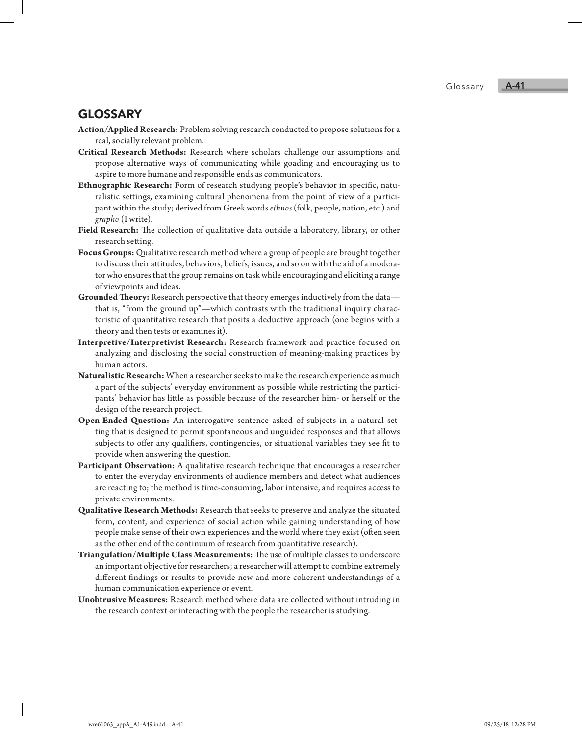## GLOSSARY

**Action/Applied Research:** Problem solving research conducted to propose solutions for a real, socially relevant problem.

**Critical Research Methods:** Research where scholars challenge our assumptions and propose alternative ways of communicating while goading and encouraging us to aspire to more humane and responsible ends as communicators.

**Ethnographic Research:** Form of research studying people's behavior in specific, naturalistic settings, examining cultural phenomena from the point of view of a participant within the study; derived from Greek words *ethnos* (folk, people, nation, etc.) and *grapho* (I write).

**Field Research:** The collection of qualitative data outside a laboratory, library, or other research setting.

**Focus Groups:** Qualitative research method where a group of people are brought together to discuss their attitudes, behaviors, beliefs, issues, and so on with the aid of a moderator who ensures that the group remains on task while encouraging and eliciting a range of viewpoints and ideas.

**Grounded Theory:** Research perspective that theory emerges inductively from the data—that is, "from the ground up"—which contrasts with the traditional inquiry characteristic of quantitative research that posits a deductive approach (one begins with a theory and then tests or examines it).

**Interpretive/Interpretivist Research:** Research framework and practice focused on analyzing and disclosing the social construction of meaning-making practices by human actors.

**Naturalistic Research:** When a researcher seeks to make the research experience as much a part of the subjects' everyday environment as possible while restricting the participants' behavior has little as possible because of the researcher him- or herself or the design of the research project.

**Open-Ended Question:** An interrogative sentence asked of subjects in a natural setting that is designed to permit spontaneous and unguided responses and that allows subjects to offer any qualifiers, contingencies, or situational variables they see fit to provide when answering the question.

**Participant Observation:** A qualitative research technique that encourages a researcher to enter the everyday environments of audience members and detect what audiences are reacting to; the method is time-consuming, labor intensive, and requires access to private environments.

**Qualitative Research Methods:** Research that seeks to preserve and analyze the situated form, content, and experience of social action while gaining understanding of how people make sense of their own experiences and the world where they exist (often seen as the other end of the continuum of research from quantitative research).

**Triangulation/Multiple Class Measurements:** The use of multiple classes to underscore an important objective for researchers; a researcher will attempt to combine extremely different findings or results to provide new and more coherent understandings of a human communication experience or event.

**Unobtrusive Measures:** Research method where data are collected without intruding in the research context or interacting with the people the researcher is studying.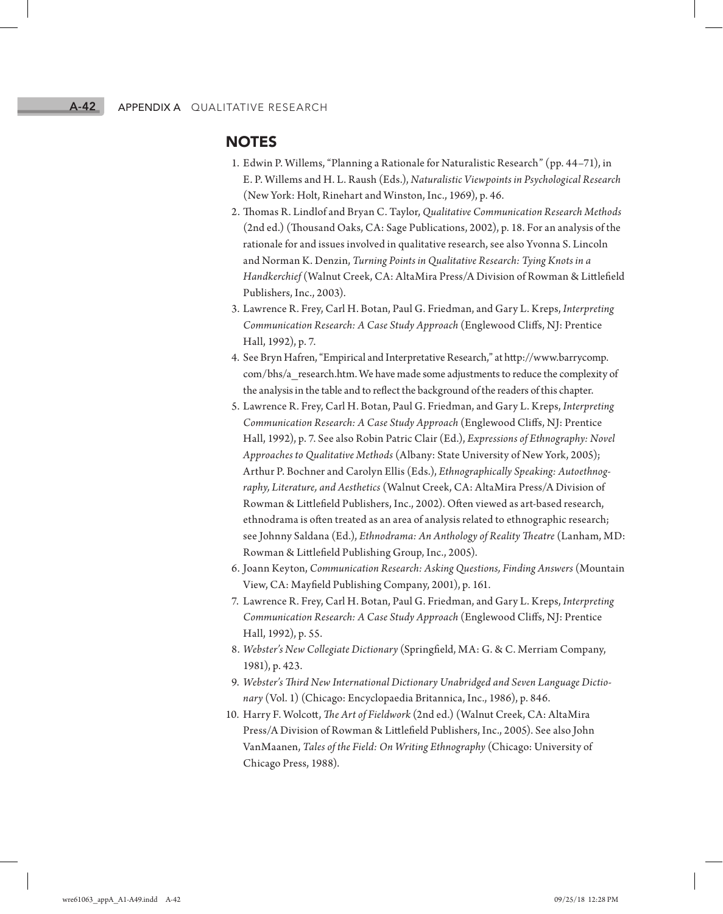## NOTES

1. Edwin P. Willems, "Planning a Rationale for Naturalistic Research" (pp. 44–71), in E. P. Willems and H. L. Raush (Eds.), *Naturalistic Viewpoints in Psychological Research* (New York: Holt, Rinehart and Winston, Inc., 1969), p. 46.
2. Thomas R. Lindlof and Bryan C. Taylor, *Qualitative Communication Research Methods* (2nd ed.) (Thousand Oaks, CA: Sage Publications, 2002), p. 18. For an analysis of the rationale for and issues involved in qualitative research, see also Yvonna S. Lincoln and Norman K. Denzin, *Turning Points in Qualitative Research: Tying Knots in a Handkerchief* (Walnut Creek, CA: AltaMira Press/A Division of Rowman & Littlefield Publishers, Inc., 2003).
3. Lawrence R. Frey, Carl H. Botan, Paul G. Friedman, and Gary L. Kreps, *Interpreting Communication Research: A Case Study Approach* (Englewood Cliffs, NJ: Prentice Hall, 1992), p. 7.
4. See Bryn Hafren, "Empirical and Interpretative Research," at http://www.barrycomp.com/bhs/a_research.htm. We have made some adjustments to reduce the complexity of the analysis in the table and to reflect the background of the readers of this chapter.
5. Lawrence R. Frey, Carl H. Botan, Paul G. Friedman, and Gary L. Kreps, *Interpreting Communication Research: A Case Study Approach* (Englewood Cliffs, NJ: Prentice Hall, 1992), p. 7. See also Robin Patric Clair (Ed.), *Expressions of Ethnography: Novel Approaches to Qualitative Methods* (Albany: State University of New York, 2005); Arthur P. Bochner and Carolyn Ellis (Eds.), *Ethnographically Speaking: Autoethnography, Literature, and Aesthetics* (Walnut Creek, CA: AltaMira Press/A Division of Rowman & Littlefield Publishers, Inc., 2002). Often viewed as art-based research, ethnodrama is often treated as an area of analysis related to ethnographic research; see Johnny Saldana (Ed.), *Ethnodrama: An Anthology of Reality Theatre* (Lanham, MD: Rowman & Littlefield Publishing Group, Inc., 2005).
6. Joann Keyton, *Communication Research: Asking Questions, Finding Answers* (Mountain View, CA: Mayfield Publishing Company, 2001), p. 161.
7. Lawrence R. Frey, Carl H. Botan, Paul G. Friedman, and Gary L. Kreps, *Interpreting Communication Research: A Case Study Approach* (Englewood Cliffs, NJ: Prentice Hall, 1992), p. 55.
8. *Webster's New Collegiate Dictionary* (Springfield, MA: G. & C. Merriam Company, 1981), p. 423.
9. *Webster's Third New International Dictionary Unabridged and Seven Language Dictionary* (Vol. 1) (Chicago: Encyclopaedia Britannica, Inc., 1986), p. 846.
10. Harry F. Wolcott, *The Art of Fieldwork* (2nd ed.) (Walnut Creek, CA: AltaMira Press/A Division of Rowman & Littlefield Publishers, Inc., 2005). See also John VanMaanen, *Tales of the Field: On Writing Ethnography* (Chicago: University of Chicago Press, 1988).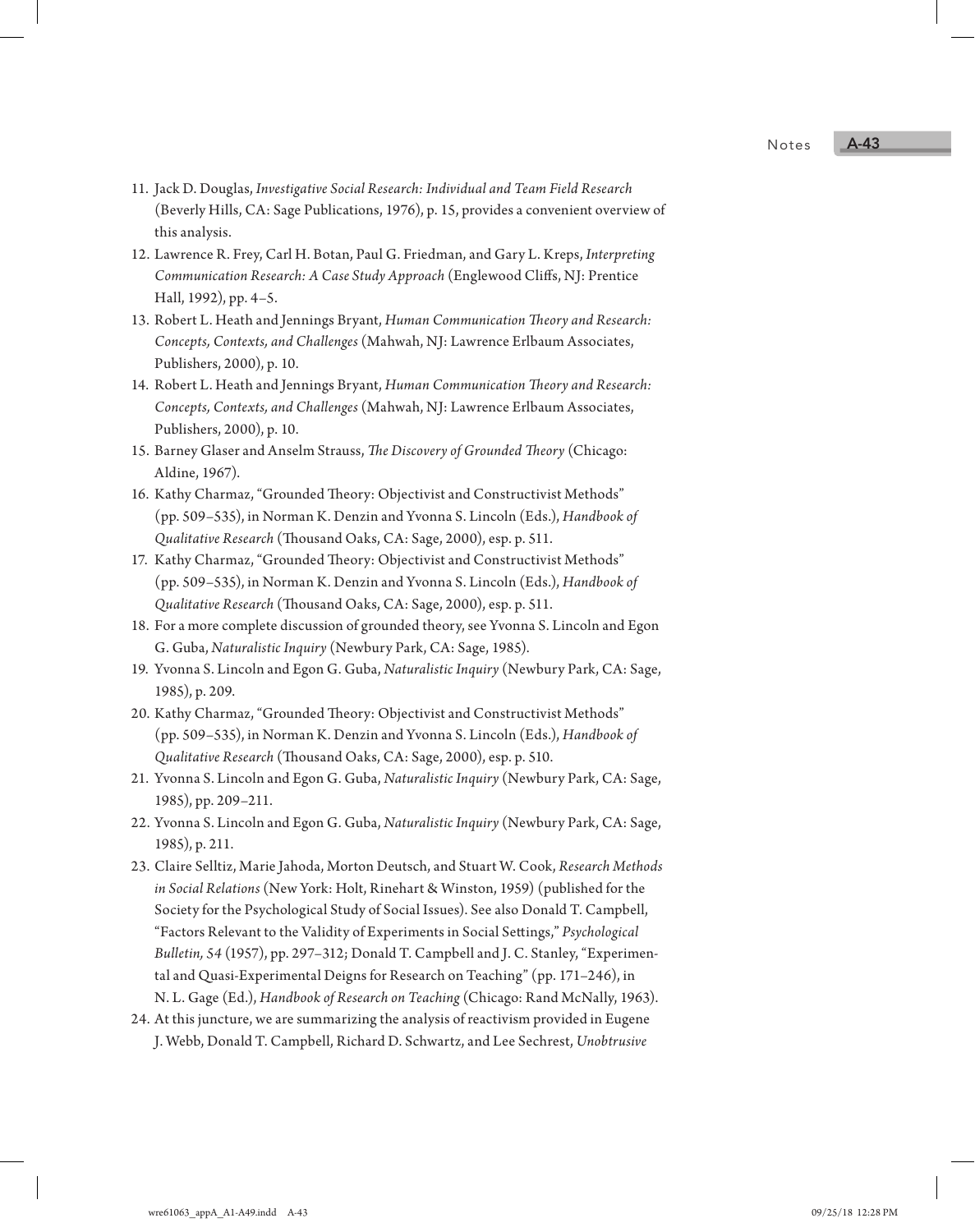11. Jack D. Douglas, *Investigative Social Research: Individual and Team Field Research* (Beverly Hills, CA: Sage Publications, 1976), p. 15, provides a convenient overview of this analysis.
12. Lawrence R. Frey, Carl H. Botan, Paul G. Friedman, and Gary L. Kreps, *Interpreting Communication Research: A Case Study Approach* (Englewood Cliffs, NJ: Prentice Hall, 1992), pp. 4–5.
13. Robert L. Heath and Jennings Bryant, *Human Communication Theory and Research: Concepts, Contexts, and Challenges* (Mahwah, NJ: Lawrence Erlbaum Associates, Publishers, 2000), p. 10.
14. Robert L. Heath and Jennings Bryant, *Human Communication Theory and Research: Concepts, Contexts, and Challenges* (Mahwah, NJ: Lawrence Erlbaum Associates, Publishers, 2000), p. 10.
15. Barney Glaser and Anselm Strauss, *The Discovery of Grounded Theory* (Chicago: Aldine, 1967).
16. Kathy Charmaz, "Grounded Theory: Objectivist and Constructivist Methods" (pp. 509–535), in Norman K. Denzin and Yvonna S. Lincoln (Eds.), *Handbook of Qualitative Research* (Thousand Oaks, CA: Sage, 2000), esp. p. 511.
17. Kathy Charmaz, "Grounded Theory: Objectivist and Constructivist Methods" (pp. 509–535), in Norman K. Denzin and Yvonna S. Lincoln (Eds.), *Handbook of Qualitative Research* (Thousand Oaks, CA: Sage, 2000), esp. p. 511.
18. For a more complete discussion of grounded theory, see Yvonna S. Lincoln and Egon G. Guba, *Naturalistic Inquiry* (Newbury Park, CA: Sage, 1985).
19. Yvonna S. Lincoln and Egon G. Guba, *Naturalistic Inquiry* (Newbury Park, CA: Sage, 1985), p. 209.
20. Kathy Charmaz, "Grounded Theory: Objectivist and Constructivist Methods" (pp. 509–535), in Norman K. Denzin and Yvonna S. Lincoln (Eds.), *Handbook of Qualitative Research* (Thousand Oaks, CA: Sage, 2000), esp. p. 510.
21. Yvonna S. Lincoln and Egon G. Guba, *Naturalistic Inquiry* (Newbury Park, CA: Sage, 1985), pp. 209–211.
22. Yvonna S. Lincoln and Egon G. Guba, *Naturalistic Inquiry* (Newbury Park, CA: Sage, 1985), p. 211.
23. Claire Selltiz, Marie Jahoda, Morton Deutsch, and Stuart W. Cook, *Research Methods in Social Relations* (New York: Holt, Rinehart & Winston, 1959) (published for the Society for the Psychological Study of Social Issues). See also Donald T. Campbell, "Factors Relevant to the Validity of Experiments in Social Settings," *Psychological Bulletin, 54* (1957), pp. 297–312; Donald T. Campbell and J. C. Stanley, "Experimental and Quasi-Experimental Deigns for Research on Teaching" (pp. 171–246), in N. L. Gage (Ed.), *Handbook of Research on Teaching* (Chicago: Rand McNally, 1963).
24. At this juncture, we are summarizing the analysis of reactivism provided in Eugene J. Webb, Donald T. Campbell, Richard D. Schwartz, and Lee Sechrest, *Unobtrusive*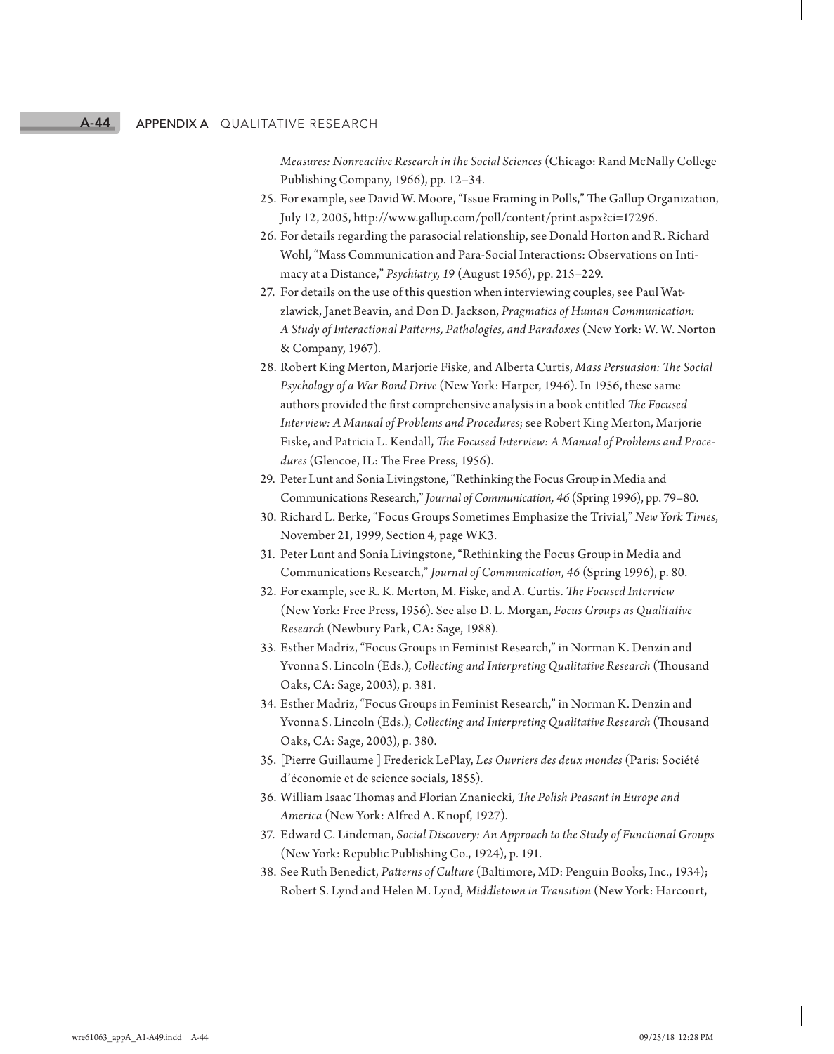*Measures: Nonreactive Research in the Social Sciences* (Chicago: Rand McNally College Publishing Company, 1966), pp. 12–34.

25. For example, see David W. Moore, "Issue Framing in Polls," The Gallup Organization, July 12, 2005, http://www.gallup.com/poll/content/print.aspx?ci=17296.
26. For details regarding the parasocial relationship, see Donald Horton and R. Richard Wohl, "Mass Communication and Para-Social Interactions: Observations on Intimacy at a Distance," *Psychiatry, 19* (August 1956), pp. 215–229.
27. For details on the use of this question when interviewing couples, see Paul Watzlawick, Janet Beavin, and Don D. Jackson, *Pragmatics of Human Communication: A Study of Interactional Patterns, Pathologies, and Paradoxes* (New York: W. W. Norton & Company, 1967).
28. Robert King Merton, Marjorie Fiske, and Alberta Curtis, *Mass Persuasion: The Social Psychology of a War Bond Drive* (New York: Harper, 1946). In 1956, these same authors provided the first comprehensive analysis in a book entitled *The Focused Interview: A Manual of Problems and Procedures*; see Robert King Merton, Marjorie Fiske, and Patricia L. Kendall, *The Focused Interview: A Manual of Problems and Procedures* (Glencoe, IL: The Free Press, 1956).
29. Peter Lunt and Sonia Livingstone, "Rethinking the Focus Group in Media and Communications Research," *Journal of Communication, 46* (Spring 1996), pp. 79–80.
30. Richard L. Berke, "Focus Groups Sometimes Emphasize the Trivial," *New York Times*, November 21, 1999, Section 4, page WK3.
31. Peter Lunt and Sonia Livingstone, "Rethinking the Focus Group in Media and Communications Research," *Journal of Communication, 46* (Spring 1996), p. 80.
32. For example, see R. K. Merton, M. Fiske, and A. Curtis. *The Focused Interview* (New York: Free Press, 1956). See also D. L. Morgan, *Focus Groups as Qualitative Research* (Newbury Park, CA: Sage, 1988).
33. Esther Madriz, "Focus Groups in Feminist Research," in Norman K. Denzin and Yvonna S. Lincoln (Eds.), *Collecting and Interpreting Qualitative Research* (Thousand Oaks, CA: Sage, 2003), p. 381.
34. Esther Madriz, "Focus Groups in Feminist Research," in Norman K. Denzin and Yvonna S. Lincoln (Eds.), *Collecting and Interpreting Qualitative Research* (Thousand Oaks, CA: Sage, 2003), p. 380.
35. [Pierre Guillaume ] Frederick LePlay, *Les Ouvriers des deux mondes* (Paris: Société d'économie et de science socials, 1855).
36. William Isaac Thomas and Florian Znaniecki, *The Polish Peasant in Europe and America* (New York: Alfred A. Knopf, 1927).
37. Edward C. Lindeman, *Social Discovery: An Approach to the Study of Functional Groups* (New York: Republic Publishing Co., 1924), p. 191.
38. See Ruth Benedict, *Patterns of Culture* (Baltimore, MD: Penguin Books, Inc., 1934); Robert S. Lynd and Helen M. Lynd, *Middletown in Transition* (New York: Harcourt,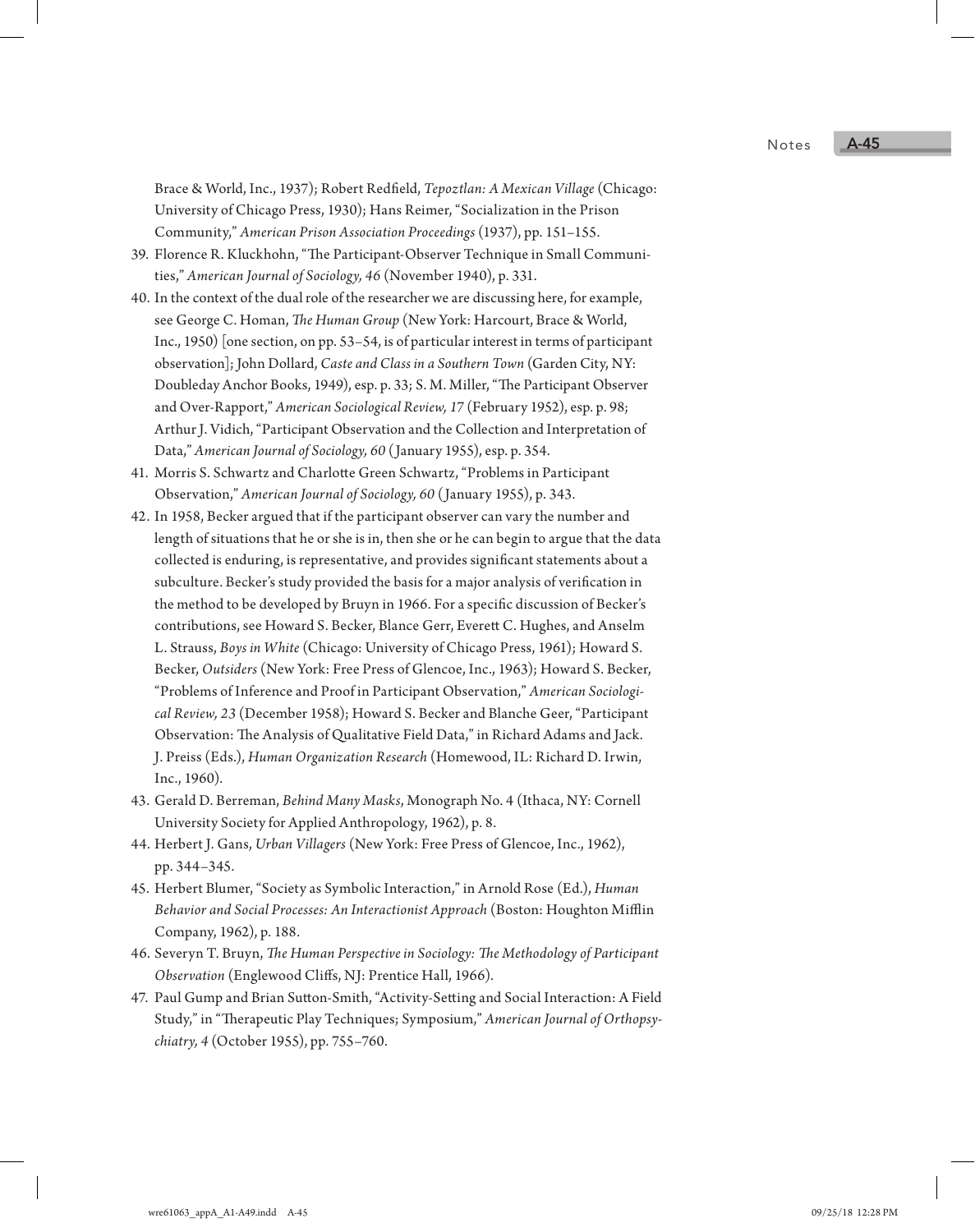Brace & World, Inc., 1937); Robert Redfield, *Tepoztlan: A Mexican Village* (Chicago: University of Chicago Press, 1930); Hans Reimer, "Socialization in the Prison Community," *American Prison Association Proceedings* (1937), pp. 151–155.

39. Florence R. Kluckhohn, "The Participant-Observer Technique in Small Communities," *American Journal of Sociology, 46* (November 1940), p. 331.
40. In the context of the dual role of the researcher we are discussing here, for example, see George C. Homan, *The Human Group* (New York: Harcourt, Brace & World, Inc., 1950) [one section, on pp. 53–54, is of particular interest in terms of participant observation]; John Dollard, *Caste and Class in a Southern Town* (Garden City, NY: Doubleday Anchor Books, 1949), esp. p. 33; S. M. Miller, "The Participant Observer and Over-Rapport," *American Sociological Review, 17* (February 1952), esp. p. 98; Arthur J. Vidich, "Participant Observation and the Collection and Interpretation of Data," *American Journal of Sociology, 60* (January 1955), esp. p. 354.
41. Morris S. Schwartz and Charlotte Green Schwartz, "Problems in Participant Observation," *American Journal of Sociology, 60* (January 1955), p. 343.
42. In 1958, Becker argued that if the participant observer can vary the number and length of situations that he or she is in, then she or he can begin to argue that the data collected is enduring, is representative, and provides significant statements about a subculture. Becker's study provided the basis for a major analysis of verification in the method to be developed by Bruyn in 1966. For a specific discussion of Becker's contributions, see Howard S. Becker, Blance Gerr, Everett C. Hughes, and Anselm L. Strauss, *Boys in White* (Chicago: University of Chicago Press, 1961); Howard S. Becker, *Outsiders* (New York: Free Press of Glencoe, Inc., 1963); Howard S. Becker, "Problems of Inference and Proof in Participant Observation," *American Sociological Review, 23* (December 1958); Howard S. Becker and Blanche Geer, "Participant Observation: The Analysis of Qualitative Field Data," in Richard Adams and Jack. J. Preiss (Eds.), *Human Organization Research* (Homewood, IL: Richard D. Irwin, Inc., 1960).
43. Gerald D. Berreman, *Behind Many Masks*, Monograph No. 4 (Ithaca, NY: Cornell University Society for Applied Anthropology, 1962), p. 8.
44. Herbert J. Gans, *Urban Villagers* (New York: Free Press of Glencoe, Inc., 1962), pp. 344–345.
45. Herbert Blumer, "Society as Symbolic Interaction," in Arnold Rose (Ed.), *Human Behavior and Social Processes: An Interactionist Approach* (Boston: Houghton Mifflin Company, 1962), p. 188.
46. Severyn T. Bruyn, *The Human Perspective in Sociology: The Methodology of Participant Observation* (Englewood Cliffs, NJ: Prentice Hall, 1966).
47. Paul Gump and Brian Sutton-Smith, "Activity-Setting and Social Interaction: A Field Study," in "Therapeutic Play Techniques; Symposium," *American Journal of Orthopsychiatry, 4* (October 1955), pp. 755–760.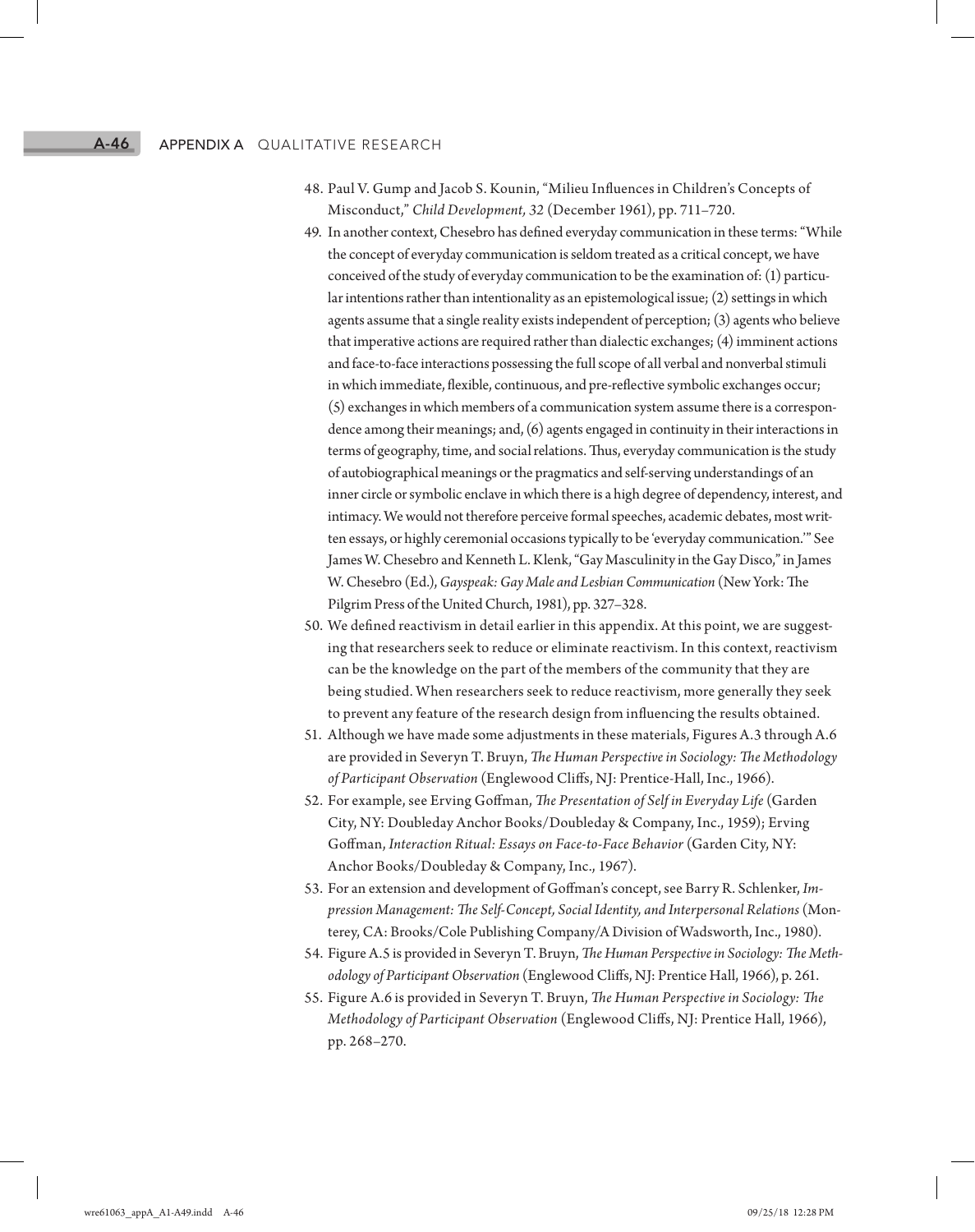48. Paul V. Gump and Jacob S. Kounin, "Milieu Influences in Children's Concepts of Misconduct," *Child Development, 32* (December 1961), pp. 711–720.
49. In another context, Chesebro has defined everyday communication in these terms: "While the concept of everyday communication is seldom treated as a critical concept, we have conceived of the study of everyday communication to be the examination of: (1) particular intentions rather than intentionality as an epistemological issue; (2) settings in which agents assume that a single reality exists independent of perception; (3) agents who believe that imperative actions are required rather than dialectic exchanges; (4) imminent actions and face-to-face interactions possessing the full scope of all verbal and nonverbal stimuli in which immediate, flexible, continuous, and pre-reflective symbolic exchanges occur; (5) exchanges in which members of a communication system assume there is a correspondence among their meanings; and, (6) agents engaged in continuity in their interactions in terms of geography, time, and social relations. Thus, everyday communication is the study of autobiographical meanings or the pragmatics and self-serving understandings of an inner circle or symbolic enclave in which there is a high degree of dependency, interest, and intimacy. We would not therefore perceive formal speeches, academic debates, most written essays, or highly ceremonial occasions typically to be 'everyday communication.'" See James W. Chesebro and Kenneth L. Klenk, "Gay Masculinity in the Gay Disco," in James W. Chesebro (Ed.), *Gayspeak: Gay Male and Lesbian Communication* (New York: The Pilgrim Press of the United Church, 1981), pp. 327–328.
50. We defined reactivism in detail earlier in this appendix. At this point, we are suggesting that researchers seek to reduce or eliminate reactivism. In this context, reactivism can be the knowledge on the part of the members of the community that they are being studied. When researchers seek to reduce reactivism, more generally they seek to prevent any feature of the research design from influencing the results obtained.
51. Although we have made some adjustments in these materials, Figures A.3 through A.6 are provided in Severyn T. Bruyn, *The Human Perspective in Sociology: The Methodology of Participant Observation* (Englewood Cliffs, NJ: Prentice-Hall, Inc., 1966).
52. For example, see Erving Goffman, *The Presentation of Self in Everyday Life* (Garden City, NY: Doubleday Anchor Books/Doubleday & Company, Inc., 1959); Erving Goffman, *Interaction Ritual: Essays on Face-to-Face Behavior* (Garden City, NY: Anchor Books/Doubleday & Company, Inc., 1967).
53. For an extension and development of Goffman's concept, see Barry R. Schlenker, *Impression Management: The Self-Concept, Social Identity, and Interpersonal Relations* (Monterey, CA: Brooks/Cole Publishing Company/A Division of Wadsworth, Inc., 1980).
54. Figure A.5 is provided in Severyn T. Bruyn, *The Human Perspective in Sociology: The Methodology of Participant Observation* (Englewood Cliffs, NJ: Prentice Hall, 1966), p. 261.
55. Figure A.6 is provided in Severyn T. Bruyn, *The Human Perspective in Sociology: The Methodology of Participant Observation* (Englewood Cliffs, NJ: Prentice Hall, 1966), pp. 268–270.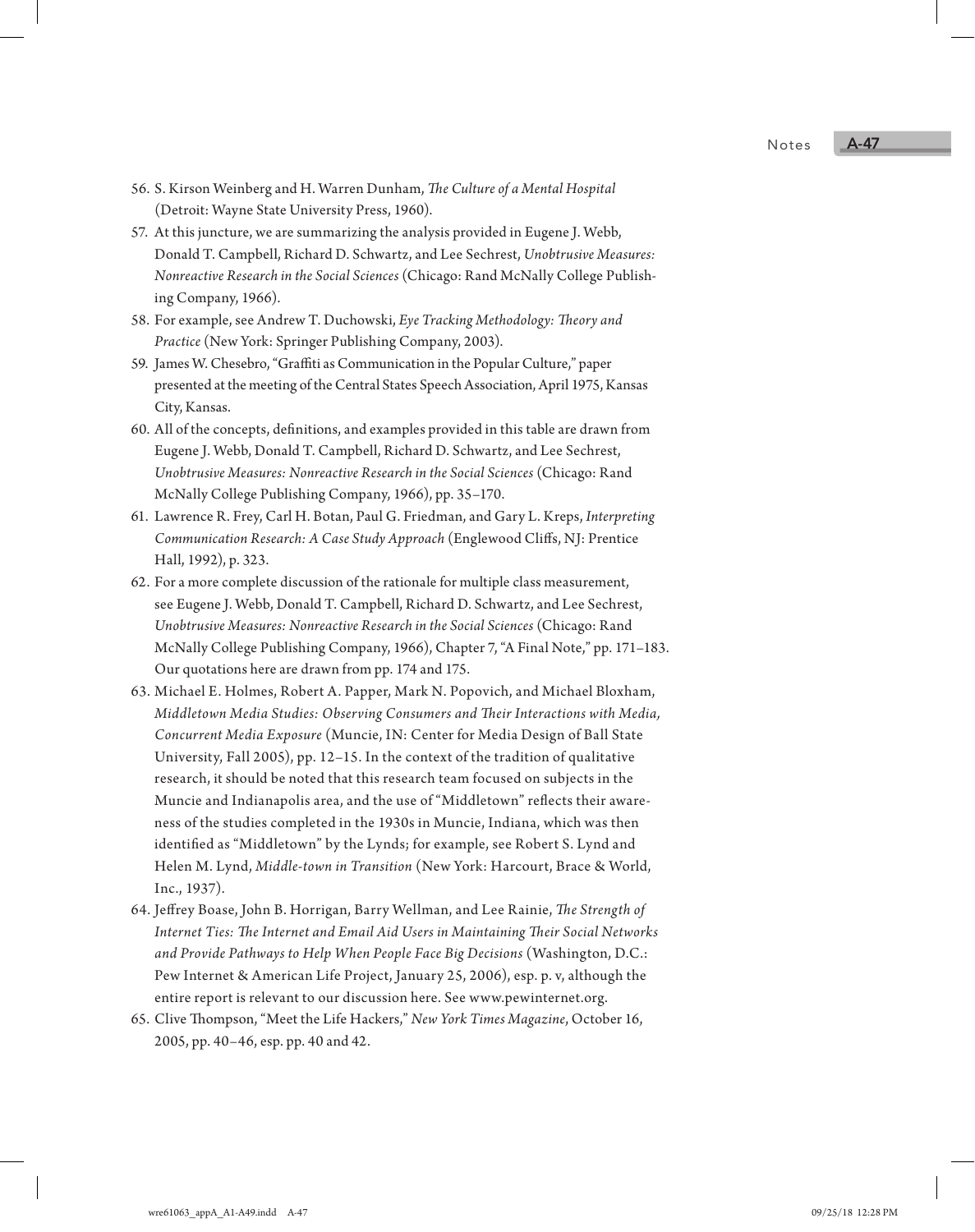56. S. Kirson Weinberg and H. Warren Dunham, *The Culture of a Mental Hospital* (Detroit: Wayne State University Press, 1960).
57. At this juncture, we are summarizing the analysis provided in Eugene J. Webb, Donald T. Campbell, Richard D. Schwartz, and Lee Sechrest, *Unobtrusive Measures: Nonreactive Research in the Social Sciences* (Chicago: Rand McNally College Publishing Company, 1966).
58. For example, see Andrew T. Duchowski, *Eye Tracking Methodology: Theory and Practice* (New York: Springer Publishing Company, 2003).
59. James W. Chesebro, "Graffiti as Communication in the Popular Culture," paper presented at the meeting of the Central States Speech Association, April 1975, Kansas City, Kansas.
60. All of the concepts, definitions, and examples provided in this table are drawn from Eugene J. Webb, Donald T. Campbell, Richard D. Schwartz, and Lee Sechrest, *Unobtrusive Measures: Nonreactive Research in the Social Sciences* (Chicago: Rand McNally College Publishing Company, 1966), pp. 35–170.
61. Lawrence R. Frey, Carl H. Botan, Paul G. Friedman, and Gary L. Kreps, *Interpreting Communication Research: A Case Study Approach* (Englewood Cliffs, NJ: Prentice Hall, 1992), p. 323.
62. For a more complete discussion of the rationale for multiple class measurement, see Eugene J. Webb, Donald T. Campbell, Richard D. Schwartz, and Lee Sechrest, *Unobtrusive Measures: Nonreactive Research in the Social Sciences* (Chicago: Rand McNally College Publishing Company, 1966), Chapter 7, "A Final Note," pp. 171–183. Our quotations here are drawn from pp. 174 and 175.
63. Michael E. Holmes, Robert A. Papper, Mark N. Popovich, and Michael Bloxham, *Middletown Media Studies: Observing Consumers and Their Interactions with Media, Concurrent Media Exposure* (Muncie, IN: Center for Media Design of Ball State University, Fall 2005), pp. 12–15. In the context of the tradition of qualitative research, it should be noted that this research team focused on subjects in the Muncie and Indianapolis area, and the use of "Middletown" reflects their awareness of the studies completed in the 1930s in Muncie, Indiana, which was then identified as "Middletown" by the Lynds; for example, see Robert S. Lynd and Helen M. Lynd, *Middle-town in Transition* (New York: Harcourt, Brace & World, Inc., 1937).
64. Jeffrey Boase, John B. Horrigan, Barry Wellman, and Lee Rainie, *The Strength of Internet Ties: The Internet and Email Aid Users in Maintaining Their Social Networks and Provide Pathways to Help When People Face Big Decisions* (Washington, D.C.: Pew Internet & American Life Project, January 25, 2006), esp. p. v, although the entire report is relevant to our discussion here. See www.pewinternet.org.
65. Clive Thompson, "Meet the Life Hackers," *New York Times Magazine*, October 16, 2005, pp. 40–46, esp. pp. 40 and 42.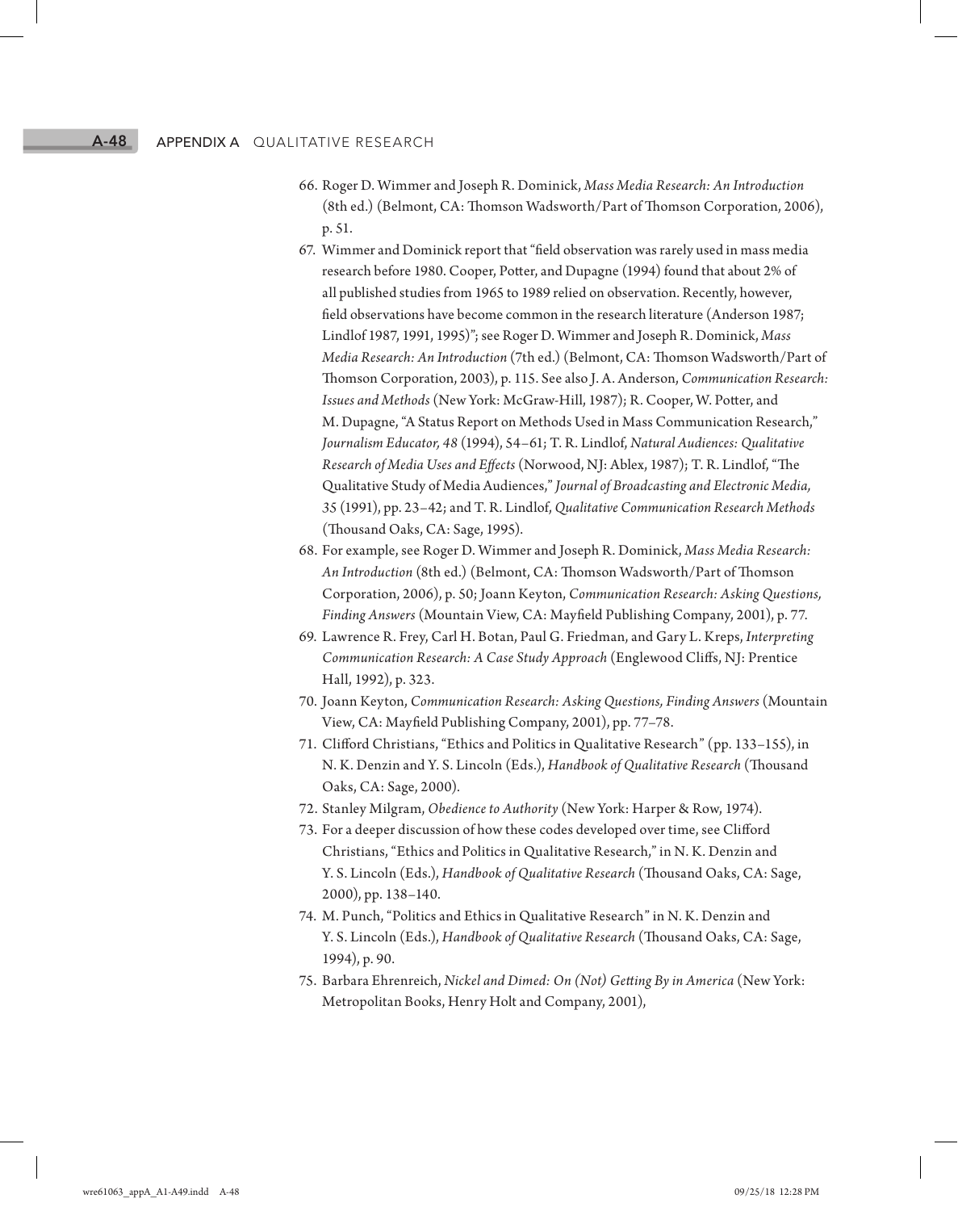66. Roger D. Wimmer and Joseph R. Dominick, *Mass Media Research: An Introduction* (8th ed.) (Belmont, CA: Thomson Wadsworth/Part of Thomson Corporation, 2006), p. 51.
67. Wimmer and Dominick report that "field observation was rarely used in mass media research before 1980. Cooper, Potter, and Dupagne (1994) found that about 2% of all published studies from 1965 to 1989 relied on observation. Recently, however, field observations have become common in the research literature (Anderson 1987; Lindlof 1987, 1991, 1995)"; see Roger D. Wimmer and Joseph R. Dominick, *Mass Media Research: An Introduction* (7th ed.) (Belmont, CA: Thomson Wadsworth/Part of Thomson Corporation, 2003), p. 115. See also J. A. Anderson, *Communication Research: Issues and Methods* (New York: McGraw-Hill, 1987); R. Cooper, W. Potter, and M. Dupagne, "A Status Report on Methods Used in Mass Communication Research," *Journalism Educator, 48* (1994), 54–61; T. R. Lindlof, *Natural Audiences: Qualitative Research of Media Uses and Effects* (Norwood, NJ: Ablex, 1987); T. R. Lindlof, "The Qualitative Study of Media Audiences," *Journal of Broadcasting and Electronic Media, 35* (1991), pp. 23–42; and T. R. Lindlof, *Qualitative Communication Research Methods* (Thousand Oaks, CA: Sage, 1995).
68. For example, see Roger D. Wimmer and Joseph R. Dominick, *Mass Media Research: An Introduction* (8th ed.) (Belmont, CA: Thomson Wadsworth/Part of Thomson Corporation, 2006), p. 50; Joann Keyton, *Communication Research: Asking Questions, Finding Answers* (Mountain View, CA: Mayfield Publishing Company, 2001), p. 77.
69. Lawrence R. Frey, Carl H. Botan, Paul G. Friedman, and Gary L. Kreps, *Interpreting Communication Research: A Case Study Approach* (Englewood Cliffs, NJ: Prentice Hall, 1992), p. 323.
70. Joann Keyton, *Communication Research: Asking Questions, Finding Answers* (Mountain View, CA: Mayfield Publishing Company, 2001), pp. 77–78.
71. Clifford Christians, "Ethics and Politics in Qualitative Research" (pp. 133–155), in N. K. Denzin and Y. S. Lincoln (Eds.), *Handbook of Qualitative Research* (Thousand Oaks, CA: Sage, 2000).
72. Stanley Milgram, *Obedience to Authority* (New York: Harper & Row, 1974).
73. For a deeper discussion of how these codes developed over time, see Clifford Christians, "Ethics and Politics in Qualitative Research," in N. K. Denzin and Y. S. Lincoln (Eds.), *Handbook of Qualitative Research* (Thousand Oaks, CA: Sage, 2000), pp. 138–140.
74. M. Punch, "Politics and Ethics in Qualitative Research" in N. K. Denzin and Y. S. Lincoln (Eds.), *Handbook of Qualitative Research* (Thousand Oaks, CA: Sage, 1994), p. 90.
75. Barbara Ehrenreich, *Nickel and Dimed: On (Not) Getting By in America* (New York: Metropolitan Books, Henry Holt and Company, 2001),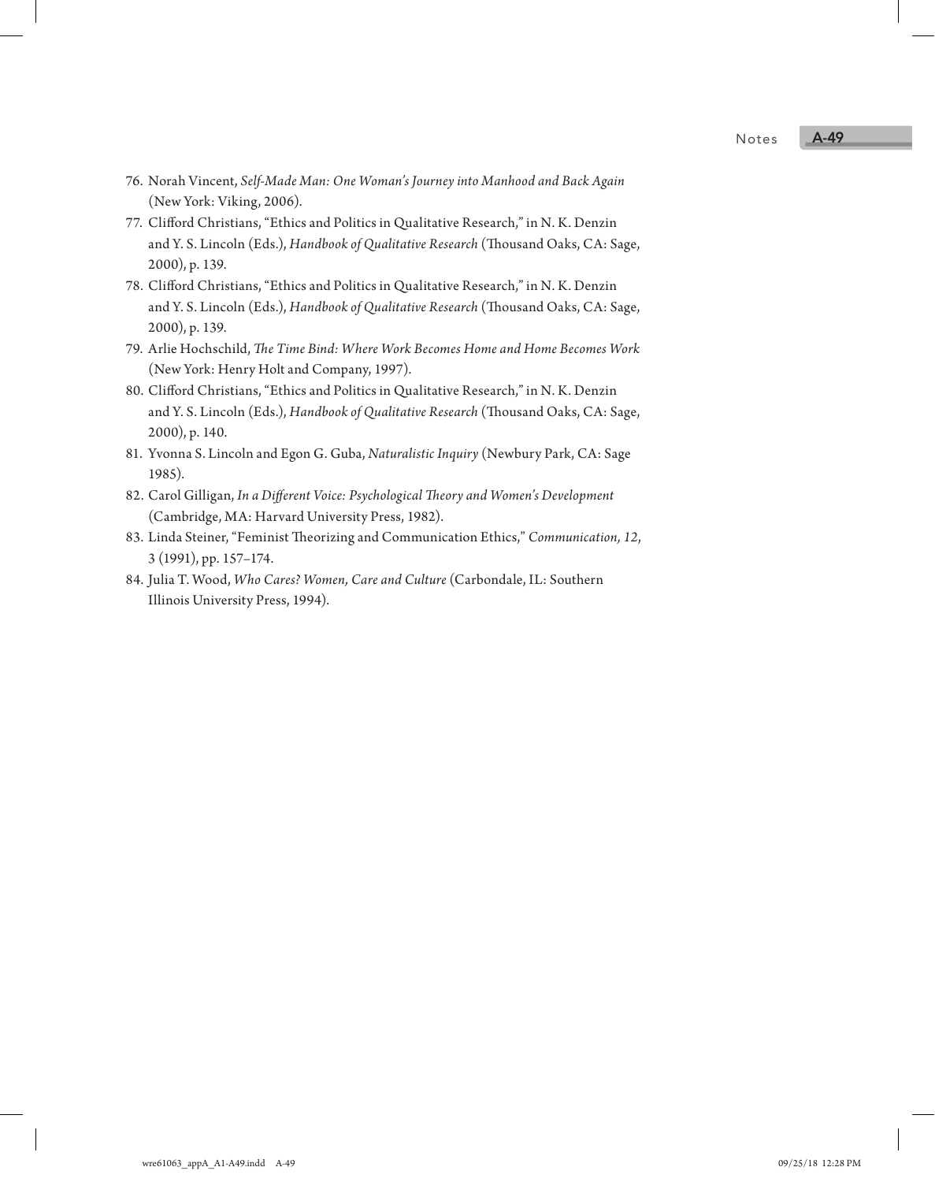76. Norah Vincent, *Self-Made Man: One Woman's Journey into Manhood and Back Again* (New York: Viking, 2006).
77. Clifford Christians, "Ethics and Politics in Qualitative Research," in N. K. Denzin and Y. S. Lincoln (Eds.), *Handbook of Qualitative Research* (Thousand Oaks, CA: Sage, 2000), p. 139.
78. Clifford Christians, "Ethics and Politics in Qualitative Research," in N. K. Denzin and Y. S. Lincoln (Eds.), *Handbook of Qualitative Research* (Thousand Oaks, CA: Sage, 2000), p. 139.
79. Arlie Hochschild, *The Time Bind: Where Work Becomes Home and Home Becomes Work* (New York: Henry Holt and Company, 1997).
80. Clifford Christians, "Ethics and Politics in Qualitative Research," in N. K. Denzin and Y. S. Lincoln (Eds.), *Handbook of Qualitative Research* (Thousand Oaks, CA: Sage, 2000), p. 140.
81. Yvonna S. Lincoln and Egon G. Guba, *Naturalistic Inquiry* (Newbury Park, CA: Sage 1985).
82. Carol Gilligan, *In a Different Voice: Psychological Theory and Women's Development* (Cambridge, MA: Harvard University Press, 1982).
83. Linda Steiner, "Feminist Theorizing and Communication Ethics," *Communication, 12*, 3 (1991), pp. 157–174.
84. Julia T. Wood, *Who Cares? Women, Care and Culture* (Carbondale, IL: Southern Illinois University Press, 1994).